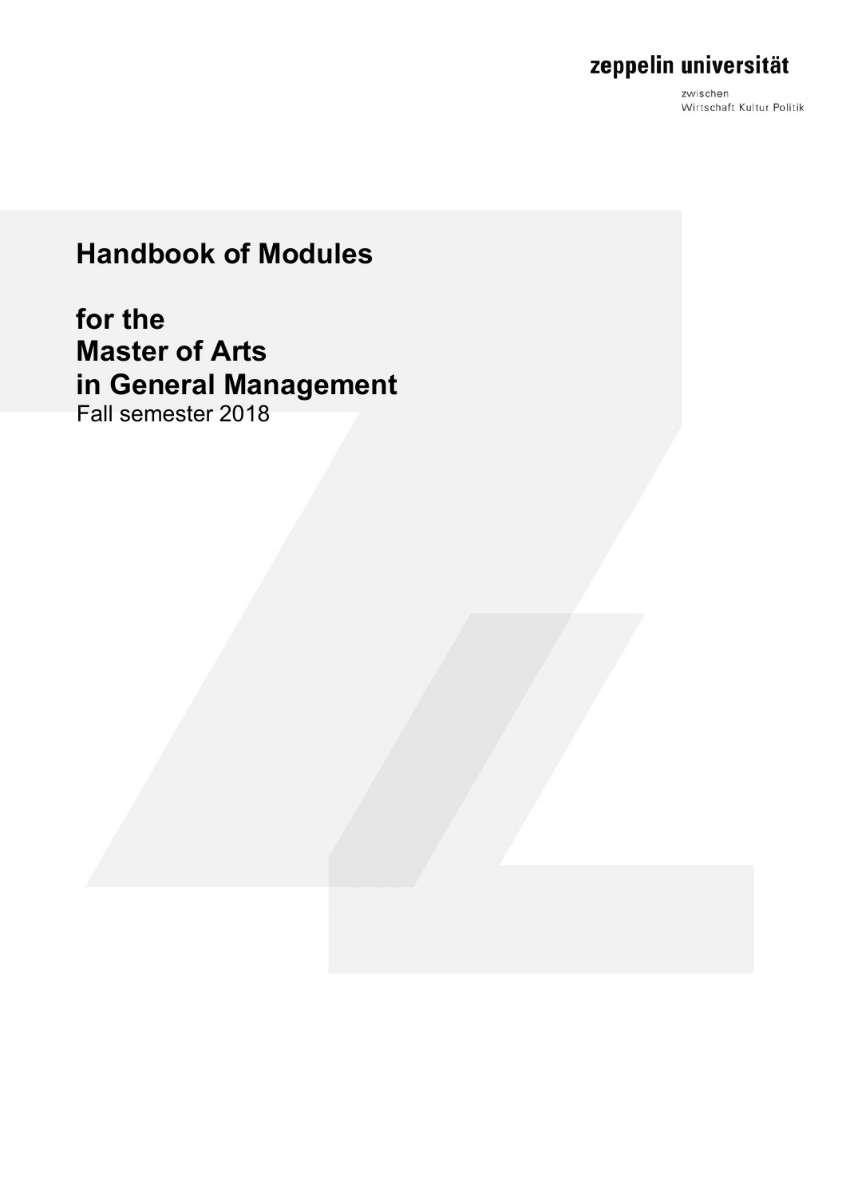zeppelin universität

zwischen
Wirtschaft Kultur Politik

# Handbook of Modules

# for the Master of Arts in General Management

Fall semester 2018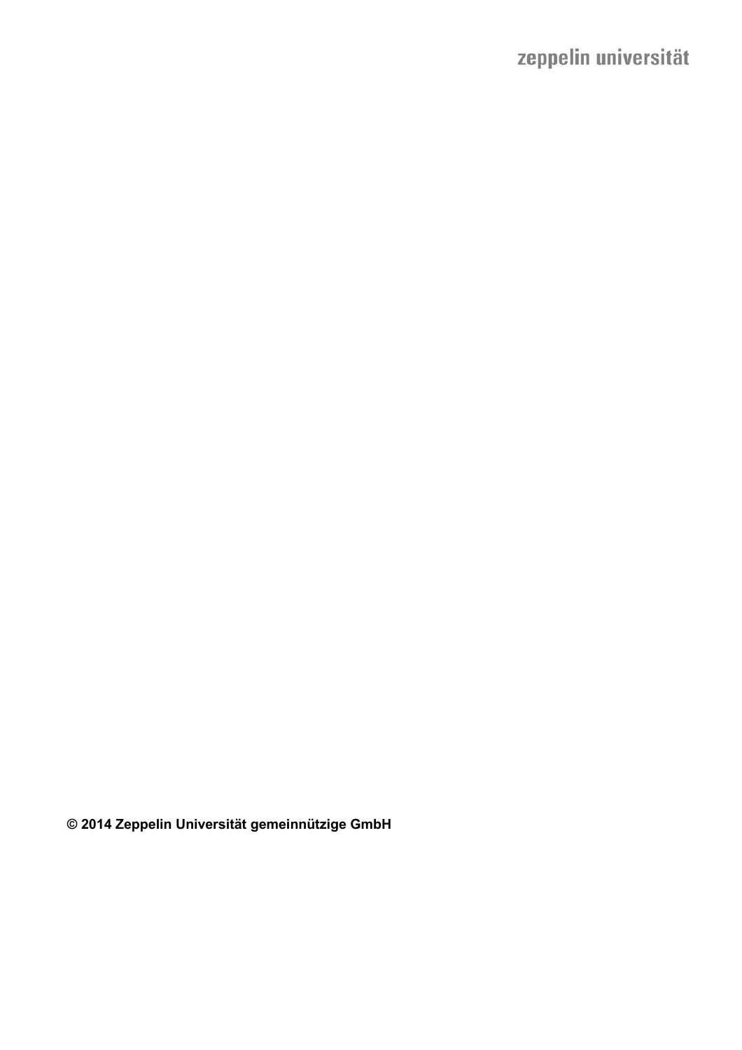**© 2014 Zeppelin Universität gemeinnützige GmbH**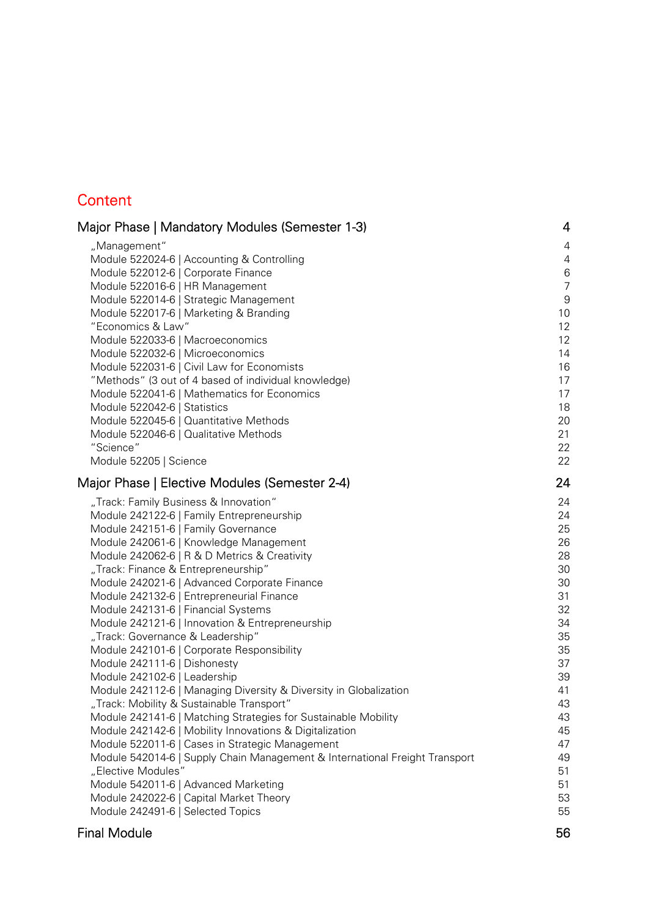# Content

| Major Phase \| Mandatory Modules (Semester 1-3) | 4 |
|---|---|
| „Management" | 4 |
| Module 522024-6 \| Accounting & Controlling | 4 |
| Module 522012-6 \| Corporate Finance | 6 |
| Module 522016-6 \| HR Management | 7 |
| Module 522014-6 \| Strategic Management | 9 |
| Module 522017-6 \| Marketing & Branding | 10 |
| "Economics & Law" | 12 |
| Module 522033-6 \| Macroeconomics | 12 |
| Module 522032-6 \| Microeconomics | 14 |
| Module 522031-6 \| Civil Law for Economists | 16 |
| "Methods" (3 out of 4 based of individual knowledge) | 17 |
| Module 522041-6 \| Mathematics for Economics | 17 |
| Module 522042-6 \| Statistics | 18 |
| Module 522045-6 \| Quantitative Methods | 20 |
| Module 522046-6 \| Qualitative Methods | 21 |
| "Science" | 22 |
| Module 52205 \| Science | 22 |
| **Major Phase \| Elective Modules (Semester 2-4)** | **24** |
| „Track: Family Business & Innovation" | 24 |
| Module 242122-6 \| Family Entrepreneurship | 24 |
| Module 242151-6 \| Family Governance | 25 |
| Module 242061-6 \| Knowledge Management | 26 |
| Module 242062-6 \| R & D Metrics & Creativity | 28 |
| „Track: Finance & Entrepreneurship" | 30 |
| Module 242021-6 \| Advanced Corporate Finance | 30 |
| Module 242132-6 \| Entrepreneurial Finance | 31 |
| Module 242131-6 \| Financial Systems | 32 |
| Module 242121-6 \| Innovation & Entrepreneurship | 34 |
| „Track: Governance & Leadership" | 35 |
| Module 242101-6 \| Corporate Responsibility | 35 |
| Module 242111-6 \| Dishonesty | 37 |
| Module 242102-6 \| Leadership | 39 |
| Module 242112-6 \| Managing Diversity & Diversity in Globalization | 41 |
| „Track: Mobility & Sustainable Transport" | 43 |
| Module 242141-6 \| Matching Strategies for Sustainable Mobility | 43 |
| Module 242142-6 \| Mobility Innovations & Digitalization | 45 |
| Module 522011-6 \| Cases in Strategic Management | 47 |
| Module 542014-6 \| Supply Chain Management & International Freight Transport | 49 |
| „Elective Modules" | 51 |
| Module 542011-6 \| Advanced Marketing | 51 |
| Module 242022-6 \| Capital Market Theory | 53 |
| Module 242491-6 \| Selected Topics | 55 |
| **Final Module** | **56** |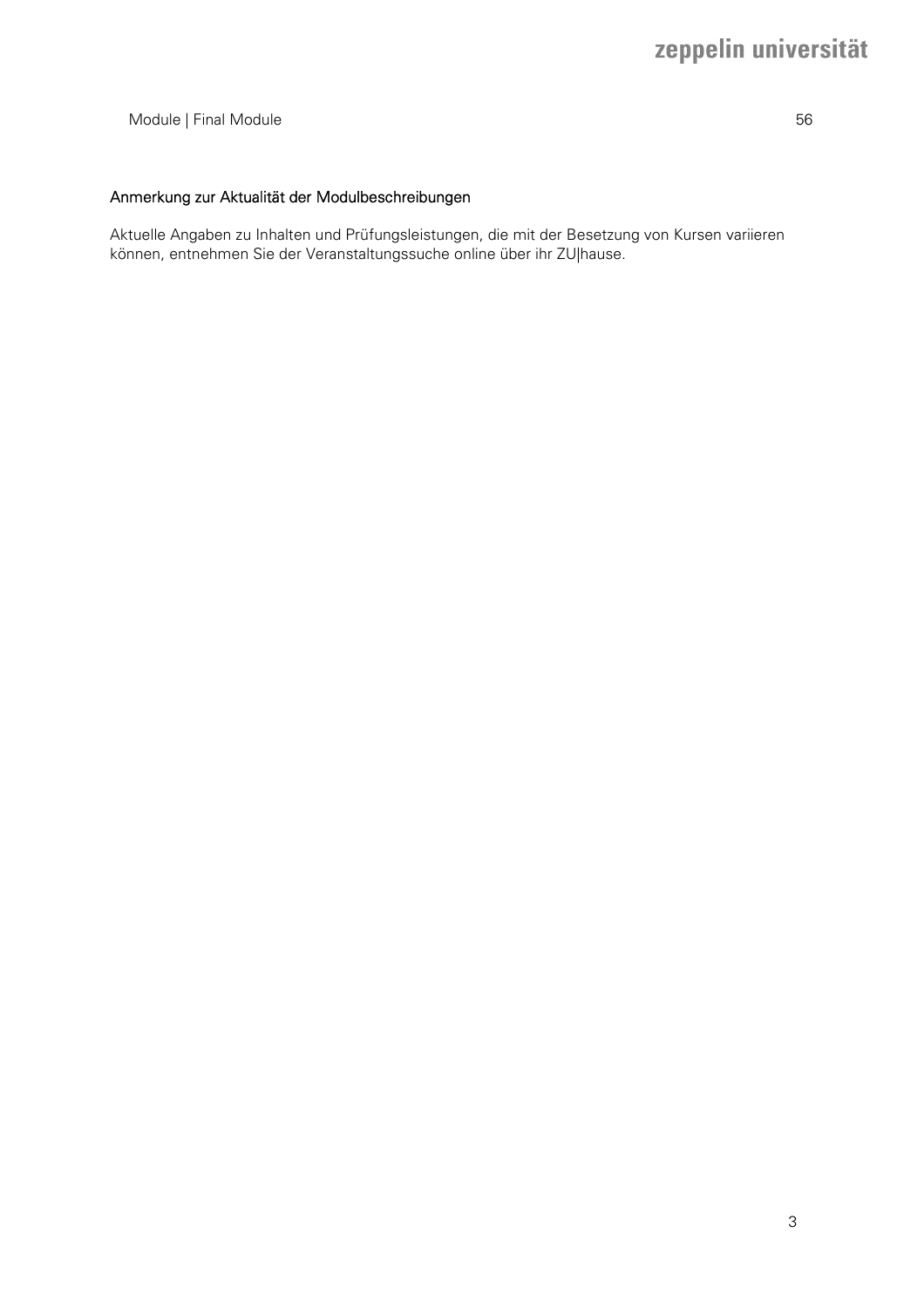Module | Final Module 56

## Anmerkung zur Aktualität der Modulbeschreibungen

Aktuelle Angaben zu Inhalten und Prüfungsleistungen, die mit der Besetzung von Kursen variieren können, entnehmen Sie der Veranstaltungssuche online über ihr ZU|hause.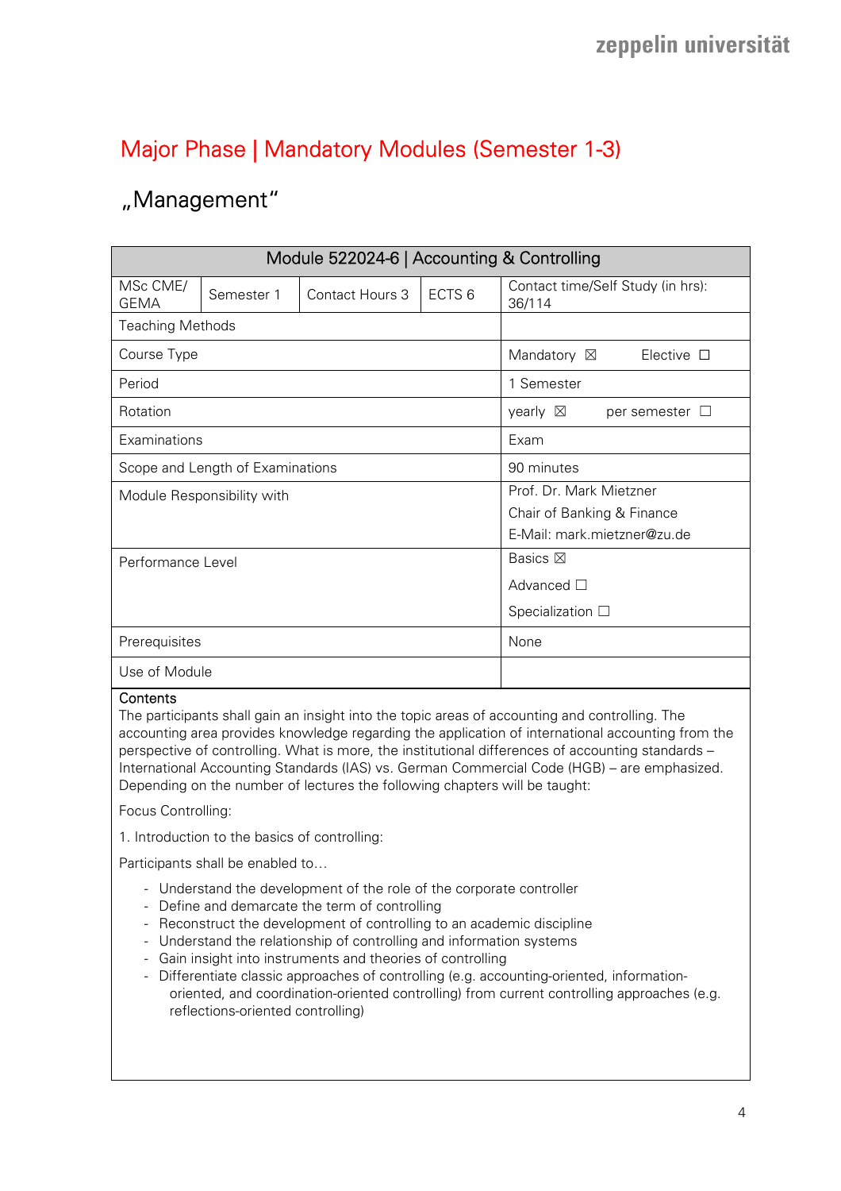# Major Phase | Mandatory Modules (Semester 1-3)

## „Management"

| Module 522024-6 \| Accounting & Controlling | | | | |
|---|---|---|---|---|
| MSc CME/ GEMA | Semester 1 | Contact Hours 3 | ECTS 6 | Contact time/Self Study (in hrs): 36/114 |
| Teaching Methods | | | | |
| Course Type | | | | Mandatory ☒ Elective ☐ |
| Period | | | | 1 Semester |
| Rotation | | | | yearly ☒ per semester ☐ |
| Examinations | | | | Exam |
| Scope and Length of Examinations | | | | 90 minutes |
| Module Responsibility with | | | | Prof. Dr. Mark Mietzner<br>Chair of Banking & Finance<br>E-Mail: mark.mietzner@zu.de |
| Performance Level | | | | Basics ☒<br>Advanced ☐<br>Specialization ☐ |
| Prerequisites | | | | None |
| Use of Module | | | | |

**Contents**

The participants shall gain an insight into the topic areas of accounting and controlling. The accounting area provides knowledge regarding the application of international accounting from the perspective of controlling. What is more, the institutional differences of accounting standards – International Accounting Standards (IAS) vs. German Commercial Code (HGB) – are emphasized. Depending on the number of lectures the following chapters will be taught:

Focus Controlling:

1. Introduction to the basics of controlling:

Participants shall be enabled to…

- Understand the development of the role of the corporate controller
- Define and demarcate the term of controlling
- Reconstruct the development of controlling to an academic discipline
- Understand the relationship of controlling and information systems
- Gain insight into instruments and theories of controlling
- Differentiate classic approaches of controlling (e.g. accounting-oriented, information-oriented, and coordination-oriented controlling) from current controlling approaches (e.g. reflections-oriented controlling)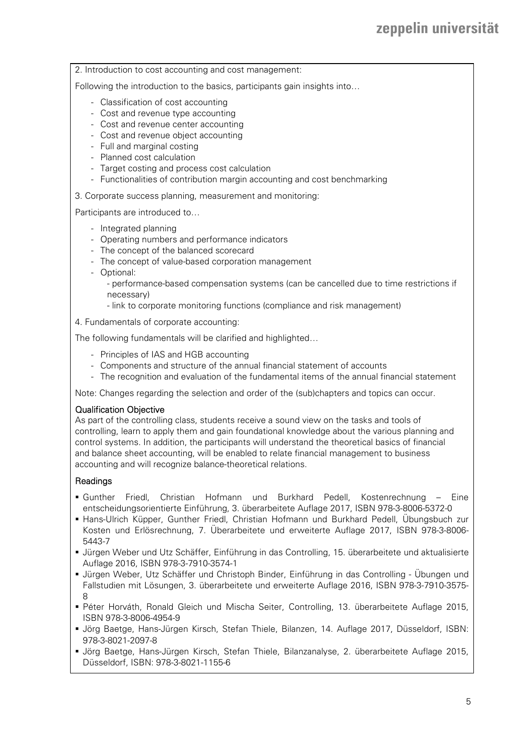2. Introduction to cost accounting and cost management:

Following the introduction to the basics, participants gain insights into…

- Classification of cost accounting
- Cost and revenue type accounting
- Cost and revenue center accounting
- Cost and revenue object accounting
- Full and marginal costing
- Planned cost calculation
- Target costing and process cost calculation
- Functionalities of contribution margin accounting and cost benchmarking

3. Corporate success planning, measurement and monitoring:

Participants are introduced to…

- Integrated planning
- Operating numbers and performance indicators
- The concept of the balanced scorecard
- The concept of value-based corporation management
- Optional:
  - performance-based compensation systems (can be cancelled due to time restrictions if necessary)
  - link to corporate monitoring functions (compliance and risk management)

4. Fundamentals of corporate accounting:

The following fundamentals will be clarified and highlighted…

- Principles of IAS and HGB accounting
- Components and structure of the annual financial statement of accounts
- The recognition and evaluation of the fundamental items of the annual financial statement

Note: Changes regarding the selection and order of the (sub)chapters and topics can occur.

### Qualification Objective

As part of the controlling class, students receive a sound view on the tasks and tools of controlling, learn to apply them and gain foundational knowledge about the various planning and control systems. In addition, the participants will understand the theoretical basics of financial and balance sheet accounting, will be enabled to relate financial management to business accounting and will recognize balance-theoretical relations.

### Readings

- Gunther Friedl, Christian Hofmann und Burkhard Pedell, Kostenrechnung – Eine entscheidungsorientierte Einführung, 3. überarbeitete Auflage 2017, ISBN 978-3-8006-5372-0
- Hans-Ulrich Küpper, Gunther Friedl, Christian Hofmann und Burkhard Pedell, Übungsbuch zur Kosten und Erlösrechnung, 7. Überarbeitete und erweiterte Auflage 2017, ISBN 978-3-8006-5443-7
- Jürgen Weber und Utz Schäffer, Einführung in das Controlling, 15. überarbeitete und aktualisierte Auflage 2016, ISBN 978-3-7910-3574-1
- Jürgen Weber, Utz Schäffer und Christoph Binder, Einführung in das Controlling - Übungen und Fallstudien mit Lösungen, 3. überarbeitete und erweiterte Auflage 2016, ISBN 978-3-7910-3575-8
- Péter Horváth, Ronald Gleich und Mischa Seiter, Controlling, 13. überarbeitete Auflage 2015, ISBN 978-3-8006-4954-9
- Jörg Baetge, Hans-Jürgen Kirsch, Stefan Thiele, Bilanzen, 14. Auflage 2017, Düsseldorf, ISBN: 978-3-8021-2097-8
- Jörg Baetge, Hans-Jürgen Kirsch, Stefan Thiele, Bilanzanalyse, 2. überarbeitete Auflage 2015, Düsseldorf, ISBN: 978-3-8021-1155-6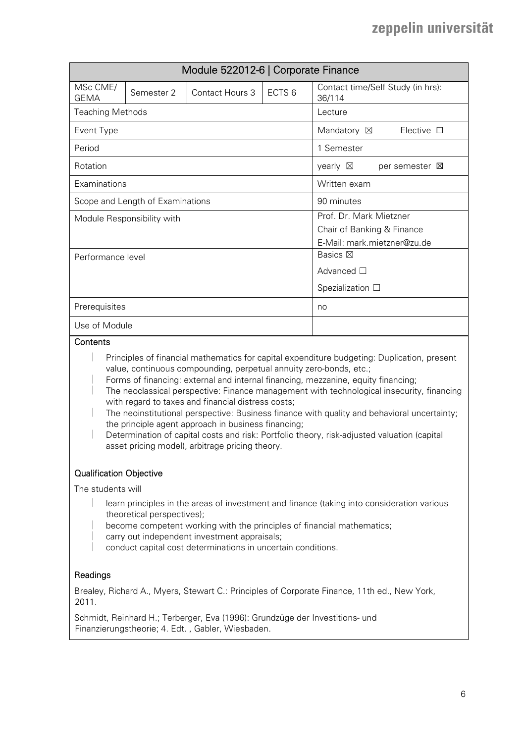| Module 522012-6 \| Corporate Finance | | | | |
|---|---|---|---|---|
| MSc CME/ GEMA | Semester 2 | Contact Hours 3 | ECTS 6 | Contact time/Self Study (in hrs): 36/114 |
| Teaching Methods | | | | Lecture |
| Event Type | | | | Mandatory ☒ Elective ☐ |
| Period | | | | 1 Semester |
| Rotation | | | | yearly ☒ per semester ☒ |
| Examinations | | | | Written exam |
| Scope and Length of Examinations | | | | 90 minutes |
| Module Responsibility with | | | | Prof. Dr. Mark Mietzner<br>Chair of Banking & Finance<br>E-Mail: mark.mietzner@zu.de |
| Performance level | | | | Basics ☒<br>Advanced ☐<br>Spezialization ☐ |
| Prerequisites | | | | no |
| Use of Module | | | | |

**Contents**

- Principles of financial mathematics for capital expenditure budgeting: Duplication, present value, continuous compounding, perpetual annuity zero-bonds, etc.;
- Forms of financing: external and internal financing, mezzanine, equity financing;
- The neoclassical perspective: Finance management with technological insecurity, financing with regard to taxes and financial distress costs;
- The neoinstitutional perspective: Business finance with quality and behavioral uncertainty; the principle agent approach in business financing;
- Determination of capital costs and risk: Portfolio theory, risk-adjusted valuation (capital asset pricing model), arbitrage pricing theory.

**Qualification Objective**

The students will

- learn principles in the areas of investment and finance (taking into consideration various theoretical perspectives);
- become competent working with the principles of financial mathematics;
- carry out independent investment appraisals;
- conduct capital cost determinations in uncertain conditions.

**Readings**

Brealey, Richard A., Myers, Stewart C.: Principles of Corporate Finance, 11th ed., New York, 2011.

Schmidt, Reinhard H.; Terberger, Eva (1996): Grundzüge der Investitions- und Finanzierungstheorie; 4. Edt. , Gabler, Wiesbaden.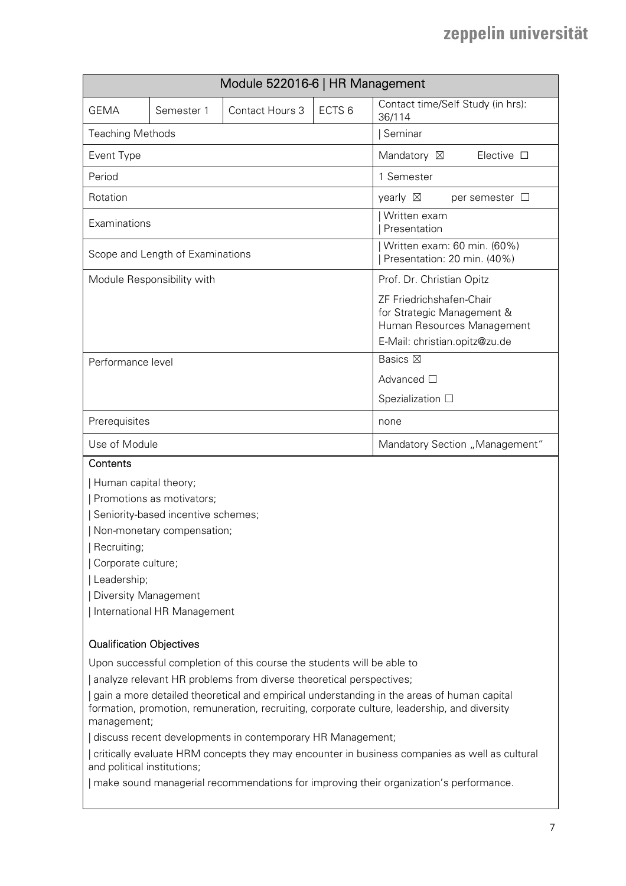| Module 522016-6 \| HR Management | | | | |
|---|---|---|---|---|
| GEMA | Semester 1 | Contact Hours 3 | ECTS 6 | Contact time/Self Study (in hrs): 36/114 |
| Teaching Methods | | | | \| Seminar |
| Event Type | | | | Mandatory ☒ Elective ☐ |
| Period | | | | 1 Semester |
| Rotation | | | | yearly ☒ per semester ☐ |
| Examinations | | | | \| Written exam<br>\| Presentation |
| Scope and Length of Examinations | | | | \| Written exam: 60 min. (60%)<br>\| Presentation: 20 min. (40%) |
| Module Responsibility with | | | | Prof. Dr. Christian Opitz<br>ZF Friedrichshafen-Chair for Strategic Management & Human Resources Management<br>E-Mail: christian.opitz@zu.de |
| Performance level | | | | Basics ☒<br>Advanced ☐<br>Spezialization ☐ |
| Prerequisites | | | | none |
| Use of Module | | | | Mandatory Section „Management" |

**Contents**

| Human capital theory;

| Promotions as motivators;

| Seniority-based incentive schemes;

| Non-monetary compensation;

| Recruiting;

| Corporate culture;

| Leadership;

| Diversity Management

| International HR Management

**Qualification Objectives**

Upon successful completion of this course the students will be able to

| analyze relevant HR problems from diverse theoretical perspectives;

| gain a more detailed theoretical and empirical understanding in the areas of human capital formation, promotion, remuneration, recruiting, corporate culture, leadership, and diversity management;

| discuss recent developments in contemporary HR Management;

| critically evaluate HRM concepts they may encounter in business companies as well as cultural and political institutions;

| make sound managerial recommendations for improving their organization's performance.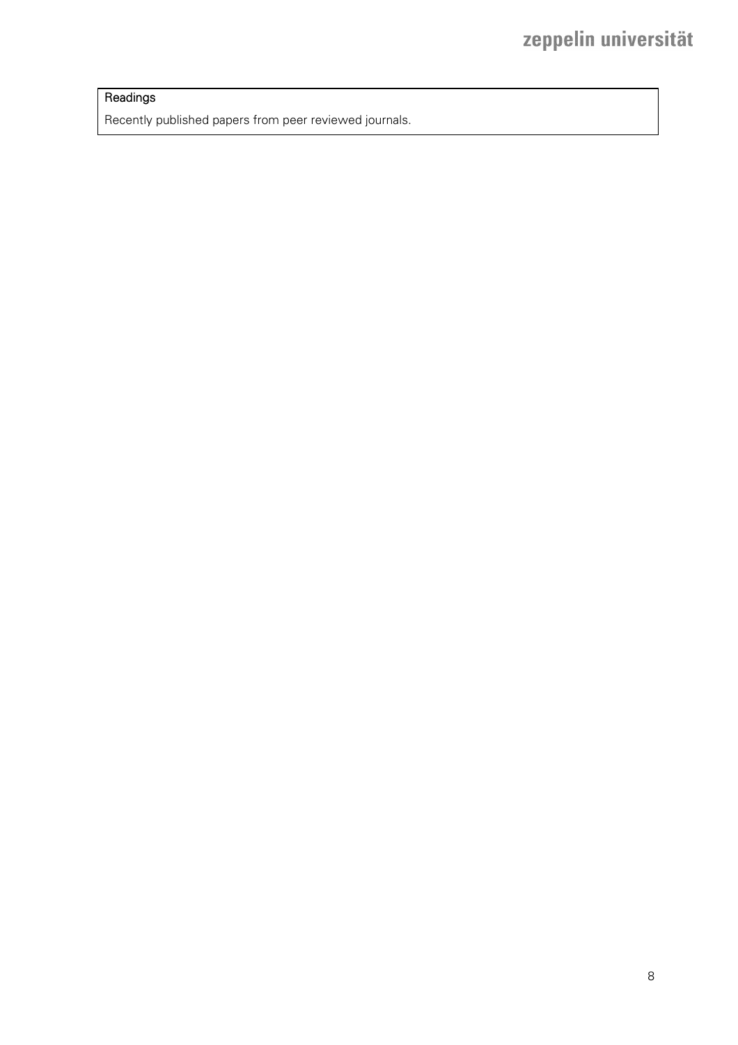| Readings |
| --- |
| Recently published papers from peer reviewed journals. |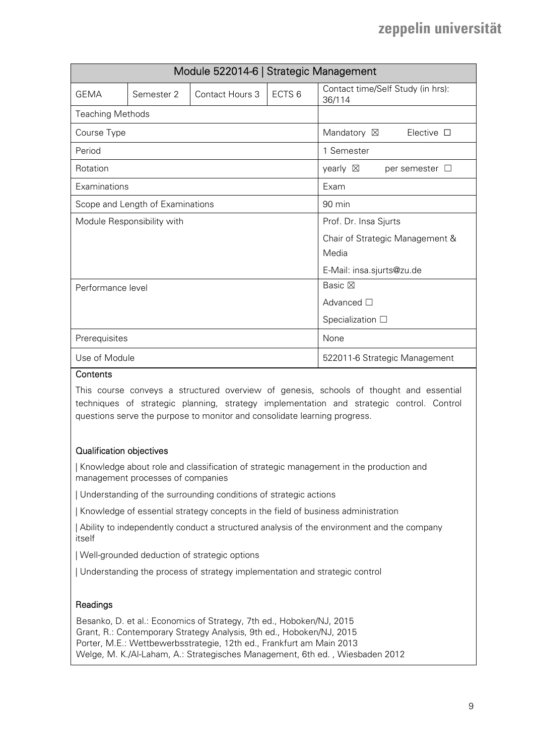| Module 522014-6 \| Strategic Management | | | | |
| --- | --- | --- | --- | --- |
| GEMA | Semester 2 | Contact Hours 3 | ECTS 6 | Contact time/Self Study (in hrs): 36/114 |
| Teaching Methods | | | | |
| Course Type | | | | Mandatory ☒ Elective ☐ |
| Period | | | | 1 Semester |
| Rotation | | | | yearly ☒ per semester ☐ |
| Examinations | | | | Exam |
| Scope and Length of Examinations | | | | 90 min |
| Module Responsibility with | | | | Prof. Dr. Insa Sjurts<br>Chair of Strategic Management & Media<br>E-Mail: insa.sjurts@zu.de |
| Performance level | | | | Basic ☒<br>Advanced ☐<br>Specialization ☐ |
| Prerequisites | | | | None |
| Use of Module | | | | 522011-6 Strategic Management |

**Contents**

This course conveys a structured overview of genesis, schools of thought and essential techniques of strategic planning, strategy implementation and strategic control. Control questions serve the purpose to monitor and consolidate learning progress.

**Qualification objectives**

| Knowledge about role and classification of strategic management in the production and management processes of companies

| Understanding of the surrounding conditions of strategic actions

| Knowledge of essential strategy concepts in the field of business administration

| Ability to independently conduct a structured analysis of the environment and the company itself

| Well-grounded deduction of strategic options

| Understanding the process of strategy implementation and strategic control

**Readings**

Besanko, D. et al.: Economics of Strategy, 7th ed., Hoboken/NJ, 2015
Grant, R.: Contemporary Strategy Analysis, 9th ed., Hoboken/NJ, 2015
Porter, M.E.: Wettbewerbsstrategie, 12th ed., Frankfurt am Main 2013
Welge, M. K./Al-Laham, A.: Strategisches Management, 6th ed. , Wiesbaden 2012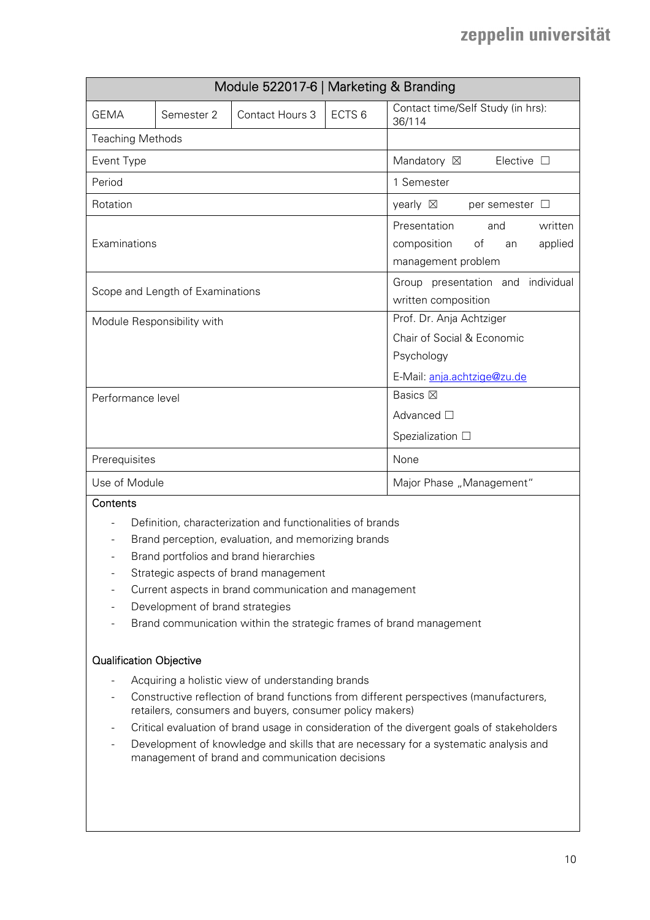| Module 522017-6 \| Marketing & Branding | | | | |
|---|---|---|---|---|
| GEMA | Semester 2 | Contact Hours 3 | ECTS 6 | Contact time/Self Study (in hrs): 36/114 |
| Teaching Methods | | | | |
| Event Type | | | | Mandatory ☒ Elective ☐ |
| Period | | | | 1 Semester |
| Rotation | | | | yearly ☒ per semester ☐ |
| Examinations | | | | Presentation and written composition of an applied management problem |
| Scope and Length of Examinations | | | | Group presentation and individual written composition |
| Module Responsibility with | | | | Prof. Dr. Anja Achtziger<br>Chair of Social & Economic Psychology<br>E-Mail: anja.achtzige@zu.de |
| Performance level | | | | Basics ☒<br>Advanced ☐<br>Spezialization ☐ |
| Prerequisites | | | | None |
| Use of Module | | | | Major Phase „Management“ |

**Contents**

- Definition, characterization and functionalities of brands
- Brand perception, evaluation, and memorizing brands
- Brand portfolios and brand hierarchies
- Strategic aspects of brand management
- Current aspects in brand communication and management
- Development of brand strategies
- Brand communication within the strategic frames of brand management

**Qualification Objective**

- Acquiring a holistic view of understanding brands
- Constructive reflection of brand functions from different perspectives (manufacturers, retailers, consumers and buyers, consumer policy makers)
- Critical evaluation of brand usage in consideration of the divergent goals of stakeholders
- Development of knowledge and skills that are necessary for a systematic analysis and management of brand and communication decisions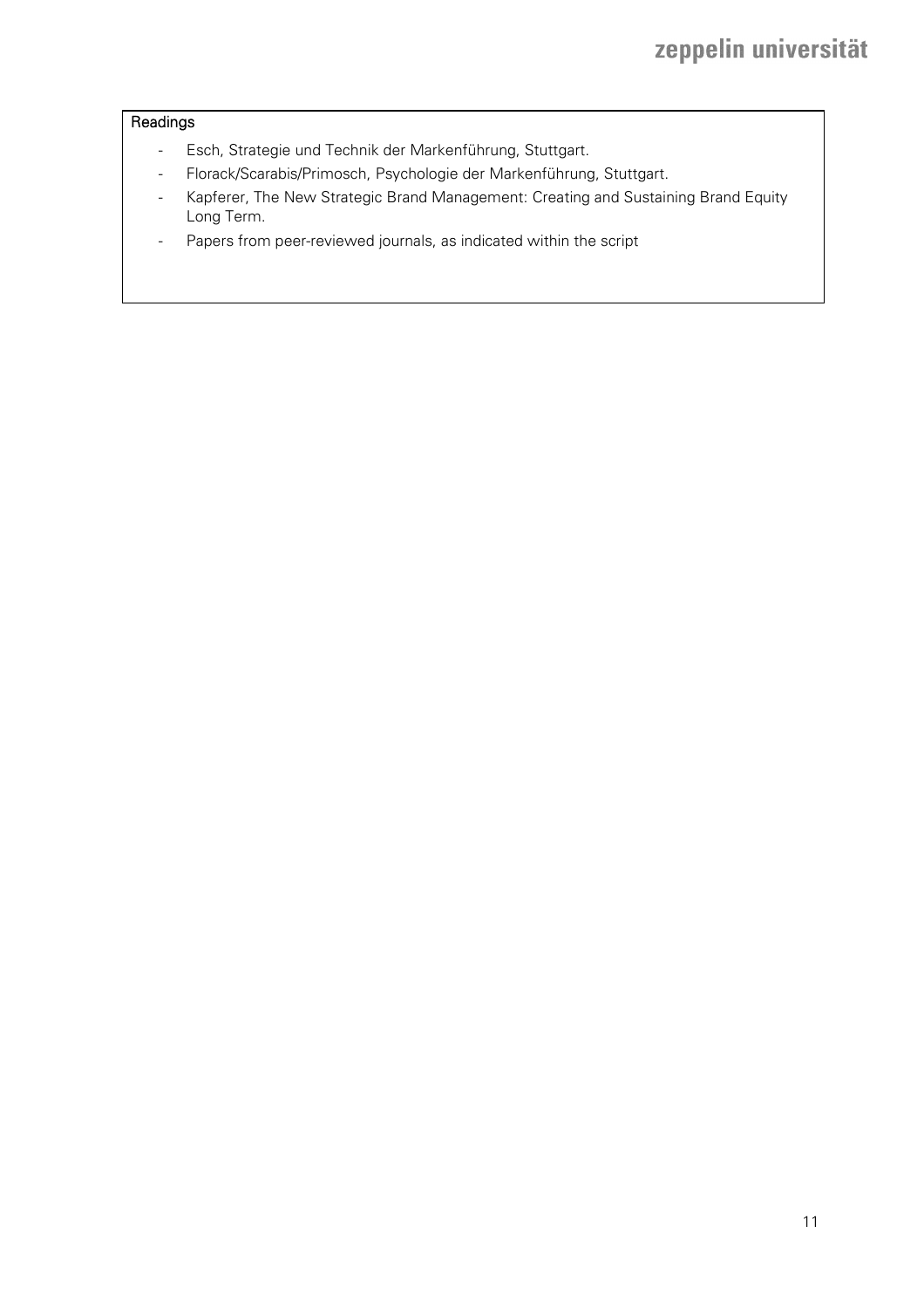Readings

- Esch, Strategie und Technik der Markenführung, Stuttgart.
- Florack/Scarabis/Primosch, Psychologie der Markenführung, Stuttgart.
- Kapferer, The New Strategic Brand Management: Creating and Sustaining Brand Equity Long Term.
- Papers from peer-reviewed journals, as indicated within the script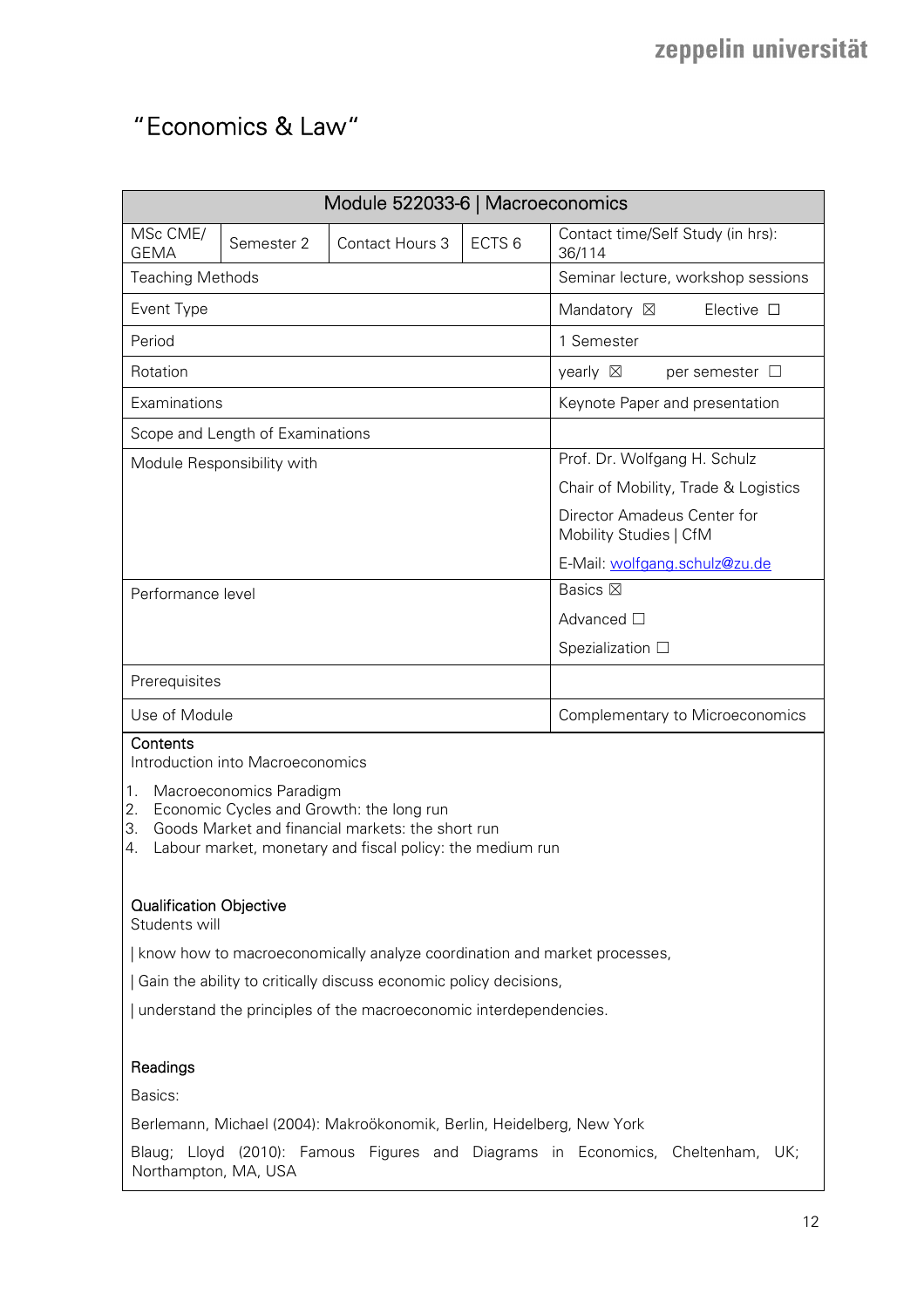# "Economics & Law"

| Module 522033-6 \| Macroeconomics | | | | |
|---|---|---|---|---|
| MSc CME/ GEMA | Semester 2 | Contact Hours 3 | ECTS 6 | Contact time/Self Study (in hrs): 36/114 |
| Teaching Methods | | | | Seminar lecture, workshop sessions |
| Event Type | | | | Mandatory ☒ Elective ☐ |
| Period | | | | 1 Semester |
| Rotation | | | | yearly ☒ per semester ☐ |
| Examinations | | | | Keynote Paper and presentation |
| Scope and Length of Examinations | | | | |
| Module Responsibility with | | | | Prof. Dr. Wolfgang H. Schulz<br>Chair of Mobility, Trade & Logistics<br>Director Amadeus Center for Mobility Studies \| CfM<br>E-Mail: wolfgang.schulz@zu.de |
| Performance level | | | | Basics ☒<br>Advanced ☐<br>Spezialization ☐ |
| Prerequisites | | | | |
| Use of Module | | | | Complementary to Microeconomics |

**Contents**

Introduction into Macroeconomics

1. Macroeconomics Paradigm
2. Economic Cycles and Growth: the long run
3. Goods Market and financial markets: the short run
4. Labour market, monetary and fiscal policy: the medium run

**Qualification Objective**

Students will

| know how to macroeconomically analyze coordination and market processes,

| Gain the ability to critically discuss economic policy decisions,

| understand the principles of the macroeconomic interdependencies.

**Readings**

Basics:

Berlemann, Michael (2004): Makroökonomik, Berlin, Heidelberg, New York

Blaug; Lloyd (2010): Famous Figures and Diagrams in Economics, Cheltenham, UK; Northampton, MA, USA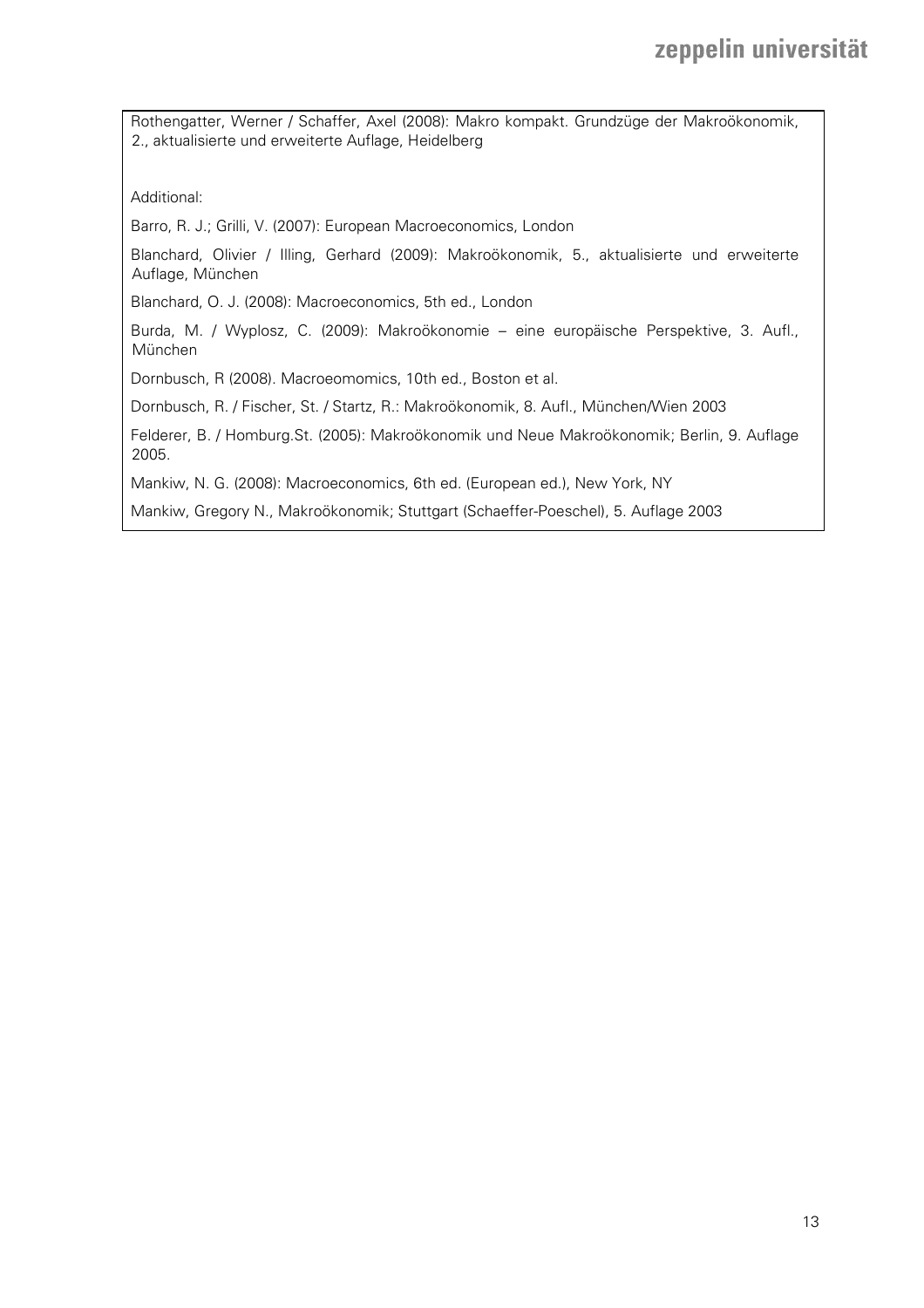Rothengatter, Werner / Schaffer, Axel (2008): Makro kompakt. Grundzüge der Makroökonomik, 2., aktualisierte und erweiterte Auflage, Heidelberg

Additional:

Barro, R. J.; Grilli, V. (2007): European Macroeconomics, London

Blanchard, Olivier / Illing, Gerhard (2009): Makroökonomik, 5., aktualisierte und erweiterte Auflage, München

Blanchard, O. J. (2008): Macroeconomics, 5th ed., London

Burda, M. / Wyplosz, C. (2009): Makroökonomie – eine europäische Perspektive, 3. Aufl., München

Dornbusch, R (2008). Macroeomomics, 10th ed., Boston et al.

Dornbusch, R. / Fischer, St. / Startz, R.: Makroökonomik, 8. Aufl., München/Wien 2003

Felderer, B. / Homburg.St. (2005): Makroökonomik und Neue Makroökonomik; Berlin, 9. Auflage 2005.

Mankiw, N. G. (2008): Macroeconomics, 6th ed. (European ed.), New York, NY

Mankiw, Gregory N., Makroökonomik; Stuttgart (Schaeffer-Poeschel), 5. Auflage 2003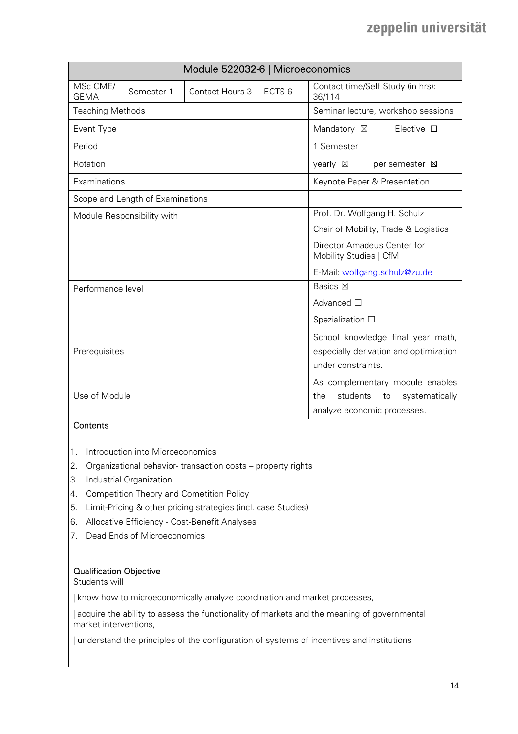| Module 522032-6 \| Microeconomics | | | | |
|---|---|---|---|---|
| MSc CME/ GEMA | Semester 1 | Contact Hours 3 | ECTS 6 | Contact time/Self Study (in hrs): 36/114 |
| Teaching Methods | | | | Seminar lecture, workshop sessions |
| Event Type | | | | Mandatory ☒ Elective ☐ |
| Period | | | | 1 Semester |
| Rotation | | | | yearly ☒ per semester ☒ |
| Examinations | | | | Keynote Paper & Presentation |
| Scope and Length of Examinations | | | | |
| Module Responsibility with | | | | Prof. Dr. Wolfgang H. Schulz<br>Chair of Mobility, Trade & Logistics<br>Director Amadeus Center for Mobility Studies \| CfM<br>E-Mail: wolfgang.schulz@zu.de |
| Performance level | | | | Basics ☒<br>Advanced ☐<br>Spezialization ☐ |
| Prerequisites | | | | School knowledge final year math, especially derivation and optimization under constraints. |
| Use of Module | | | | As complementary module enables the students to systematically analyze economic processes. |

**Contents**

1. Introduction into Microeconomics
2. Organizational behavior- transaction costs – property rights
3. Industrial Organization
4. Competition Theory and Cometition Policy
5. Limit-Pricing & other pricing strategies (incl. case Studies)
6. Allocative Efficiency - Cost-Benefit Analyses
7. Dead Ends of Microeconomics

**Qualification Objective**

Students will

| know how to microeconomically analyze coordination and market processes,

| acquire the ability to assess the functionality of markets and the meaning of governmental market interventions,

| understand the principles of the configuration of systems of incentives and institutions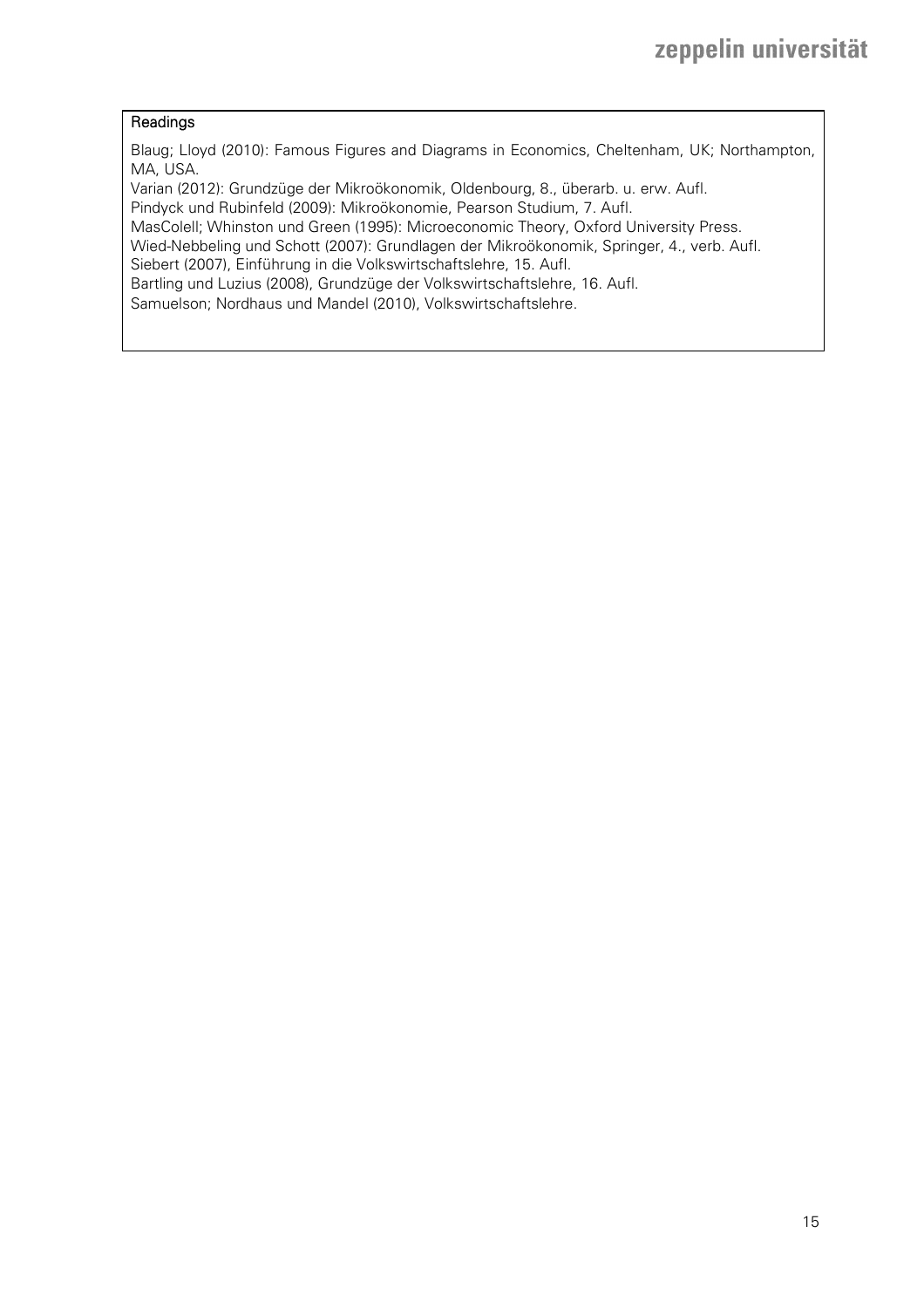**Readings**

Blaug; Lloyd (2010): Famous Figures and Diagrams in Economics, Cheltenham, UK; Northampton, MA, USA.
Varian (2012): Grundzüge der Mikroökonomik, Oldenbourg, 8., überarb. u. erw. Aufl.
Pindyck und Rubinfeld (2009): Mikroökonomie, Pearson Studium, 7. Aufl.
MasColell; Whinston und Green (1995): Microeconomic Theory, Oxford University Press.
Wied-Nebbeling und Schott (2007): Grundlagen der Mikroökonomik, Springer, 4., verb. Aufl.
Siebert (2007), Einführung in die Volkswirtschaftslehre, 15. Aufl.
Bartling und Luzius (2008), Grundzüge der Volkswirtschaftslehre, 16. Aufl.
Samuelson; Nordhaus und Mandel (2010), Volkswirtschaftslehre.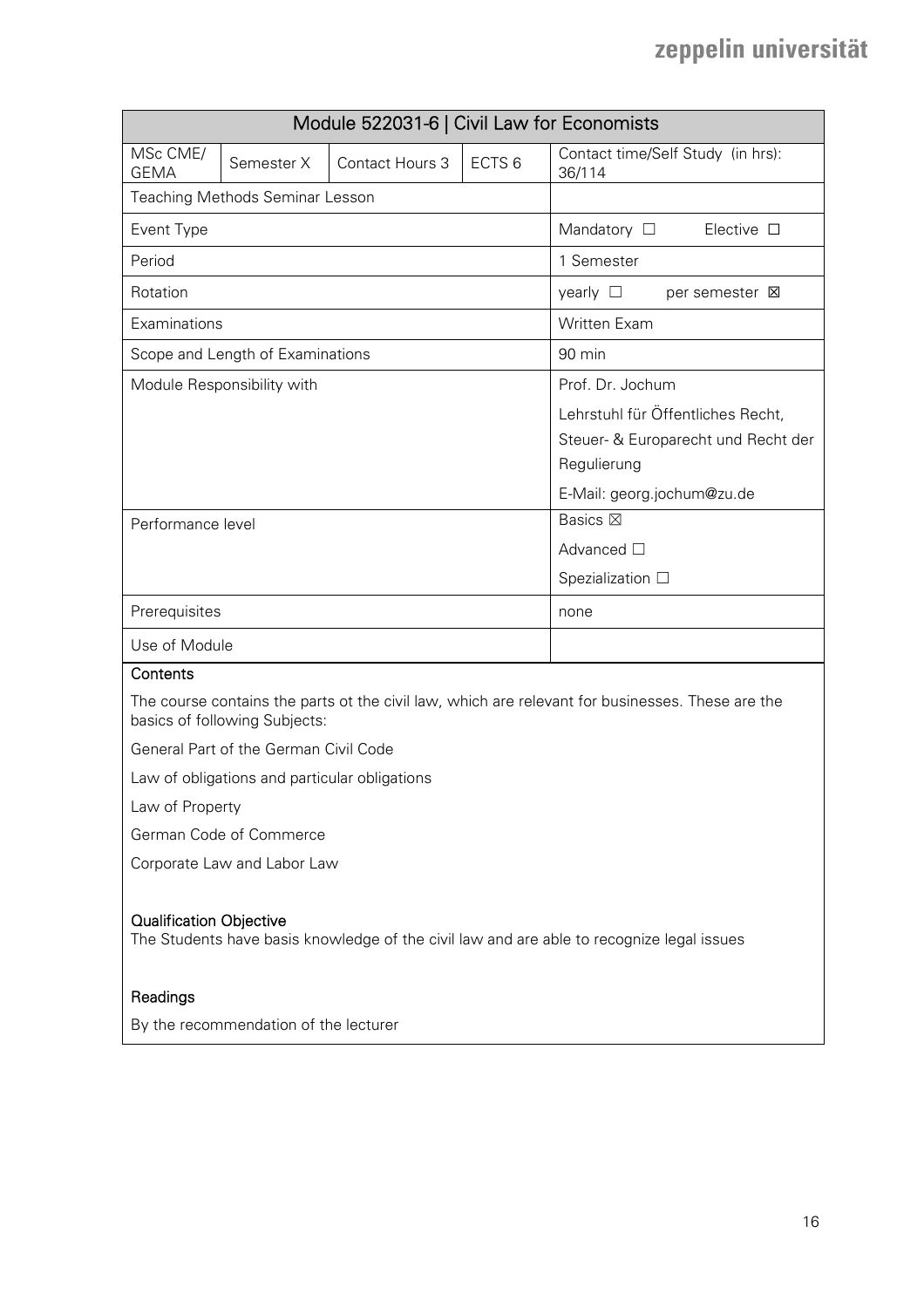| Module 522031-6 \| Civil Law for Economists | | | | |
|---|---|---|---|---|
| MSc CME/ GEMA | Semester X | Contact Hours 3 | ECTS 6 | Contact time/Self Study (in hrs): 36/114 |
| Teaching Methods Seminar Lesson | | | | |
| Event Type | | | | Mandatory ☐ Elective ☐ |
| Period | | | | 1 Semester |
| Rotation | | | | yearly ☐ per semester ☒ |
| Examinations | | | | Written Exam |
| Scope and Length of Examinations | | | | 90 min |
| Module Responsibility with | | | | Prof. Dr. Jochum<br>Lehrstuhl für Öffentliches Recht, Steuer- & Europarecht und Recht der Regulierung<br>E-Mail: georg.jochum@zu.de |
| Performance level | | | | Basics ☒<br>Advanced ☐<br>Spezialization ☐ |
| Prerequisites | | | | none |
| Use of Module | | | | |

**Contents**

The course contains the parts ot the civil law, which are relevant for businesses. These are the basics of following Subjects:

General Part of the German Civil Code

Law of obligations and particular obligations

Law of Property

German Code of Commerce

Corporate Law and Labor Law

**Qualification Objective**

The Students have basis knowledge of the civil law and are able to recognize legal issues

**Readings**

By the recommendation of the lecturer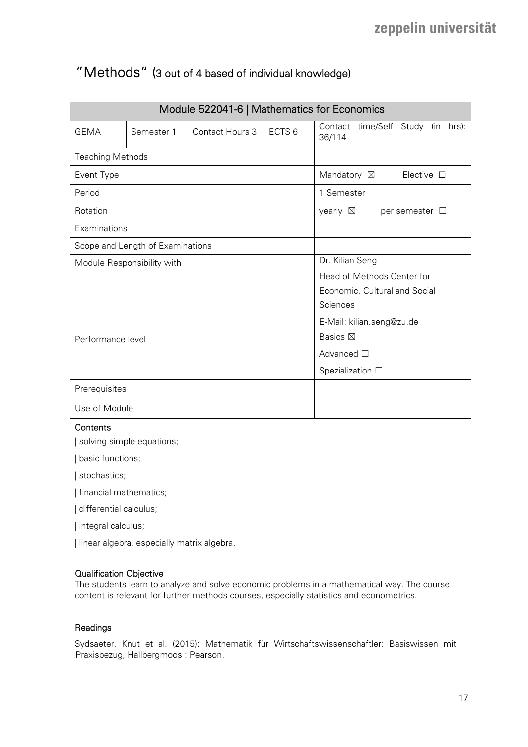# "Methods" (3 out of 4 based of individual knowledge)

| Module 522041-6 \| Mathematics for Economics | | | | |
|---|---|---|---|---|
| GEMA | Semester 1 | Contact Hours 3 | ECTS 6 | Contact time/Self Study (in hrs): 36/114 |
| Teaching Methods | | | | |
| Event Type | | | | Mandatory ☒ Elective ☐ |
| Period | | | | 1 Semester |
| Rotation | | | | yearly ☒ per semester ☐ |
| Examinations | | | | |
| Scope and Length of Examinations | | | | |
| Module Responsibility with | | | | Dr. Kilian Seng<br>Head of Methods Center for Economic, Cultural and Social Sciences<br>E-Mail: kilian.seng@zu.de |
| Performance level | | | | Basics ☒<br>Advanced ☐<br>Spezialization ☐ |
| Prerequisites | | | | |
| Use of Module | | | | |

**Contents**

| solving simple equations;

| basic functions;

| stochastics;

| financial mathematics;

| differential calculus;

| integral calculus;

| linear algebra, especially matrix algebra.

**Qualification Objective**

The students learn to analyze and solve economic problems in a mathematical way. The course content is relevant for further methods courses, especially statistics and econometrics.

**Readings**

Sydsaeter, Knut et al. (2015): Mathematik für Wirtschaftswissenschaftler: Basiswissen mit Praxisbezug, Hallbergmoos : Pearson.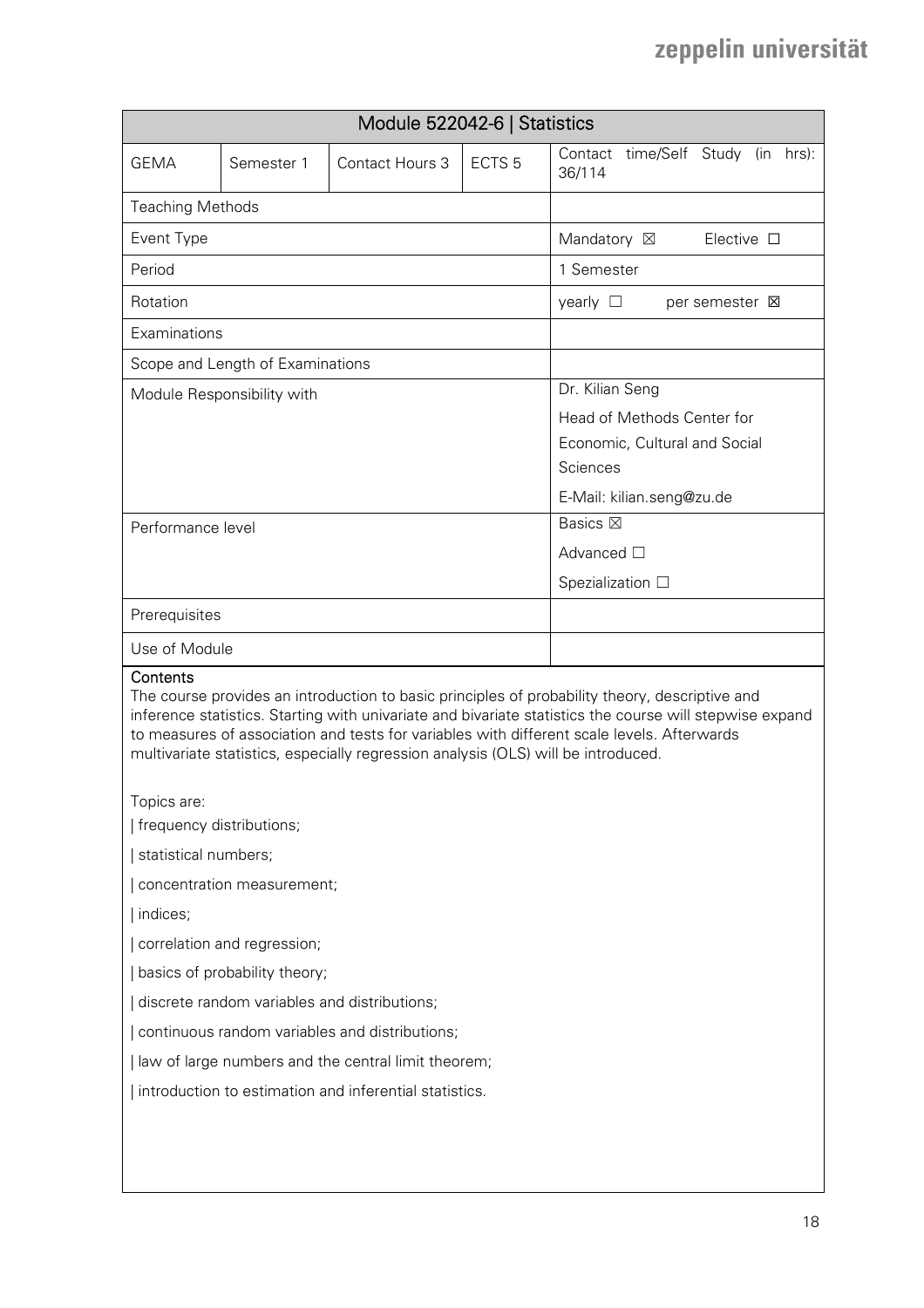| Module 522042-6 \| Statistics | | | | |
|---|---|---|---|---|
| GEMA | Semester 1 | Contact Hours 3 | ECTS 5 | Contact time/Self Study (in hrs): 36/114 |
| Teaching Methods | | | | |
| Event Type | | | | Mandatory ☒ Elective ☐ |
| Period | | | | 1 Semester |
| Rotation | | | | yearly ☐ per semester ☒ |
| Examinations | | | | |
| Scope and Length of Examinations | | | | |
| Module Responsibility with | | | | Dr. Kilian Seng<br>Head of Methods Center for Economic, Cultural and Social Sciences<br>E-Mail: kilian.seng@zu.de |
| Performance level | | | | Basics ☒<br>Advanced ☐<br>Spezialization ☐ |
| Prerequisites | | | | |
| Use of Module | | | | |

**Contents**

The course provides an introduction to basic principles of probability theory, descriptive and inference statistics. Starting with univariate and bivariate statistics the course will stepwise expand to measures of association and tests for variables with different scale levels. Afterwards multivariate statistics, especially regression analysis (OLS) will be introduced.

Topics are:

| frequency distributions;

| statistical numbers;

| concentration measurement;

| indices;

| correlation and regression;

| basics of probability theory;

| discrete random variables and distributions;

| continuous random variables and distributions;

| law of large numbers and the central limit theorem;

| introduction to estimation and inferential statistics.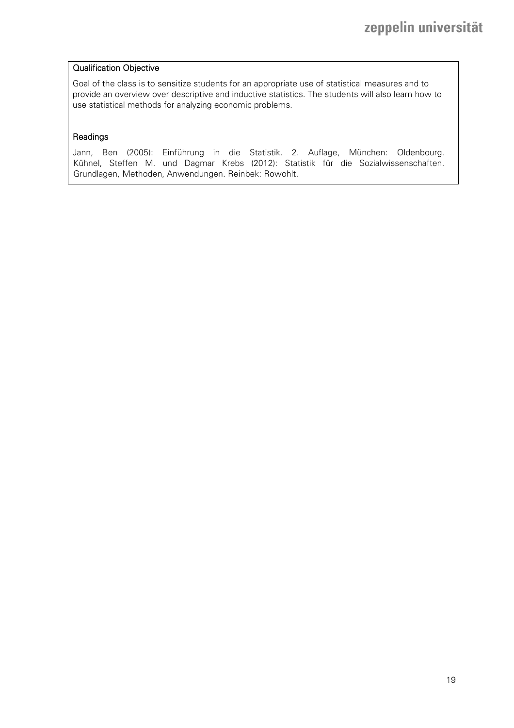### Qualification Objective

Goal of the class is to sensitize students for an appropriate use of statistical measures and to provide an overview over descriptive and inductive statistics. The students will also learn how to use statistical methods for analyzing economic problems.

### Readings

Jann, Ben (2005): Einführung in die Statistik. 2. Auflage, München: Oldenbourg.
Kühnel, Steffen M. und Dagmar Krebs (2012): Statistik für die Sozialwissenschaften. Grundlagen, Methoden, Anwendungen. Reinbek: Rowohlt.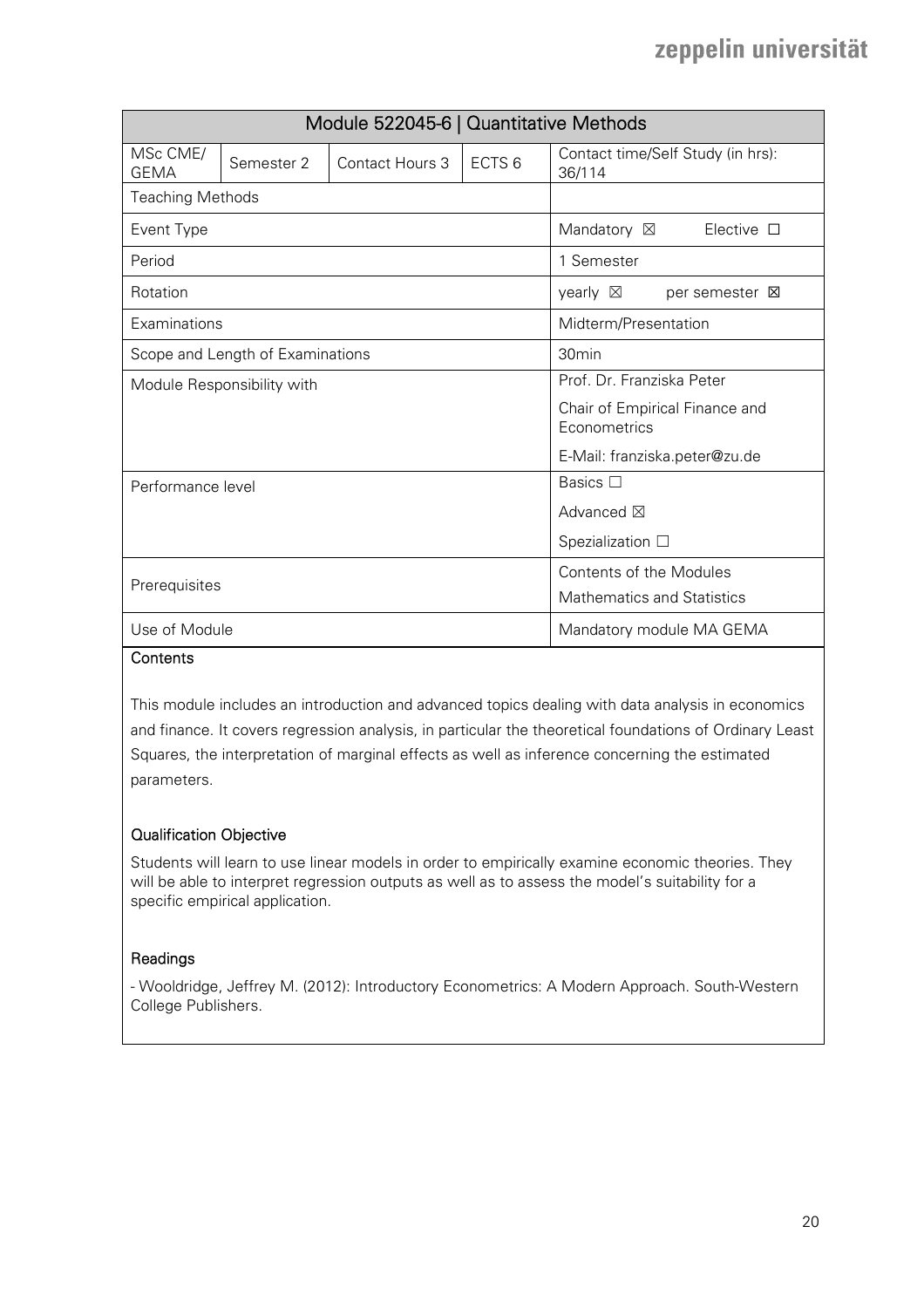| Module 522045-6 \| Quantitative Methods | | | | |
|---|---|---|---|---|
| MSc CME/ GEMA | Semester 2 | Contact Hours 3 | ECTS 6 | Contact time/Self Study (in hrs): 36/114 |
| Teaching Methods | | | | |
| Event Type | | | | Mandatory ☒ Elective ☐ |
| Period | | | | 1 Semester |
| Rotation | | | | yearly ☒ per semester ☒ |
| Examinations | | | | Midterm/Presentation |
| Scope and Length of Examinations | | | | 30min |
| Module Responsibility with | | | | Prof. Dr. Franziska Peter<br>Chair of Empirical Finance and Econometrics<br>E-Mail: franziska.peter@zu.de |
| Performance level | | | | Basics ☐<br>Advanced ☒<br>Spezialization ☐ |
| Prerequisites | | | | Contents of the Modules<br>Mathematics and Statistics |
| Use of Module | | | | Mandatory module MA GEMA |

### Contents

This module includes an introduction and advanced topics dealing with data analysis in economics and finance. It covers regression analysis, in particular the theoretical foundations of Ordinary Least Squares, the interpretation of marginal effects as well as inference concerning the estimated parameters.

### Qualification Objective

Students will learn to use linear models in order to empirically examine economic theories. They will be able to interpret regression outputs as well as to assess the model's suitability for a specific empirical application.

### Readings

- Wooldridge, Jeffrey M. (2012): Introductory Econometrics: A Modern Approach. South-Western College Publishers.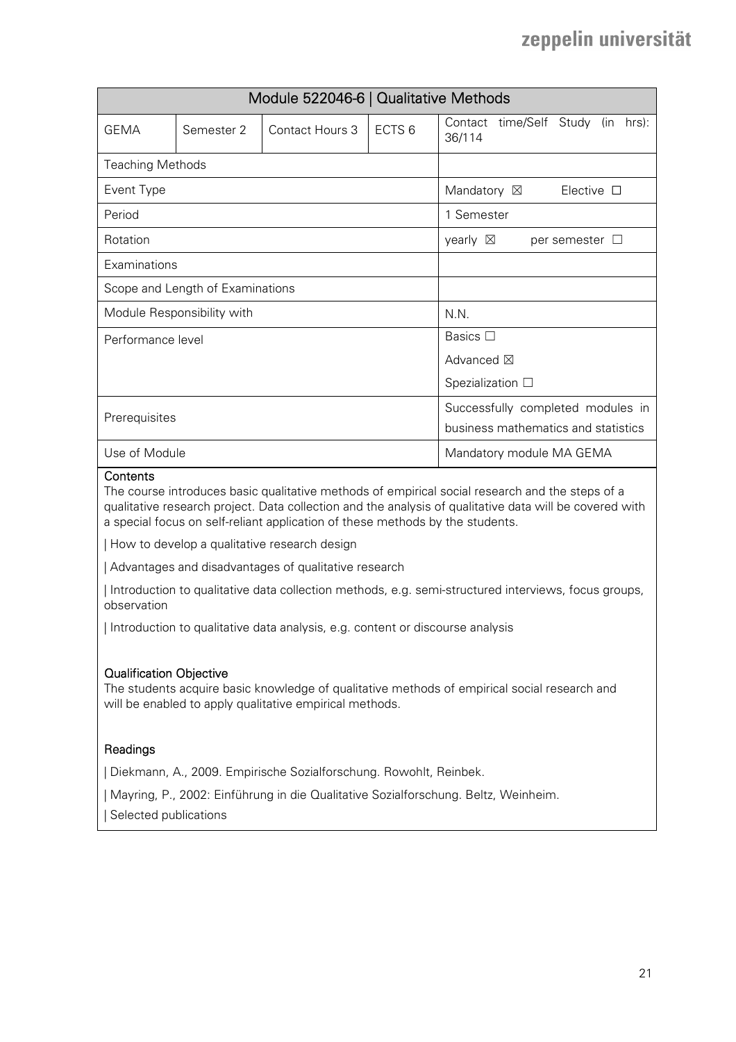| Module 522046-6 \| Qualitative Methods | | | | |
|---|---|---|---|---|
| GEMA | Semester 2 | Contact Hours 3 | ECTS 6 | Contact time/Self Study (in hrs): 36/114 |
| Teaching Methods | | | | |
| Event Type | | | | Mandatory ☒ Elective ☐ |
| Period | | | | 1 Semester |
| Rotation | | | | yearly ☒ per semester ☐ |
| Examinations | | | | |
| Scope and Length of Examinations | | | | |
| Module Responsibility with | | | | N.N. |
| Performance level | | | | Basics ☐<br>Advanced ☒<br>Spezialization ☐ |
| Prerequisites | | | | Successfully completed modules in business mathematics and statistics |
| Use of Module | | | | Mandatory module MA GEMA |

**Contents**

The course introduces basic qualitative methods of empirical social research and the steps of a qualitative research project. Data collection and the analysis of qualitative data will be covered with a special focus on self-reliant application of these methods by the students.

| How to develop a qualitative research design

| Advantages and disadvantages of qualitative research

| Introduction to qualitative data collection methods, e.g. semi-structured interviews, focus groups, observation

| Introduction to qualitative data analysis, e.g. content or discourse analysis

**Qualification Objective**

The students acquire basic knowledge of qualitative methods of empirical social research and will be enabled to apply qualitative empirical methods.

**Readings**

| Diekmann, A., 2009. Empirische Sozialforschung. Rowohlt, Reinbek.

| Mayring, P., 2002: Einführung in die Qualitative Sozialforschung. Beltz, Weinheim.

| Selected publications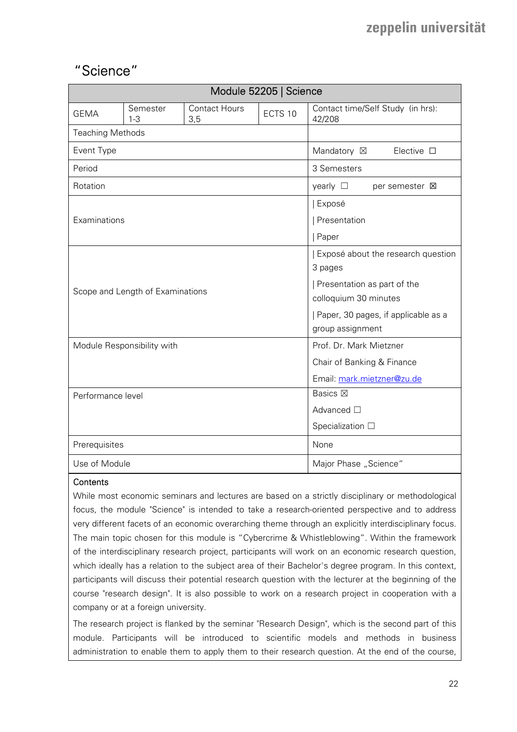# "Science"

| Module 52205 \| Science | | | | |
|---|---|---|---|---|
| GEMA | Semester 1-3 | Contact Hours 3,5 | ECTS 10 | Contact time/Self Study (in hrs): 42/208 |
| Teaching Methods | | | | |
| Event Type | | | | Mandatory ☒ Elective ☐ |
| Period | | | | 3 Semesters |
| Rotation | | | | yearly ☐ per semester ☒ |
| Examinations | | | | \| Exposé<br>\| Presentation<br>\| Paper |
| Scope and Length of Examinations | | | | \| Exposé about the research question 3 pages<br>\| Presentation as part of the colloquium 30 minutes<br>\| Paper, 30 pages, if applicable as a group assignment |
| Module Responsibility with | | | | Prof. Dr. Mark Mietzner<br>Chair of Banking & Finance<br>Email: mark.mietzner@zu.de |
| Performance level | | | | Basics ☒<br>Advanced ☐<br>Specialization ☐ |
| Prerequisites | | | | None |
| Use of Module | | | | Major Phase „Science" |

**Contents**

While most economic seminars and lectures are based on a strictly disciplinary or methodological focus, the module "Science" is intended to take a research-oriented perspective and to address very different facets of an economic overarching theme through an explicitly interdisciplinary focus. The main topic chosen for this module is "Cybercrime & Whistleblowing". Within the framework of the interdisciplinary research project, participants will work on an economic research question, which ideally has a relation to the subject area of their Bachelor's degree program. In this context, participants will discuss their potential research question with the lecturer at the beginning of the course "research design". It is also possible to work on a research project in cooperation with a company or at a foreign university.

The research project is flanked by the seminar "Research Design", which is the second part of this module. Participants will be introduced to scientific models and methods in business administration to enable them to apply them to their research question. At the end of the course,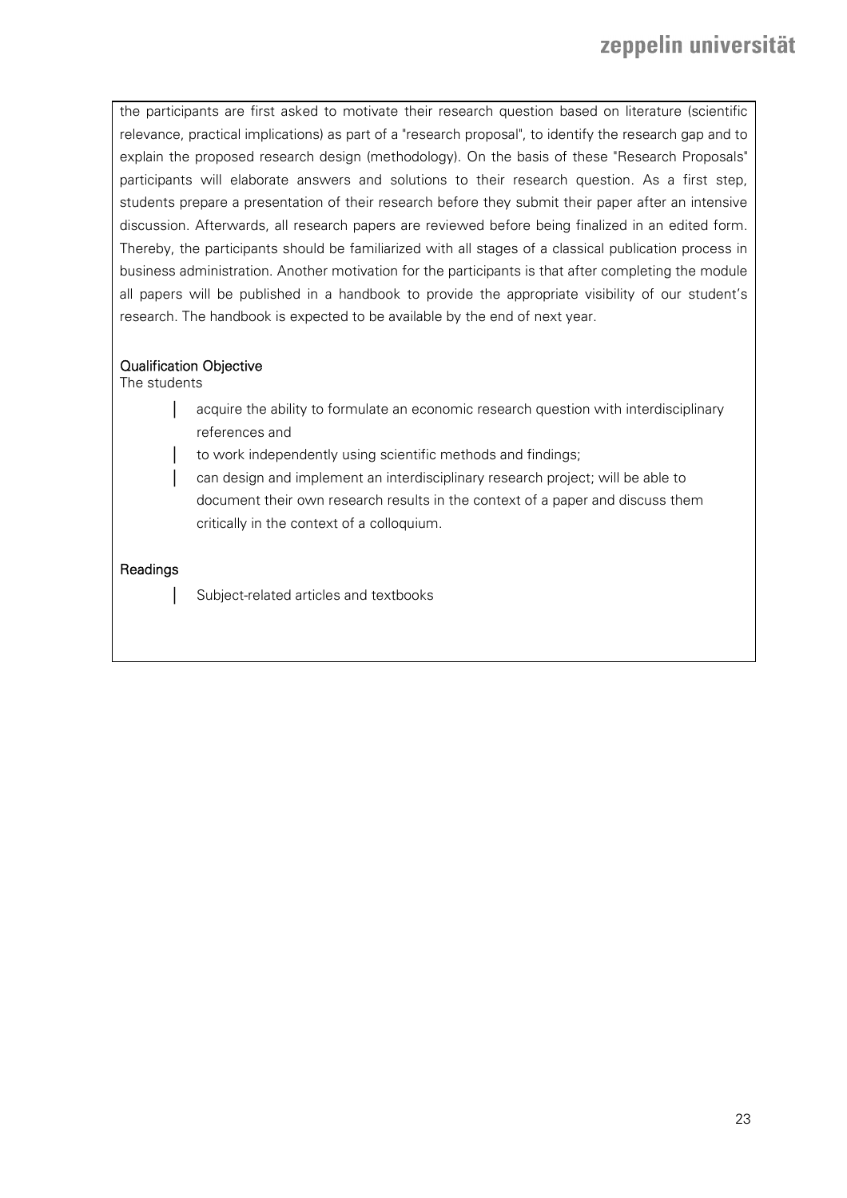the participants are first asked to motivate their research question based on literature (scientific relevance, practical implications) as part of a "research proposal", to identify the research gap and to explain the proposed research design (methodology). On the basis of these "Research Proposals" participants will elaborate answers and solutions to their research question. As a first step, students prepare a presentation of their research before they submit their paper after an intensive discussion. Afterwards, all research papers are reviewed before being finalized in an edited form. Thereby, the participants should be familiarized with all stages of a classical publication process in business administration. Another motivation for the participants is that after completing the module all papers will be published in a handbook to provide the appropriate visibility of our student's research. The handbook is expected to be available by the end of next year.

**Qualification Objective**

The students

- acquire the ability to formulate an economic research question with interdisciplinary references and
- to work independently using scientific methods and findings;
- can design and implement an interdisciplinary research project; will be able to document their own research results in the context of a paper and discuss them critically in the context of a colloquium.

**Readings**

- Subject-related articles and textbooks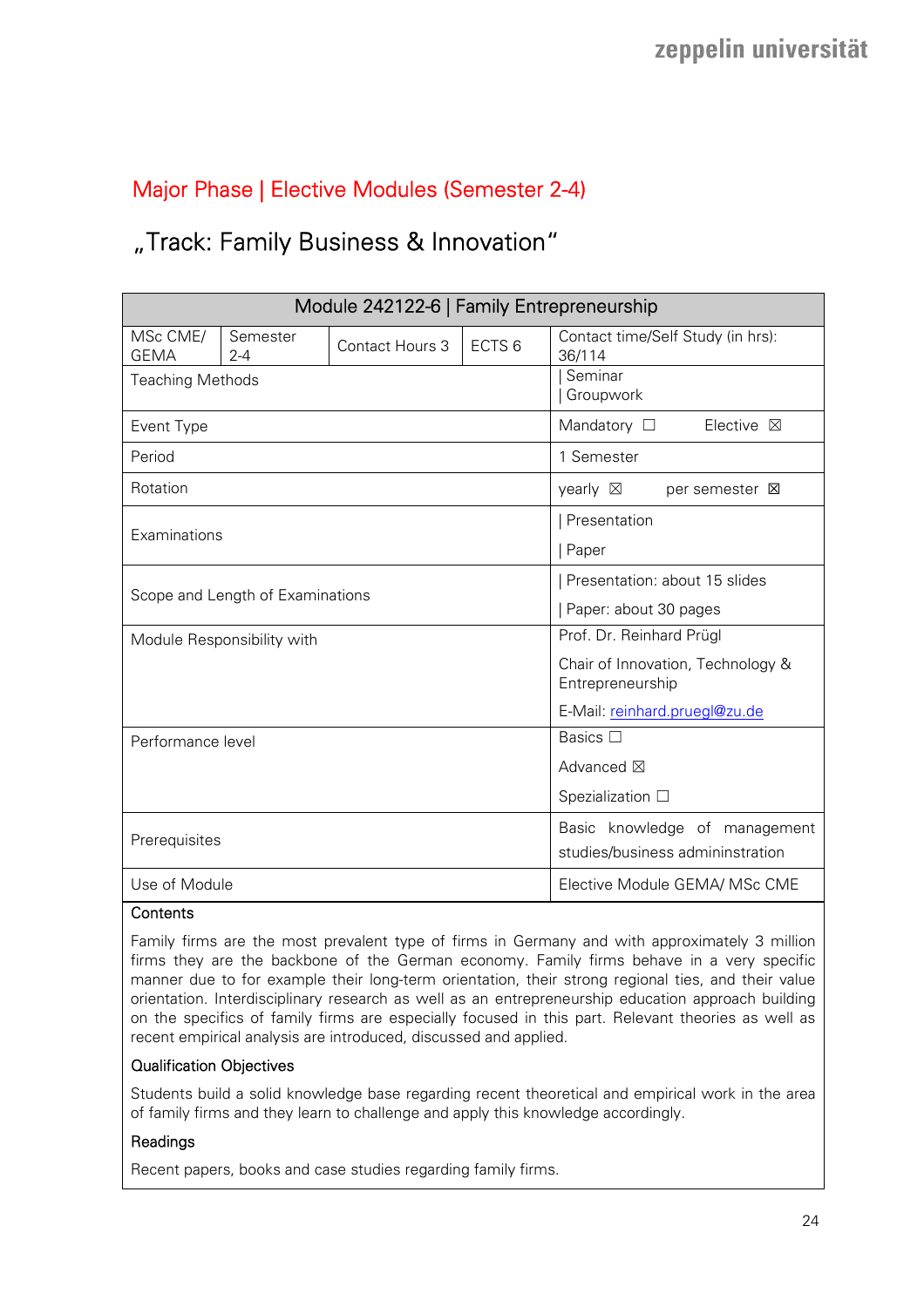## Major Phase | Elective Modules (Semester 2-4)

# „Track: Family Business & Innovation"

| Module 242122-6 \| Family Entrepreneurship | | | | |
|---|---|---|---|---|
| MSc CME/ GEMA | Semester 2-4 | Contact Hours 3 | ECTS 6 | Contact time/Self Study (in hrs): 36/114 |
| Teaching Methods | | | | \| Seminar<br>\| Groupwork |
| Event Type | | | | Mandatory ☐ Elective ☒ |
| Period | | | | 1 Semester |
| Rotation | | | | yearly ☒ per semester ☒ |
| Examinations | | | | \| Presentation<br>\| Paper |
| Scope and Length of Examinations | | | | \| Presentation: about 15 slides<br>\| Paper: about 30 pages |
| Module Responsibility with | | | | Prof. Dr. Reinhard Prügl<br>Chair of Innovation, Technology & Entrepreneurship<br>E-Mail: reinhard.pruegl@zu.de |
| Performance level | | | | Basics ☐<br>Advanced ☒<br>Spezialization ☐ |
| Prerequisites | | | | Basic knowledge of management studies/business admininstration |
| Use of Module | | | | Elective Module GEMA/ MSc CME |

**Contents**

Family firms are the most prevalent type of firms in Germany and with approximately 3 million firms they are the backbone of the German economy. Family firms behave in a very specific manner due to for example their long-term orientation, their strong regional ties, and their value orientation. Interdisciplinary research as well as an entrepreneurship education approach building on the specifics of family firms are especially focused in this part. Relevant theories as well as recent empirical analysis are introduced, discussed and applied.

**Qualification Objectives**

Students build a solid knowledge base regarding recent theoretical and empirical work in the area of family firms and they learn to challenge and apply this knowledge accordingly.

**Readings**

Recent papers, books and case studies regarding family firms.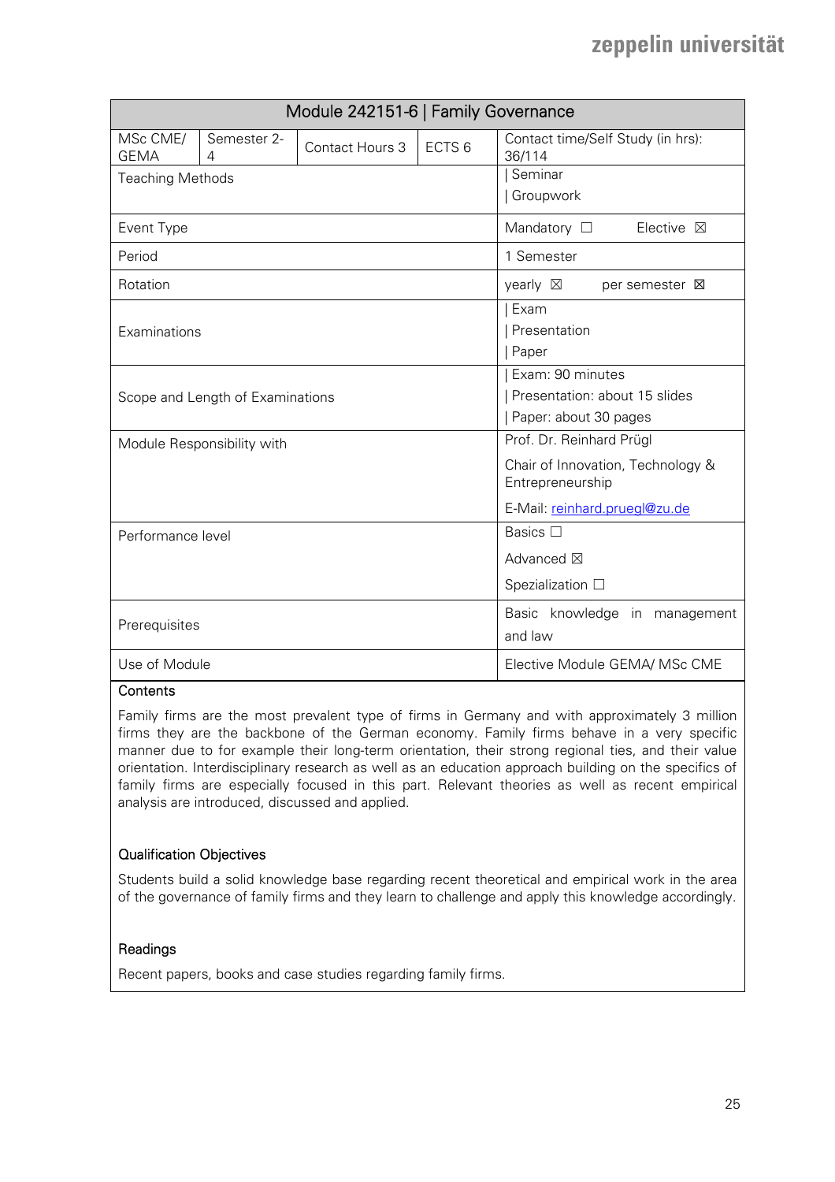| Module 242151-6 \| Family Governance | | | | |
|---|---|---|---|---|
| MSc CME/ GEMA | Semester 2-4 | Contact Hours 3 | ECTS 6 | Contact time/Self Study (in hrs): 36/114 |
| Teaching Methods | | | | \| Seminar<br>\| Groupwork |
| Event Type | | | | Mandatory ☐ Elective ☒ |
| Period | | | | 1 Semester |
| Rotation | | | | yearly ☒ per semester ☒ |
| Examinations | | | | \| Exam<br>\| Presentation<br>\| Paper |
| Scope and Length of Examinations | | | | \| Exam: 90 minutes<br>\| Presentation: about 15 slides<br>\| Paper: about 30 pages |
| Module Responsibility with | | | | Prof. Dr. Reinhard Prügl<br>Chair of Innovation, Technology & Entrepreneurship<br>E-Mail: reinhard.pruegl@zu.de |
| Performance level | | | | Basics ☐<br>Advanced ☒<br>Spezialization ☐ |
| Prerequisites | | | | Basic knowledge in management and law |
| Use of Module | | | | Elective Module GEMA/ MSc CME |

### Contents

Family firms are the most prevalent type of firms in Germany and with approximately 3 million firms they are the backbone of the German economy. Family firms behave in a very specific manner due to for example their long-term orientation, their strong regional ties, and their value orientation. Interdisciplinary research as well as an education approach building on the specifics of family firms are especially focused in this part. Relevant theories as well as recent empirical analysis are introduced, discussed and applied.

### Qualification Objectives

Students build a solid knowledge base regarding recent theoretical and empirical work in the area of the governance of family firms and they learn to challenge and apply this knowledge accordingly.

### Readings

Recent papers, books and case studies regarding family firms.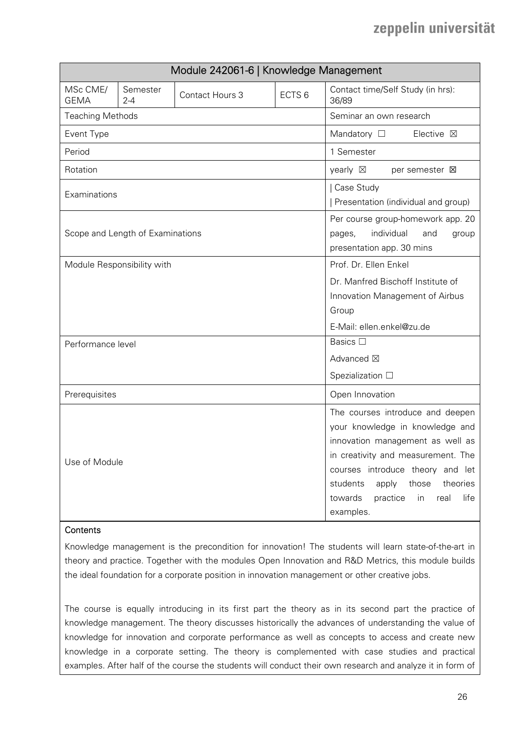| Module 242061-6 \| Knowledge Management | | | | |
|---|---|---|---|---|
| MSc CME/ GEMA | Semester 2-4 | Contact Hours 3 | ECTS 6 | Contact time/Self Study (in hrs): 36/89 |
| Teaching Methods | | | | Seminar an own research |
| Event Type | | | | Mandatory ☐ Elective ☒ |
| Period | | | | 1 Semester |
| Rotation | | | | yearly ☒ per semester ☒ |
| Examinations | | | | \| Case Study<br>\| Presentation (individual and group) |
| Scope and Length of Examinations | | | | Per course group-homework app. 20 pages, individual and group presentation app. 30 mins |
| Module Responsibility with | | | | Prof. Dr. Ellen Enkel<br>Dr. Manfred Bischoff Institute of Innovation Management of Airbus Group<br>E-Mail: ellen.enkel@zu.de |
| Performance level | | | | Basics ☐<br>Advanced ☒<br>Spezialization ☐ |
| Prerequisites | | | | Open Innovation |
| Use of Module | | | | The courses introduce and deepen your knowledge in knowledge and innovation management as well as in creativity and measurement. The courses introduce theory and let students apply those theories towards practice in real life examples. |

**Contents**

Knowledge management is the precondition for innovation! The students will learn state-of-the-art in theory and practice. Together with the modules Open Innovation and R&D Metrics, this module builds the ideal foundation for a corporate position in innovation management or other creative jobs.

The course is equally introducing in its first part the theory as in its second part the practice of knowledge management. The theory discusses historically the advances of understanding the value of knowledge for innovation and corporate performance as well as concepts to access and create new knowledge in a corporate setting. The theory is complemented with case studies and practical examples. After half of the course the students will conduct their own research and analyze it in form of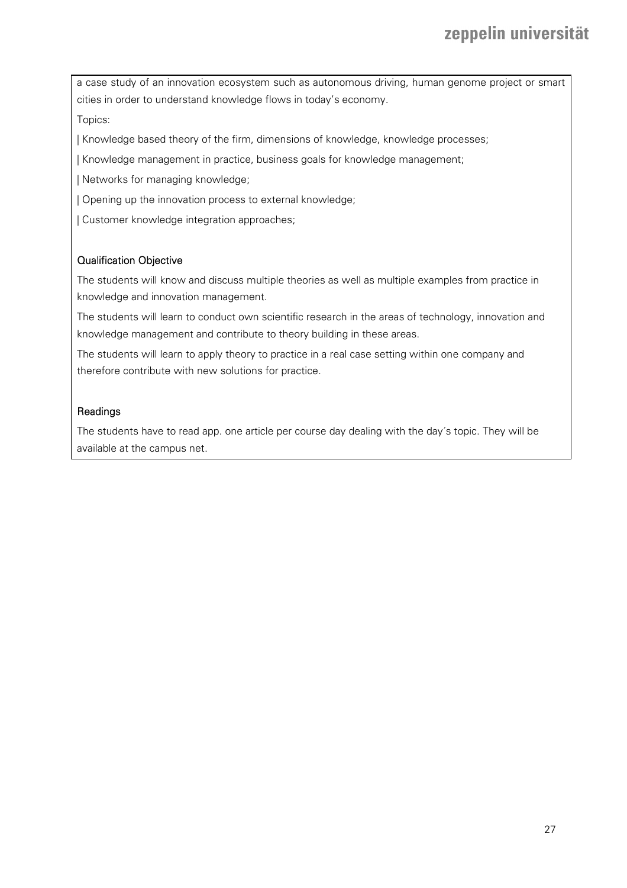a case study of an innovation ecosystem such as autonomous driving, human genome project or smart cities in order to understand knowledge flows in today's economy.

Topics:

| Knowledge based theory of the firm, dimensions of knowledge, knowledge processes;

| Knowledge management in practice, business goals for knowledge management;

| Networks for managing knowledge;

| Opening up the innovation process to external knowledge;

| Customer knowledge integration approaches;

#### Qualification Objective

The students will know and discuss multiple theories as well as multiple examples from practice in knowledge and innovation management.

The students will learn to conduct own scientific research in the areas of technology, innovation and knowledge management and contribute to theory building in these areas.

The students will learn to apply theory to practice in a real case setting within one company and therefore contribute with new solutions for practice.

#### Readings

The students have to read app. one article per course day dealing with the day´s topic. They will be available at the campus net.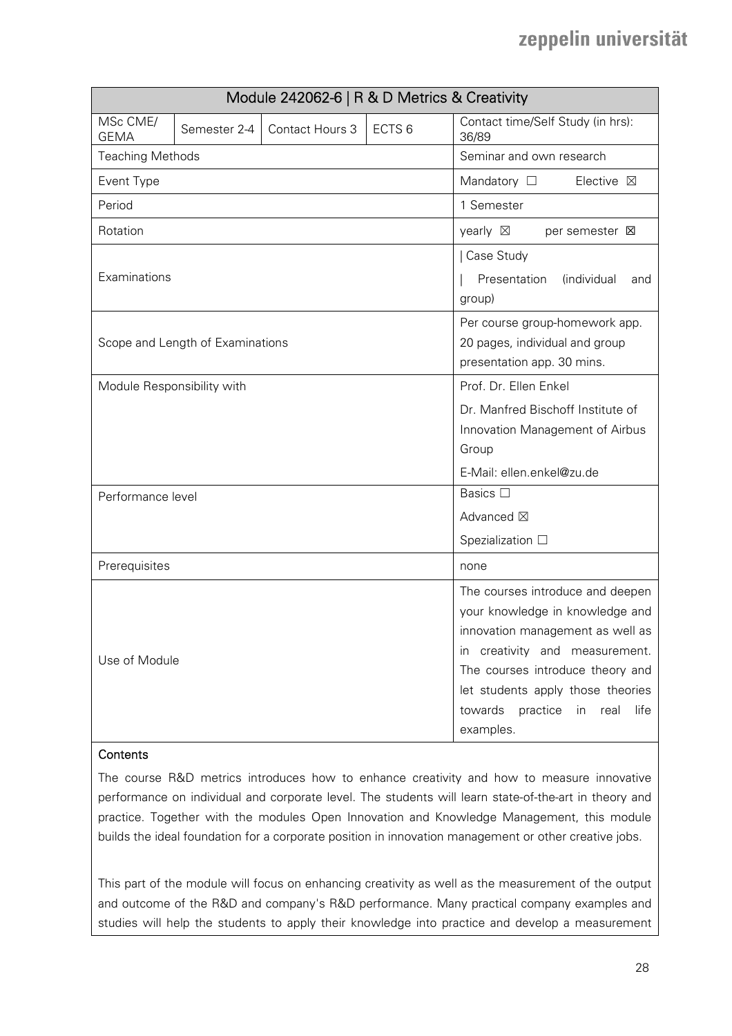| Module 242062-6 \| R & D Metrics & Creativity | | | | |
|---|---|---|---|---|
| MSc CME/ GEMA | Semester 2-4 | Contact Hours 3 | ECTS 6 | Contact time/Self Study (in hrs): 36/89 |
| Teaching Methods | | | | Seminar and own research |
| Event Type | | | | Mandatory ☐ Elective ☒ |
| Period | | | | 1 Semester |
| Rotation | | | | yearly ☒ per semester ☒ |
| Examinations | | | | \| Case Study<br>\| Presentation (individual and group) |
| Scope and Length of Examinations | | | | Per course group-homework app. 20 pages, individual and group presentation app. 30 mins. |
| Module Responsibility with | | | | Prof. Dr. Ellen Enkel<br>Dr. Manfred Bischoff Institute of Innovation Management of Airbus Group<br>E-Mail: ellen.enkel@zu.de |
| Performance level | | | | Basics ☐<br>Advanced ☒<br>Spezialization ☐ |
| Prerequisites | | | | none |
| Use of Module | | | | The courses introduce and deepen your knowledge in knowledge and innovation management as well as in creativity and measurement. The courses introduce theory and let students apply those theories towards practice in real life examples. |

**Contents**

The course R&D metrics introduces how to enhance creativity and how to measure innovative performance on individual and corporate level. The students will learn state-of-the-art in theory and practice. Together with the modules Open Innovation and Knowledge Management, this module builds the ideal foundation for a corporate position in innovation management or other creative jobs.

This part of the module will focus on enhancing creativity as well as the measurement of the output and outcome of the R&D and company's R&D performance. Many practical company examples and studies will help the students to apply their knowledge into practice and develop a measurement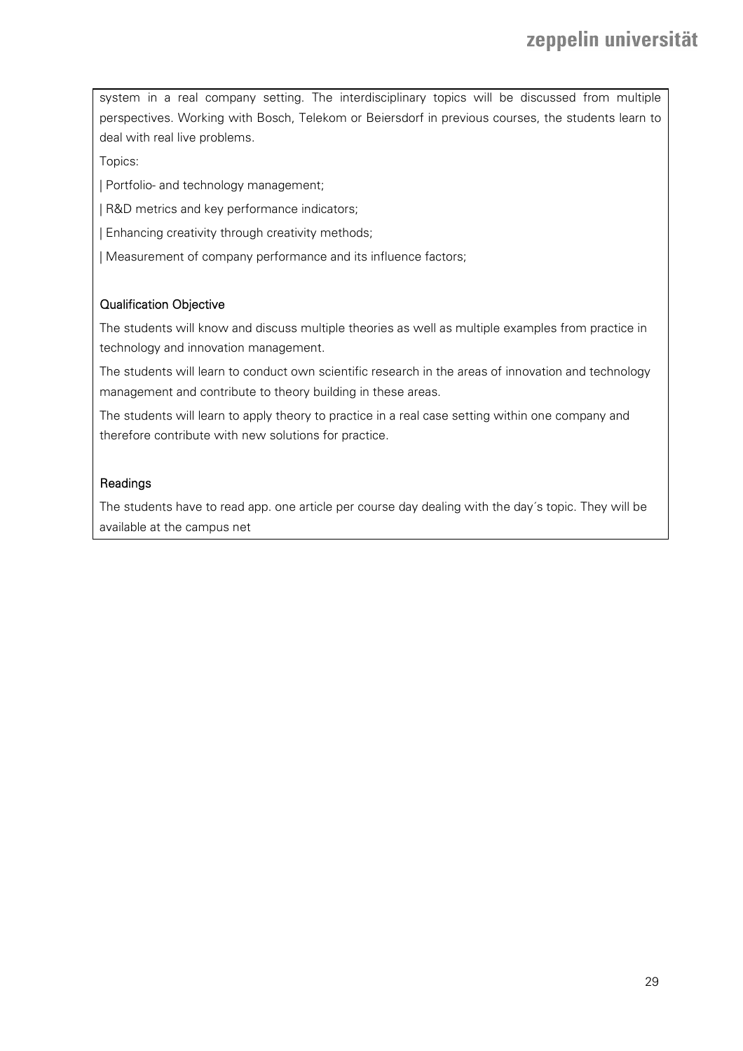system in a real company setting. The interdisciplinary topics will be discussed from multiple perspectives. Working with Bosch, Telekom or Beiersdorf in previous courses, the students learn to deal with real live problems.

Topics:

| Portfolio- and technology management;

| R&D metrics and key performance indicators;

| Enhancing creativity through creativity methods;

| Measurement of company performance and its influence factors;

#### Qualification Objective

The students will know and discuss multiple theories as well as multiple examples from practice in technology and innovation management.

The students will learn to conduct own scientific research in the areas of innovation and technology management and contribute to theory building in these areas.

The students will learn to apply theory to practice in a real case setting within one company and therefore contribute with new solutions for practice.

#### Readings

The students have to read app. one article per course day dealing with the day´s topic. They will be available at the campus net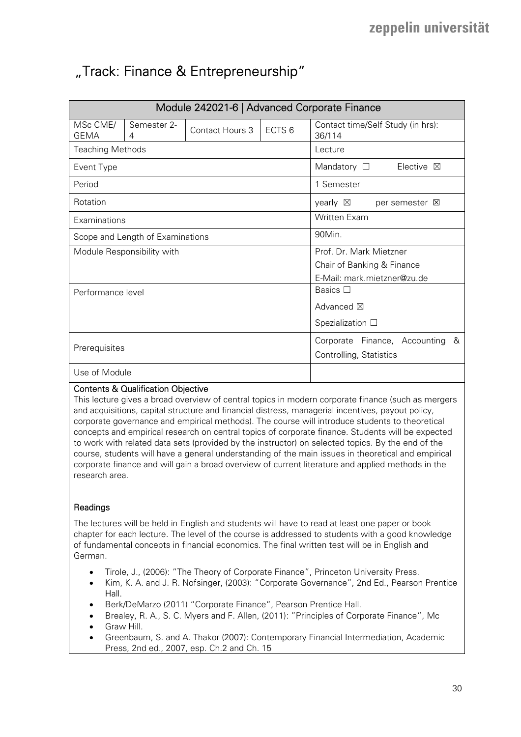# „Track: Finance & Entrepreneurship"

| Module 242021-6 \| Advanced Corporate Finance | | | | |
|---|---|---|---|---|
| MSc CME/ GEMA | Semester 2-4 | Contact Hours 3 | ECTS 6 | Contact time/Self Study (in hrs): 36/114 |
| Teaching Methods | | | | Lecture |
| Event Type | | | | Mandatory ☐ Elective ☒ |
| Period | | | | 1 Semester |
| Rotation | | | | yearly ☒ per semester ☒ |
| Examinations | | | | Written Exam |
| Scope and Length of Examinations | | | | 90Min. |
| Module Responsibility with | | | | Prof. Dr. Mark Mietzner<br>Chair of Banking & Finance<br>E-Mail: mark.mietzner@zu.de |
| Performance level | | | | Basics ☐<br>Advanced ☒<br>Spezialization ☐ |
| Prerequisites | | | | Corporate Finance, Accounting & Controlling, Statistics |
| Use of Module | | | | |

**Contents & Qualification Objective**

This lecture gives a broad overview of central topics in modern corporate finance (such as mergers and acquisitions, capital structure and financial distress, managerial incentives, payout policy, corporate governance and empirical methods). The course will introduce students to theoretical concepts and empirical research on central topics of corporate finance. Students will be expected to work with related data sets (provided by the instructor) on selected topics. By the end of the course, students will have a general understanding of the main issues in theoretical and empirical corporate finance and will gain a broad overview of current literature and applied methods in the research area.

**Readings**

The lectures will be held in English and students will have to read at least one paper or book chapter for each lecture. The level of the course is addressed to students with a good knowledge of fundamental concepts in financial economics. The final written test will be in English and German.

- Tirole, J., (2006): "The Theory of Corporate Finance", Princeton University Press.
- Kim, K. A. and J. R. Nofsinger, (2003): "Corporate Governance", 2nd Ed., Pearson Prentice Hall.
- Berk/DeMarzo (2011) "Corporate Finance", Pearson Prentice Hall.
- Brealey, R. A., S. C. Myers and F. Allen, (2011): "Principles of Corporate Finance", Mc
- Graw Hill.
- Greenbaum, S. and A. Thakor (2007): Contemporary Financial Intermediation, Academic Press, 2nd ed., 2007, esp. Ch.2 and Ch. 15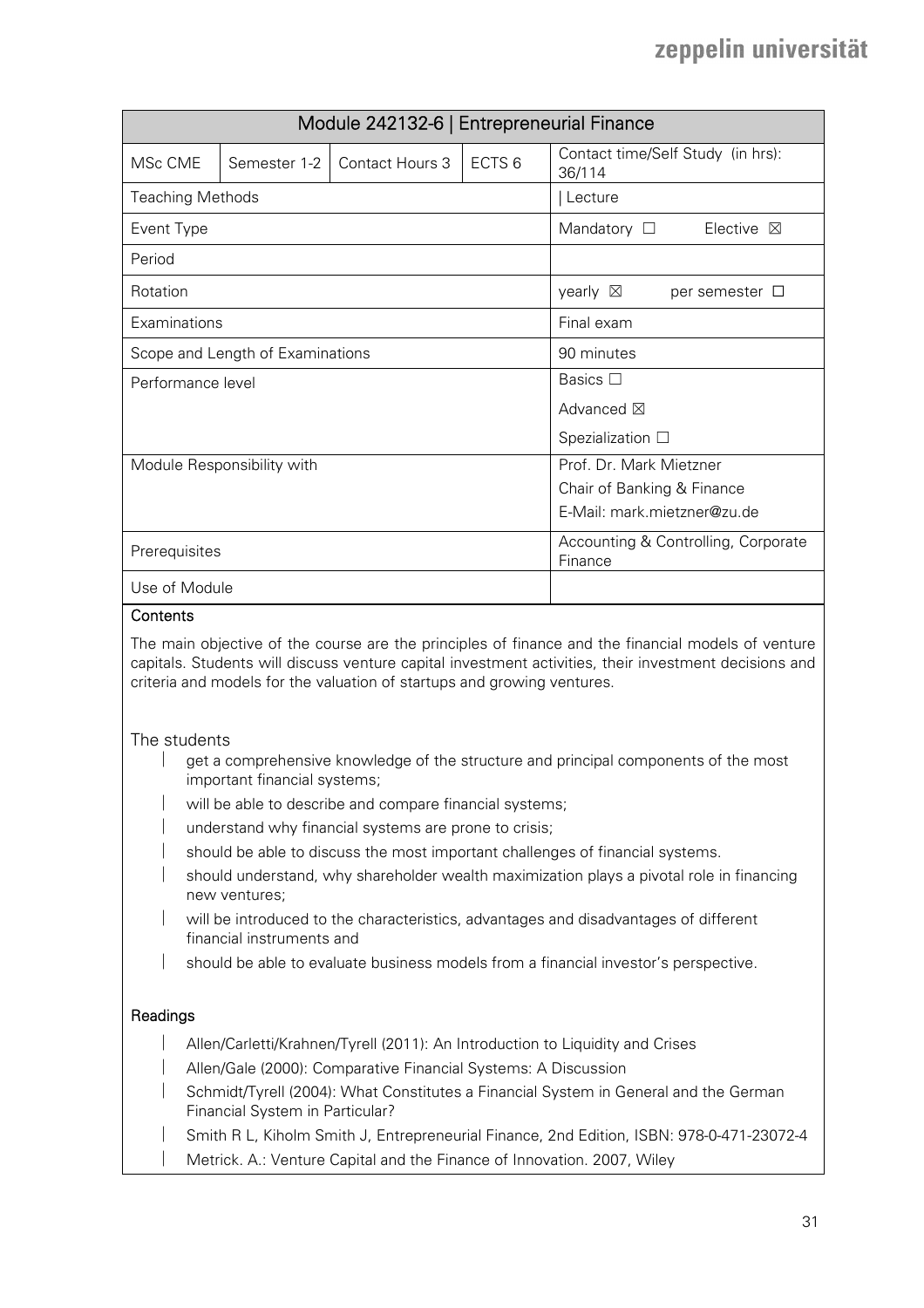| Module 242132-6 \| Entrepreneurial Finance | | | | |
|---|---|---|---|---|
| MSc CME | Semester 1-2 | Contact Hours 3 | ECTS 6 | Contact time/Self Study (in hrs): 36/114 |
| Teaching Methods | | | | \| Lecture |
| Event Type | | | | Mandatory ☐ Elective ☒ |
| Period | | | | |
| Rotation | | | | yearly ☒ per semester ☐ |
| Examinations | | | | Final exam |
| Scope and Length of Examinations | | | | 90 minutes |
| Performance level | | | | Basics ☐<br>Advanced ☒<br>Spezialization ☐ |
| Module Responsibility with | | | | Prof. Dr. Mark Mietzner<br>Chair of Banking & Finance<br>E-Mail: mark.mietzner@zu.de |
| Prerequisites | | | | Accounting & Controlling, Corporate Finance |
| Use of Module | | | | |

**Contents**

The main objective of the course are the principles of finance and the financial models of venture capitals. Students will discuss venture capital investment activities, their investment decisions and criteria and models for the valuation of startups and growing ventures.

The students

- get a comprehensive knowledge of the structure and principal components of the most important financial systems;
- will be able to describe and compare financial systems;
- understand why financial systems are prone to crisis;
- should be able to discuss the most important challenges of financial systems.
- should understand, why shareholder wealth maximization plays a pivotal role in financing new ventures;
- will be introduced to the characteristics, advantages and disadvantages of different financial instruments and
- should be able to evaluate business models from a financial investor's perspective.

**Readings**

- Allen/Carletti/Krahnen/Tyrell (2011): An Introduction to Liquidity and Crises
- Allen/Gale (2000): Comparative Financial Systems: A Discussion
- Schmidt/Tyrell (2004): What Constitutes a Financial System in General and the German Financial System in Particular?
- Smith R L, Kiholm Smith J, Entrepreneurial Finance, 2nd Edition, ISBN: 978-0-471-23072-4
- Metrick. A.: Venture Capital and the Finance of Innovation. 2007, Wiley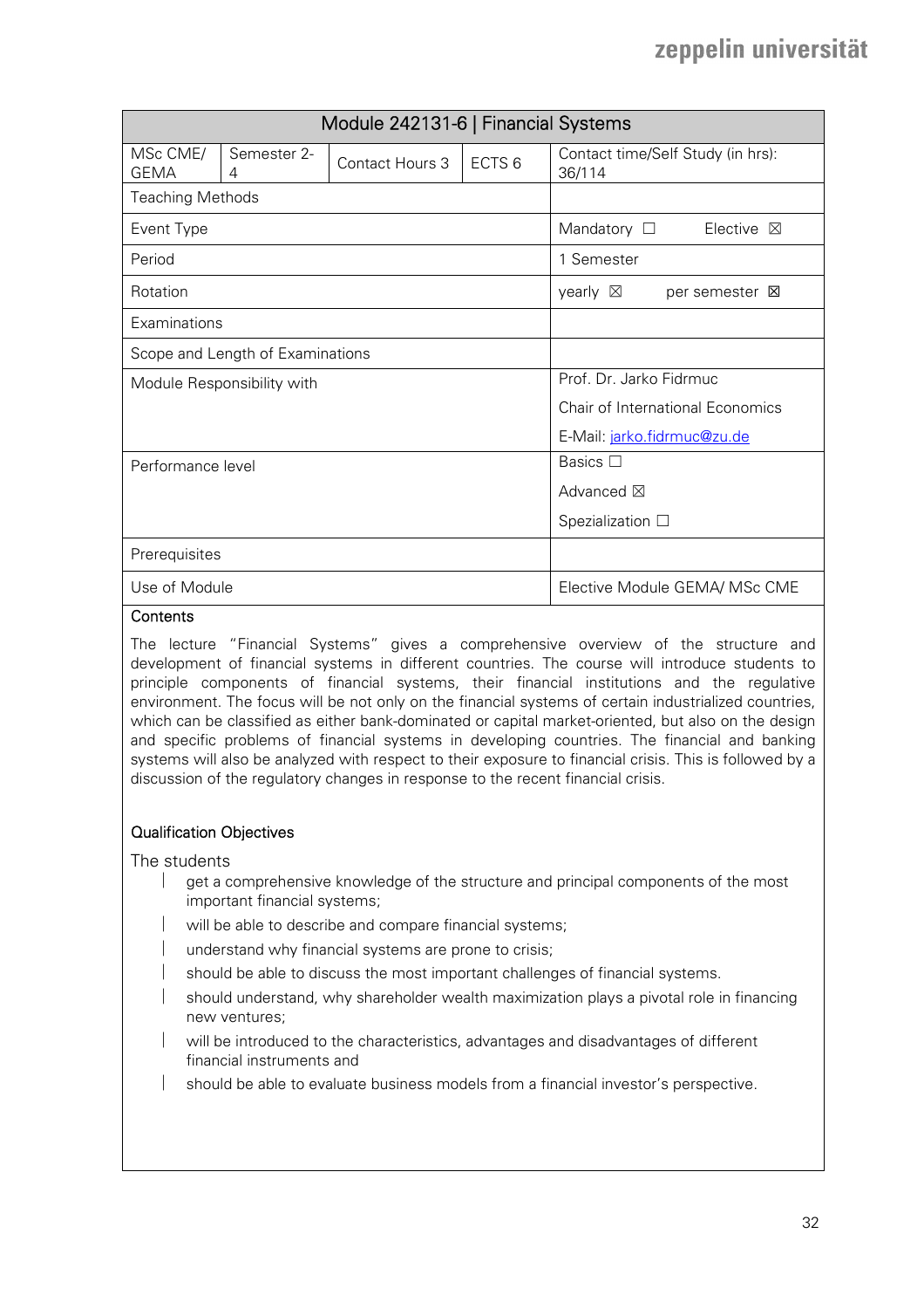| Module 242131-6 \| Financial Systems | | | | |
|---|---|---|---|---|
| MSc CME/ GEMA | Semester 2-4 | Contact Hours 3 | ECTS 6 | Contact time/Self Study (in hrs): 36/114 |
| Teaching Methods | | | | |
| Event Type | | | | Mandatory ☐ Elective ☒ |
| Period | | | | 1 Semester |
| Rotation | | | | yearly ☒ per semester ☒ |
| Examinations | | | | |
| Scope and Length of Examinations | | | | |
| Module Responsibility with | | | | Prof. Dr. Jarko Fidrmuc<br>Chair of International Economics<br>E-Mail: jarko.fidrmuc@zu.de |
| Performance level | | | | Basics ☐<br>Advanced ☒<br>Spezialization ☐ |
| Prerequisites | | | | |
| Use of Module | | | | Elective Module GEMA/ MSc CME |

**Contents**

The lecture "Financial Systems" gives a comprehensive overview of the structure and development of financial systems in different countries. The course will introduce students to principle components of financial systems, their financial institutions and the regulative environment. The focus will be not only on the financial systems of certain industrialized countries, which can be classified as either bank-dominated or capital market-oriented, but also on the design and specific problems of financial systems in developing countries. The financial and banking systems will also be analyzed with respect to their exposure to financial crisis. This is followed by a discussion of the regulatory changes in response to the recent financial crisis.

**Qualification Objectives**

The students

- get a comprehensive knowledge of the structure and principal components of the most important financial systems;
- will be able to describe and compare financial systems;
- understand why financial systems are prone to crisis;
- should be able to discuss the most important challenges of financial systems.
- should understand, why shareholder wealth maximization plays a pivotal role in financing new ventures;
- will be introduced to the characteristics, advantages and disadvantages of different financial instruments and
- should be able to evaluate business models from a financial investor's perspective.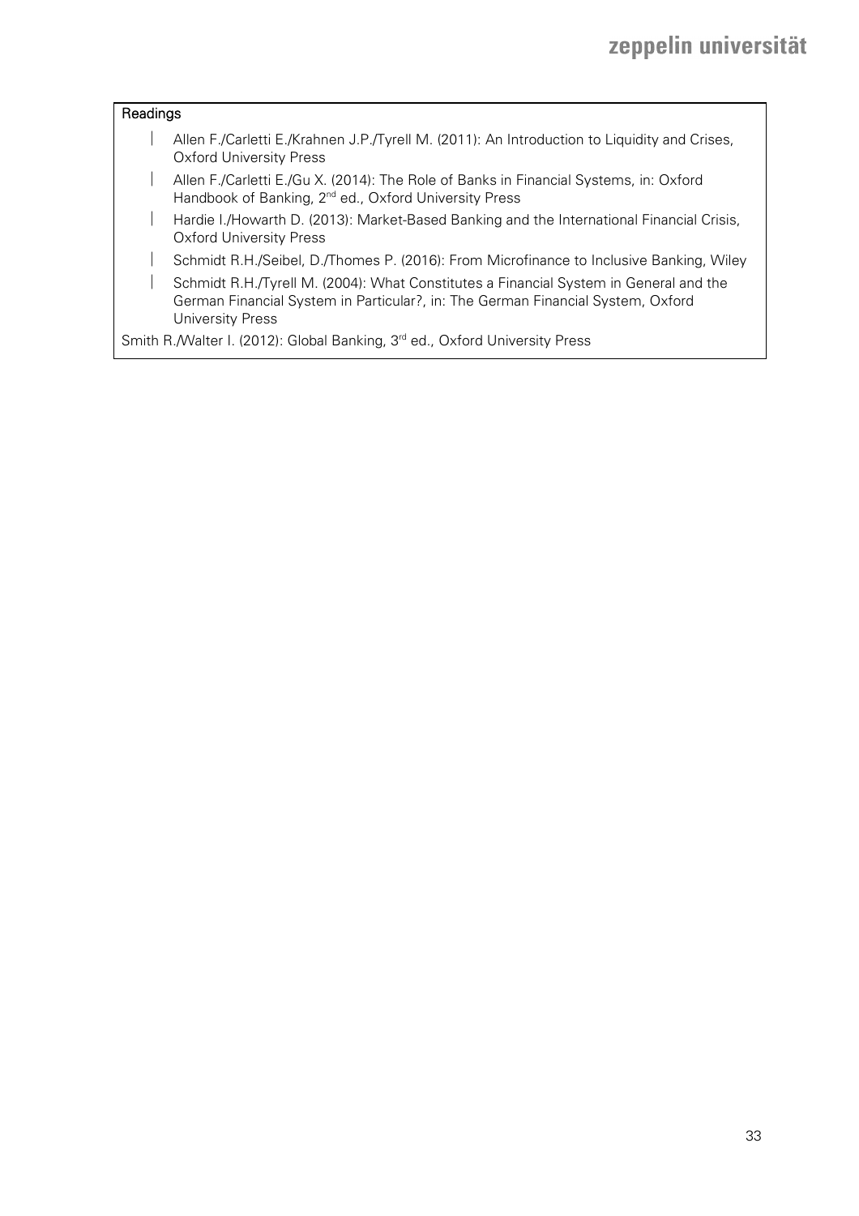**Readings**

- Allen F./Carletti E./Krahnen J.P./Tyrell M. (2011): An Introduction to Liquidity and Crises, Oxford University Press
- Allen F./Carletti E./Gu X. (2014): The Role of Banks in Financial Systems, in: Oxford Handbook of Banking, 2nd ed., Oxford University Press
- Hardie I./Howarth D. (2013): Market-Based Banking and the International Financial Crisis, Oxford University Press
- Schmidt R.H./Seibel, D./Thomes P. (2016): From Microfinance to Inclusive Banking, Wiley
- Schmidt R.H./Tyrell M. (2004): What Constitutes a Financial System in General and the German Financial System in Particular?, in: The German Financial System, Oxford University Press

Smith R./Walter I. (2012): Global Banking, 3rd ed., Oxford University Press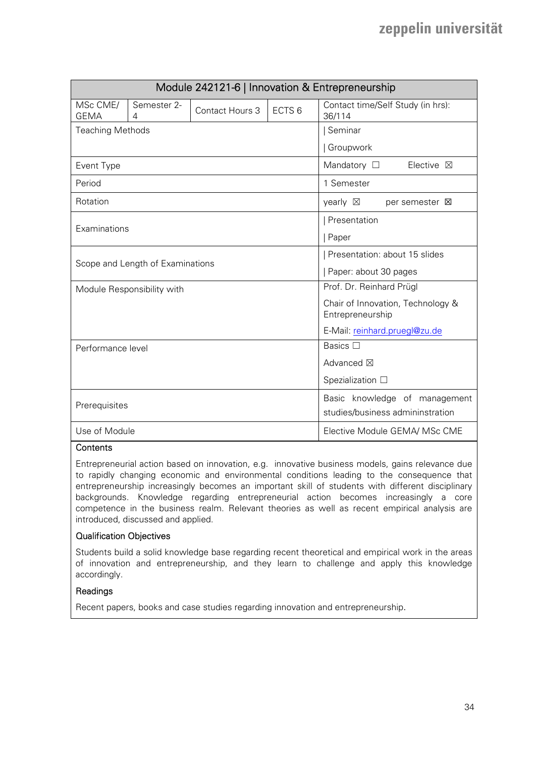| Module 242121-6 \| Innovation & Entrepreneurship | | | | |
|---|---|---|---|---|
| MSc CME/ GEMA | Semester 2-4 | Contact Hours 3 | ECTS 6 | Contact time/Self Study (in hrs): 36/114 |
| Teaching Methods | | | | \| Seminar<br>\| Groupwork |
| Event Type | | | | Mandatory ☐ Elective ☒ |
| Period | | | | 1 Semester |
| Rotation | | | | yearly ☒ per semester ☒ |
| Examinations | | | | \| Presentation<br>\| Paper |
| Scope and Length of Examinations | | | | \| Presentation: about 15 slides<br>\| Paper: about 30 pages |
| Module Responsibility with | | | | Prof. Dr. Reinhard Prügl<br>Chair of Innovation, Technology & Entrepreneurship<br>E-Mail: reinhard.pruegl@zu.de |
| Performance level | | | | Basics ☐<br>Advanced ☒<br>Spezialization ☐ |
| Prerequisites | | | | Basic knowledge of management studies/business admininstration |
| Use of Module | | | | Elective Module GEMA/ MSc CME |

**Contents**

Entrepreneurial action based on innovation, e.g. innovative business models, gains relevance due to rapidly changing economic and environmental conditions leading to the consequence that entrepreneurship increasingly becomes an important skill of students with different disciplinary backgrounds. Knowledge regarding entrepreneurial action becomes increasingly a core competence in the business realm. Relevant theories as well as recent empirical analysis are introduced, discussed and applied.

**Qualification Objectives**

Students build a solid knowledge base regarding recent theoretical and empirical work in the areas of innovation and entrepreneurship, and they learn to challenge and apply this knowledge accordingly.

**Readings**

Recent papers, books and case studies regarding innovation and entrepreneurship.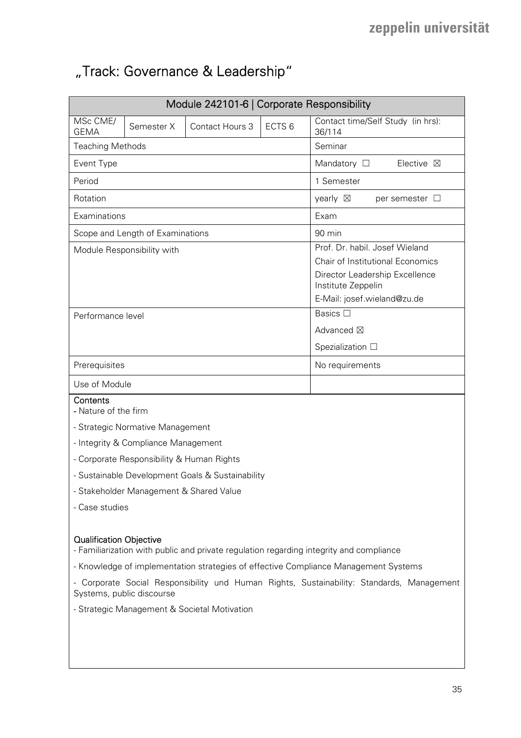# „Track: Governance & Leadership"

| Module 242101-6 \| Corporate Responsibility | | | | |
|---|---|---|---|---|
| MSc CME/ GEMA | Semester X | Contact Hours 3 | ECTS 6 | Contact time/Self Study (in hrs): 36/114 |
| Teaching Methods | | | | Seminar |
| Event Type | | | | Mandatory ☐ Elective ☒ |
| Period | | | | 1 Semester |
| Rotation | | | | yearly ☒ per semester ☐ |
| Examinations | | | | Exam |
| Scope and Length of Examinations | | | | 90 min |
| Module Responsibility with | | | | Prof. Dr. habil. Josef Wieland<br>Chair of Institutional Economics<br>Director Leadership Excellence Institute Zeppelin<br>E-Mail: josef.wieland@zu.de |
| Performance level | | | | Basics ☐<br>Advanced ☒<br>Spezialization ☐ |
| Prerequisites | | | | No requirements |
| Use of Module | | | | |

**Contents**

- Nature of the firm
- Strategic Normative Management
- Integrity & Compliance Management
- Corporate Responsibility & Human Rights
- Sustainable Development Goals & Sustainability
- Stakeholder Management & Shared Value
- Case studies

**Qualification Objective**

- Familiarization with public and private regulation regarding integrity and compliance
- Knowledge of implementation strategies of effective Compliance Management Systems
- Corporate Social Responsibility und Human Rights, Sustainability: Standards, Management Systems, public discourse
- Strategic Management & Societal Motivation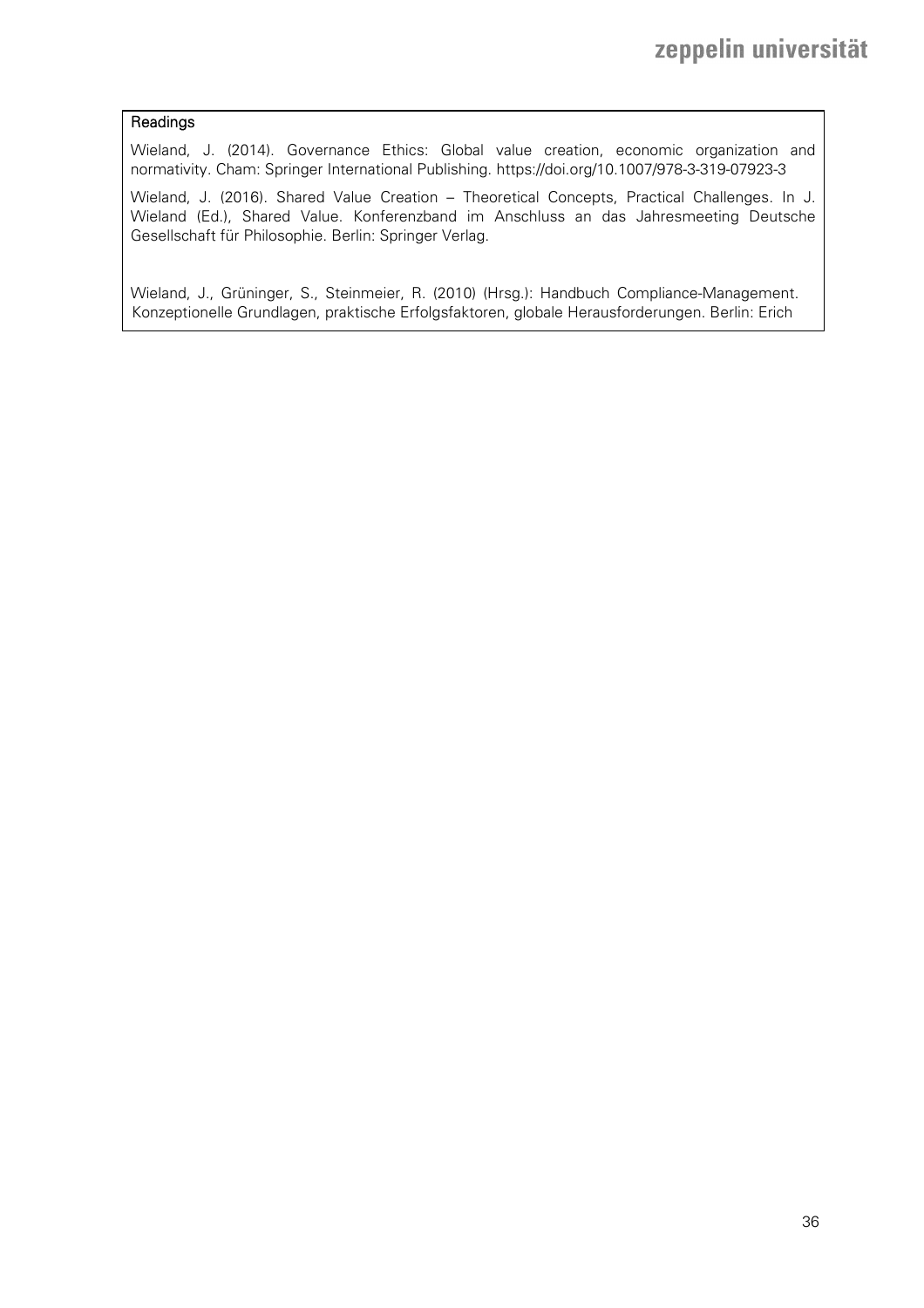**Readings**

Wieland, J. (2014). Governance Ethics: Global value creation, economic organization and normativity. Cham: Springer International Publishing. https://doi.org/10.1007/978-3-319-07923-3

Wieland, J. (2016). Shared Value Creation – Theoretical Concepts, Practical Challenges. In J. Wieland (Ed.), Shared Value. Konferenzband im Anschluss an das Jahresmeeting Deutsche Gesellschaft für Philosophie. Berlin: Springer Verlag.

Wieland, J., Grüninger, S., Steinmeier, R. (2010) (Hrsg.): Handbuch Compliance-Management. Konzeptionelle Grundlagen, praktische Erfolgsfaktoren, globale Herausforderungen. Berlin: Erich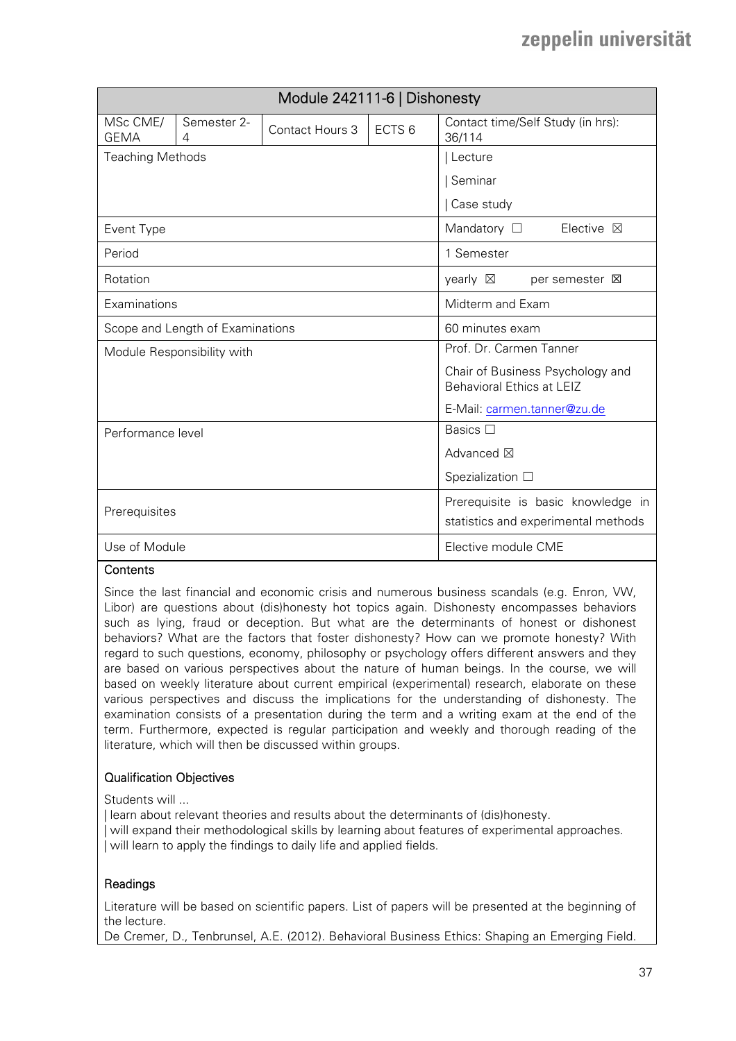| Module 242111-6 \| Dishonesty | | | | |
|---|---|---|---|---|
| MSc CME/ GEMA | Semester 2-4 | Contact Hours 3 | ECTS 6 | Contact time/Self Study (in hrs): 36/114 |
| Teaching Methods | | | | \| Lecture<br>\| Seminar<br>\| Case study |
| Event Type | | | | Mandatory ☐ Elective ☒ |
| Period | | | | 1 Semester |
| Rotation | | | | yearly ☒ per semester ☒ |
| Examinations | | | | Midterm and Exam |
| Scope and Length of Examinations | | | | 60 minutes exam |
| Module Responsibility with | | | | Prof. Dr. Carmen Tanner<br>Chair of Business Psychology and Behavioral Ethics at LEIZ<br>E-Mail: carmen.tanner@zu.de |
| Performance level | | | | Basics ☐<br>Advanced ☒<br>Spezialization ☐ |
| Prerequisites | | | | Prerequisite is basic knowledge in statistics and experimental methods |
| Use of Module | | | | Elective module CME |

**Contents**

Since the last financial and economic crisis and numerous business scandals (e.g. Enron, VW, Libor) are questions about (dis)honesty hot topics again. Dishonesty encompasses behaviors such as lying, fraud or deception. But what are the determinants of honest or dishonest behaviors? What are the factors that foster dishonesty? How can we promote honesty? With regard to such questions, economy, philosophy or psychology offers different answers and they are based on various perspectives about the nature of human beings. In the course, we will based on weekly literature about current empirical (experimental) research, elaborate on these various perspectives and discuss the implications for the understanding of dishonesty. The examination consists of a presentation during the term and a writing exam at the end of the term. Furthermore, expected is regular participation and weekly and thorough reading of the literature, which will then be discussed within groups.

**Qualification Objectives**

Students will ...
| learn about relevant theories and results about the determinants of (dis)honesty.
| will expand their methodological skills by learning about features of experimental approaches.
| will learn to apply the findings to daily life and applied fields.

**Readings**

Literature will be based on scientific papers. List of papers will be presented at the beginning of the lecture.
De Cremer, D., Tenbrunsel, A.E. (2012). Behavioral Business Ethics: Shaping an Emerging Field.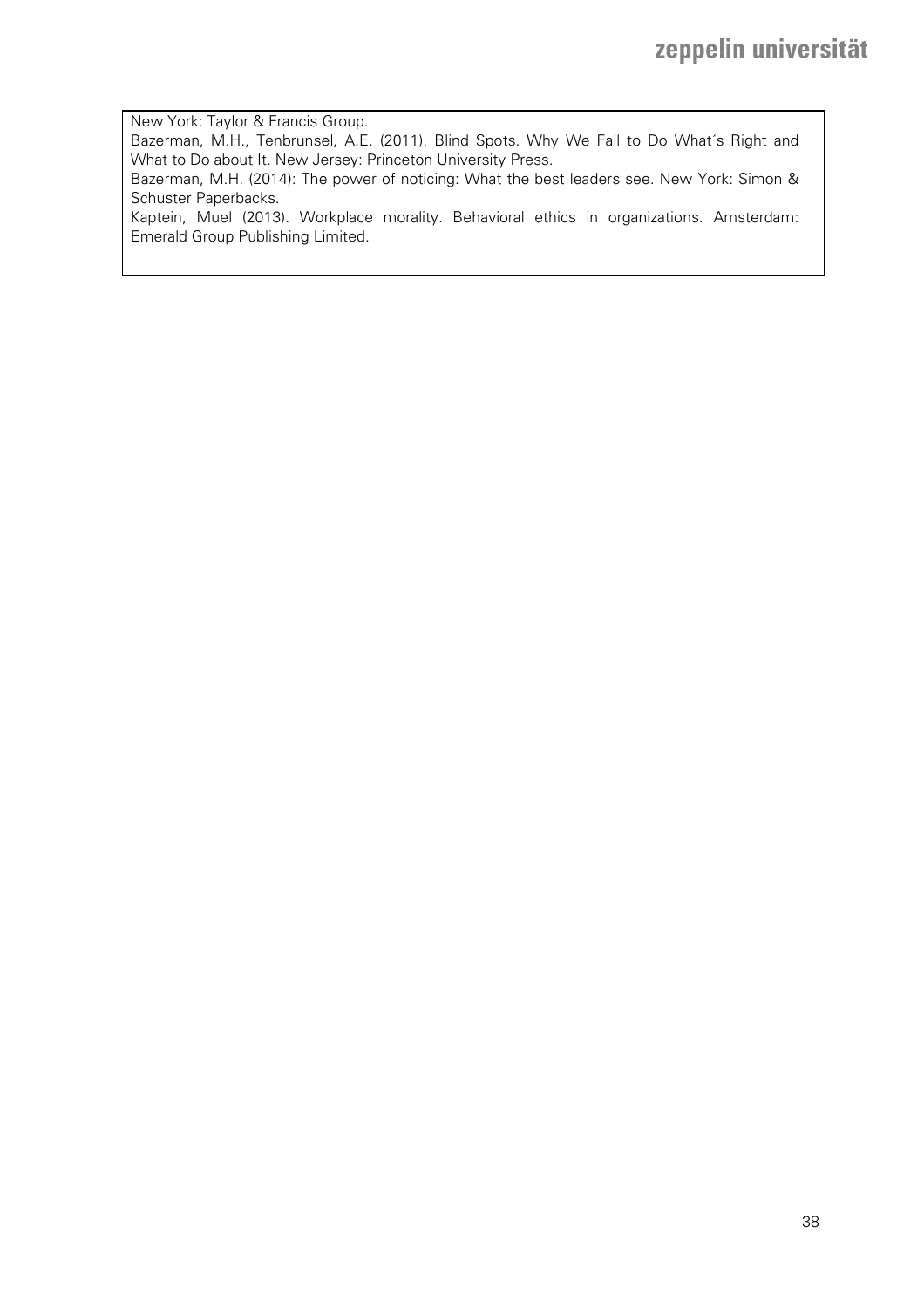New York: Taylor & Francis Group.

Bazerman, M.H., Tenbrunsel, A.E. (2011). Blind Spots. Why We Fail to Do What´s Right and What to Do about It. New Jersey: Princeton University Press.

Bazerman, M.H. (2014): The power of noticing: What the best leaders see. New York: Simon & Schuster Paperbacks.

Kaptein, Muel (2013). Workplace morality. Behavioral ethics in organizations. Amsterdam: Emerald Group Publishing Limited.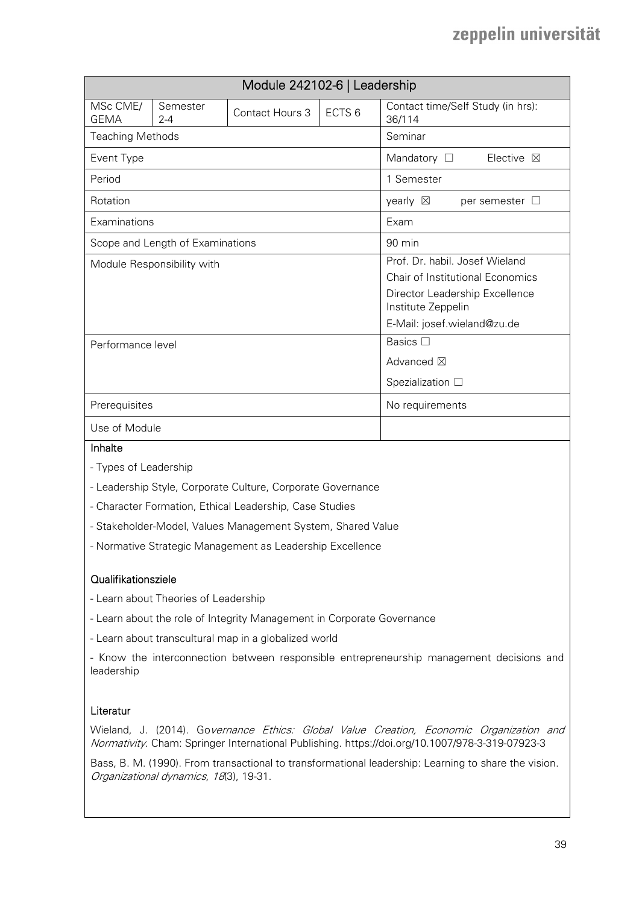| Module 242102-6 \| Leadership | | | | |
|---|---|---|---|---|
| MSc CME/ GEMA | Semester 2-4 | Contact Hours 3 | ECTS 6 | Contact time/Self Study (in hrs): 36/114 |
| Teaching Methods | | | | Seminar |
| Event Type | | | | Mandatory ☐ Elective ☒ |
| Period | | | | 1 Semester |
| Rotation | | | | yearly ☒ per semester ☐ |
| Examinations | | | | Exam |
| Scope and Length of Examinations | | | | 90 min |
| Module Responsibility with | | | | Prof. Dr. habil. Josef Wieland<br>Chair of Institutional Economics<br>Director Leadership Excellence Institute Zeppelin<br>E-Mail: josef.wieland@zu.de |
| Performance level | | | | Basics ☐<br>Advanced ☒<br>Spezialization ☐ |
| Prerequisites | | | | No requirements |
| Use of Module | | | | |

**Inhalte**

- Types of Leadership
- Leadership Style, Corporate Culture, Corporate Governance
- Character Formation, Ethical Leadership, Case Studies
- Stakeholder-Model, Values Management System, Shared Value
- Normative Strategic Management as Leadership Excellence

**Qualifikationsziele**

- Learn about Theories of Leadership
- Learn about the role of Integrity Management in Corporate Governance
- Learn about transcultural map in a globalized world
- Know the interconnection between responsible entrepreneurship management decisions and leadership

**Literatur**

Wieland, J. (2014). Go*vernance Ethics: Global Value Creation, Economic Organization and Normativity*. Cham: Springer International Publishing. https://doi.org/10.1007/978-3-319-07923-3

Bass, B. M. (1990). From transactional to transformational leadership: Learning to share the vision. *Organizational dynamics*, *18*(3), 19-31.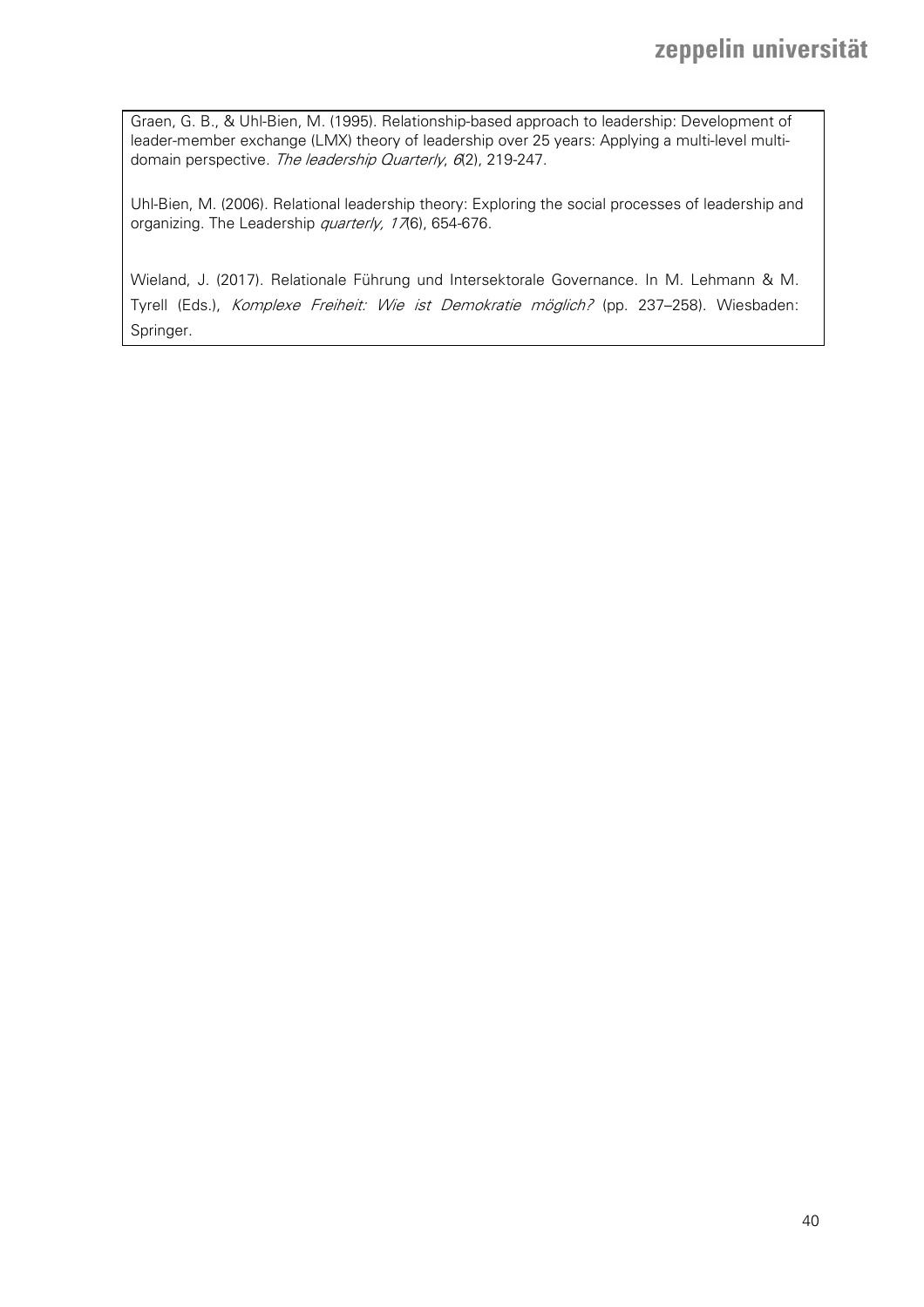Graen, G. B., & Uhl-Bien, M. (1995). Relationship-based approach to leadership: Development of leader-member exchange (LMX) theory of leadership over 25 years: Applying a multi-level multi-domain perspective. *The leadership Quarterly*, *6*(2), 219-247.

Uhl-Bien, M. (2006). Relational leadership theory: Exploring the social processes of leadership and organizing. The Leadership *quarterly, 17*(6), 654-676.

Wieland, J. (2017). Relationale Führung und Intersektorale Governance. In M. Lehmann & M. Tyrell (Eds.), *Komplexe Freiheit: Wie ist Demokratie möglich?* (pp. 237–258). Wiesbaden: Springer.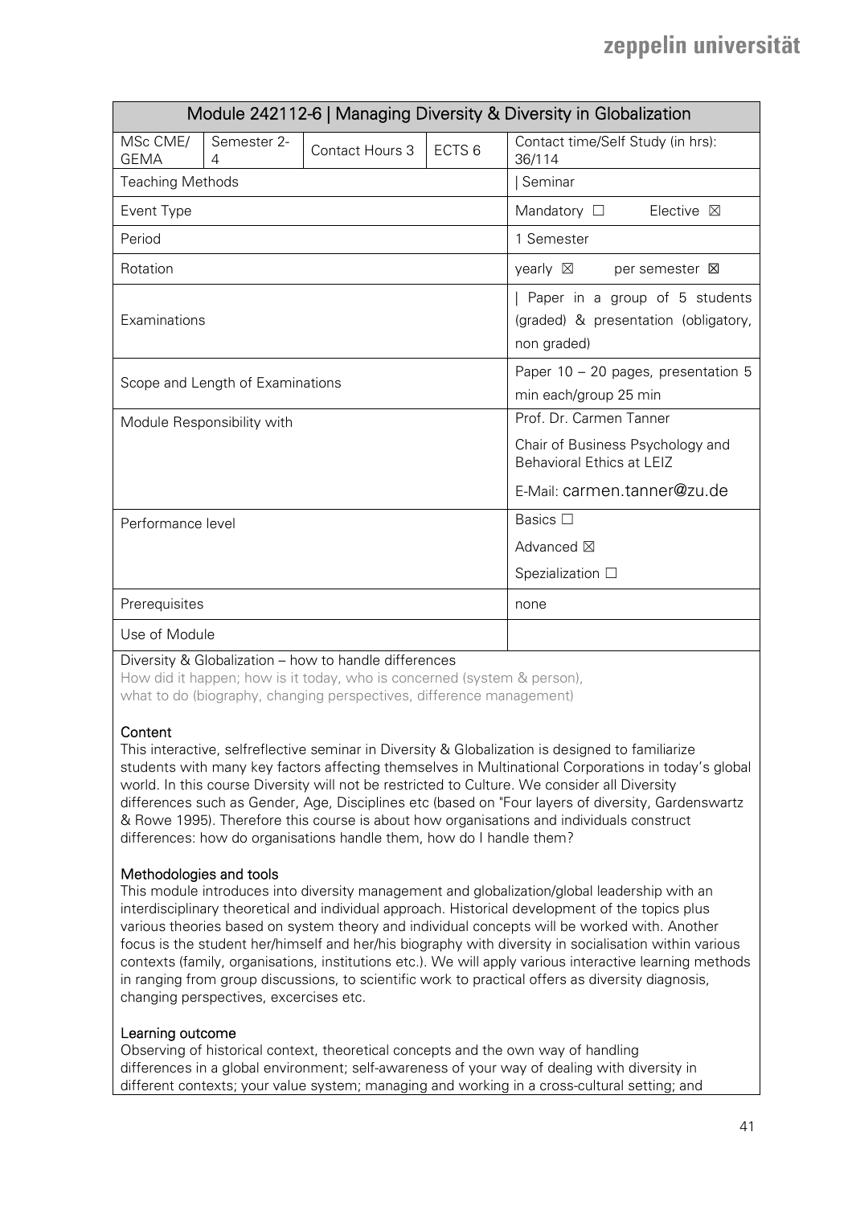| Module 242112-6 \| Managing Diversity & Diversity in Globalization | | | | |
|---|---|---|---|---|
| MSc CME/ GEMA | Semester 2-4 | Contact Hours 3 | ECTS 6 | Contact time/Self Study (in hrs): 36/114 |
| Teaching Methods | | | | \| Seminar |
| Event Type | | | | Mandatory ☐ Elective ☒ |
| Period | | | | 1 Semester |
| Rotation | | | | yearly ☒ per semester ☒ |
| Examinations | | | | \| Paper in a group of 5 students (graded) & presentation (obligatory, non graded) |
| Scope and Length of Examinations | | | | Paper 10 – 20 pages, presentation 5 min each/group 25 min |
| Module Responsibility with | | | | Prof. Dr. Carmen Tanner<br>Chair of Business Psychology and Behavioral Ethics at LEIZ<br>E-Mail: carmen.tanner@zu.de |
| Performance level | | | | Basics ☐<br>Advanced ☒<br>Spezialization ☐ |
| Prerequisites | | | | none |
| Use of Module | | | | |

Diversity & Globalization – how to handle differences

How did it happen; how is it today, who is concerned (system & person), what to do (biography, changing perspectives, difference management)

**Content**

This interactive, selfreflective seminar in Diversity & Globalization is designed to familiarize students with many key factors affecting themselves in Multinational Corporations in today's global world. In this course Diversity will not be restricted to Culture. We consider all Diversity differences such as Gender, Age, Disciplines etc (based on "Four layers of diversity, Gardenswartz & Rowe 1995). Therefore this course is about how organisations and individuals construct differences: how do organisations handle them, how do I handle them?

**Methodologies and tools**

This module introduces into diversity management and globalization/global leadership with an interdisciplinary theoretical and individual approach. Historical development of the topics plus various theories based on system theory and individual concepts will be worked with. Another focus is the student her/himself and her/his biography with diversity in socialisation within various contexts (family, organisations, institutions etc.). We will apply various interactive learning methods in ranging from group discussions, to scientific work to practical offers as diversity diagnosis, changing perspectives, excercises etc.

**Learning outcome**

Observing of historical context, theoretical concepts and the own way of handling differences in a global environment; self-awareness of your way of dealing with diversity in different contexts; your value system; managing and working in a cross-cultural setting; and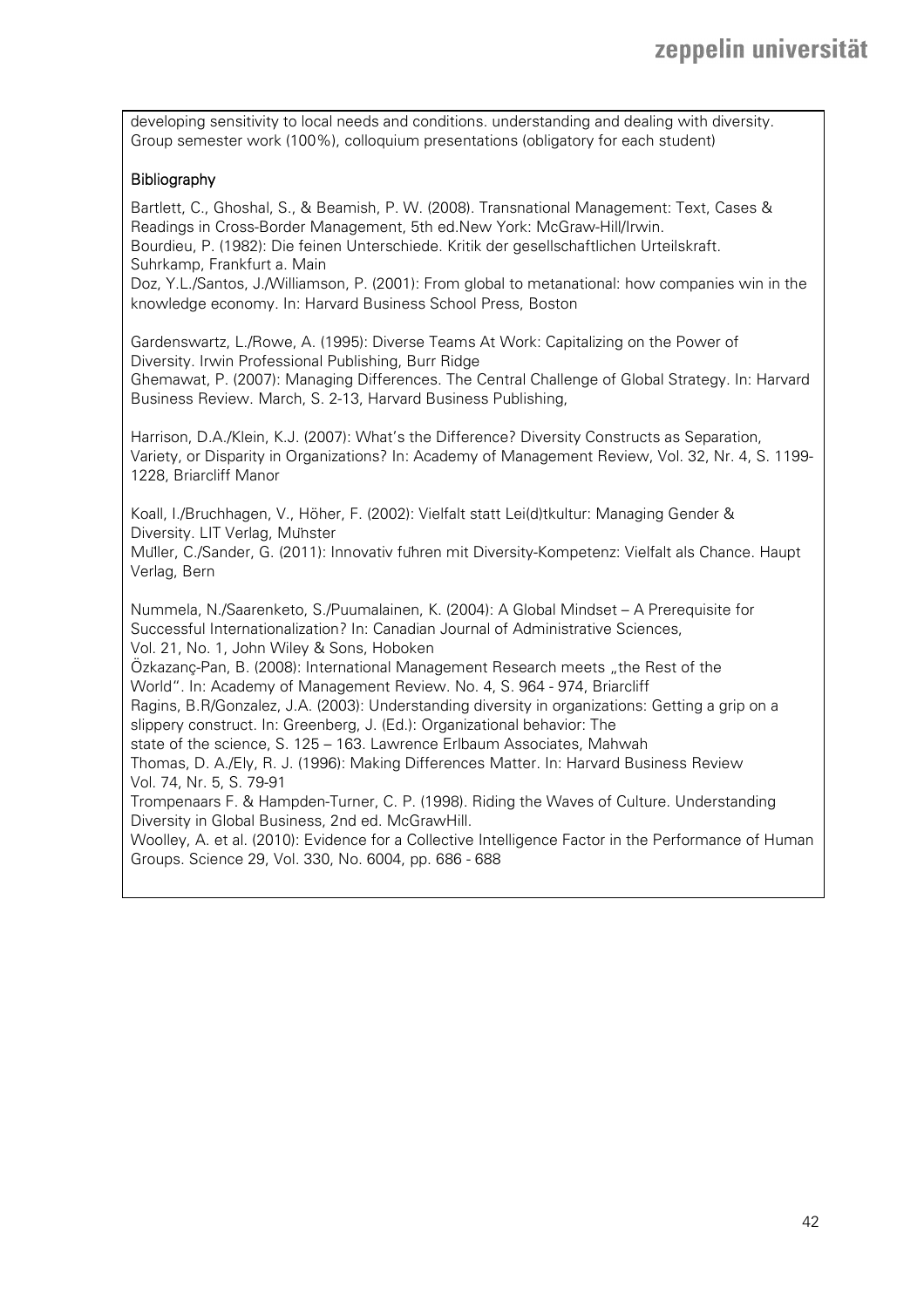developing sensitivity to local needs and conditions. understanding and dealing with diversity.
Group semester work (100%), colloquium presentations (obligatory for each student)

### Bibliography

Bartlett, C., Ghoshal, S., & Beamish, P. W. (2008). Transnational Management: Text, Cases & Readings in Cross-Border Management, 5th ed.New York: McGraw-Hill/Irwin.
Bourdieu, P. (1982): Die feinen Unterschiede. Kritik der gesellschaftlichen Urteilskraft. Suhrkamp, Frankfurt a. Main
Doz, Y.L./Santos, J./Williamson, P. (2001): From global to metanational: how companies win in the knowledge economy. In: Harvard Business School Press, Boston

Gardenswartz, L./Rowe, A. (1995): Diverse Teams At Work: Capitalizing on the Power of Diversity. Irwin Professional Publishing, Burr Ridge
Ghemawat, P. (2007): Managing Differences. The Central Challenge of Global Strategy. In: Harvard Business Review. March, S. 2-13, Harvard Business Publishing,

Harrison, D.A./Klein, K.J. (2007): What's the Difference? Diversity Constructs as Separation, Variety, or Disparity in Organizations? In: Academy of Management Review, Vol. 32, Nr. 4, S. 1199-1228, Briarcliff Manor

Koall, I./Bruchhagen, V., Höher, F. (2002): Vielfalt statt Lei(d)tkultur: Managing Gender & Diversity. LIT Verlag, Münster
Müller, C./Sander, G. (2011): Innovativ führen mit Diversity-Kompetenz: Vielfalt als Chance. Haupt Verlag, Bern

Nummela, N./Saarenketo, S./Puumalainen, K. (2004): A Global Mindset – A Prerequisite for Successful Internationalization? In: Canadian Journal of Administrative Sciences, Vol. 21, No. 1, John Wiley & Sons, Hoboken
Özkazanç-Pan, B. (2008): International Management Research meets „the Rest of the World". In: Academy of Management Review. No. 4, S. 964 - 974, Briarcliff
Ragins, B.R/Gonzalez, J.A. (2003): Understanding diversity in organizations: Getting a grip on a slippery construct. In: Greenberg, J. (Ed.): Organizational behavior: The state of the science, S. 125 – 163. Lawrence Erlbaum Associates, Mahwah
Thomas, D. A./Ely, R. J. (1996): Making Differences Matter. In: Harvard Business Review Vol. 74, Nr. 5, S. 79-91
Trompenaars F. & Hampden-Turner, C. P. (1998). Riding the Waves of Culture. Understanding Diversity in Global Business, 2nd ed. McGrawHill.
Woolley, A. et al. (2010): Evidence for a Collective Intelligence Factor in the Performance of Human Groups. Science 29, Vol. 330, No. 6004, pp. 686 - 688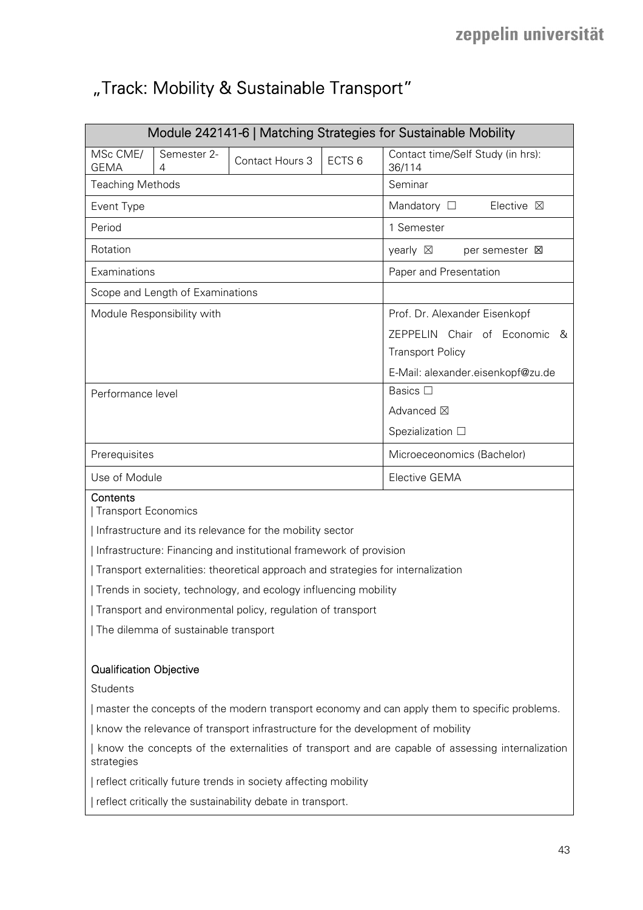# „Track: Mobility & Sustainable Transport"

| Module 242141-6 \| Matching Strategies for Sustainable Mobility | | | | |
|---|---|---|---|---|
| MSc CME/ GEMA | Semester 2-4 | Contact Hours 3 | ECTS 6 | Contact time/Self Study (in hrs): 36/114 |
| Teaching Methods | | | | Seminar |
| Event Type | | | | Mandatory ☐ Elective ☒ |
| Period | | | | 1 Semester |
| Rotation | | | | yearly ☒ per semester ☒ |
| Examinations | | | | Paper and Presentation |
| Scope and Length of Examinations | | | | |
| Module Responsibility with | | | | Prof. Dr. Alexander Eisenkopf<br>ZEPPELIN Chair of Economic & Transport Policy<br>E-Mail: alexander.eisenkopf@zu.de |
| Performance level | | | | Basics ☐<br>Advanced ☒<br>Spezialization ☐ |
| Prerequisites | | | | Microeceonomics (Bachelor) |
| Use of Module | | | | Elective GEMA |

**Contents**

| Transport Economics

| Infrastructure and its relevance for the mobility sector

| Infrastructure: Financing and institutional framework of provision

| Transport externalities: theoretical approach and strategies for internalization

| Trends in society, technology, and ecology influencing mobility

| Transport and environmental policy, regulation of transport

| The dilemma of sustainable transport

**Qualification Objective**

Students

| master the concepts of the modern transport economy and can apply them to specific problems.

| know the relevance of transport infrastructure for the development of mobility

| know the concepts of the externalities of transport and are capable of assessing internalization strategies

| reflect critically future trends in society affecting mobility

| reflect critically the sustainability debate in transport.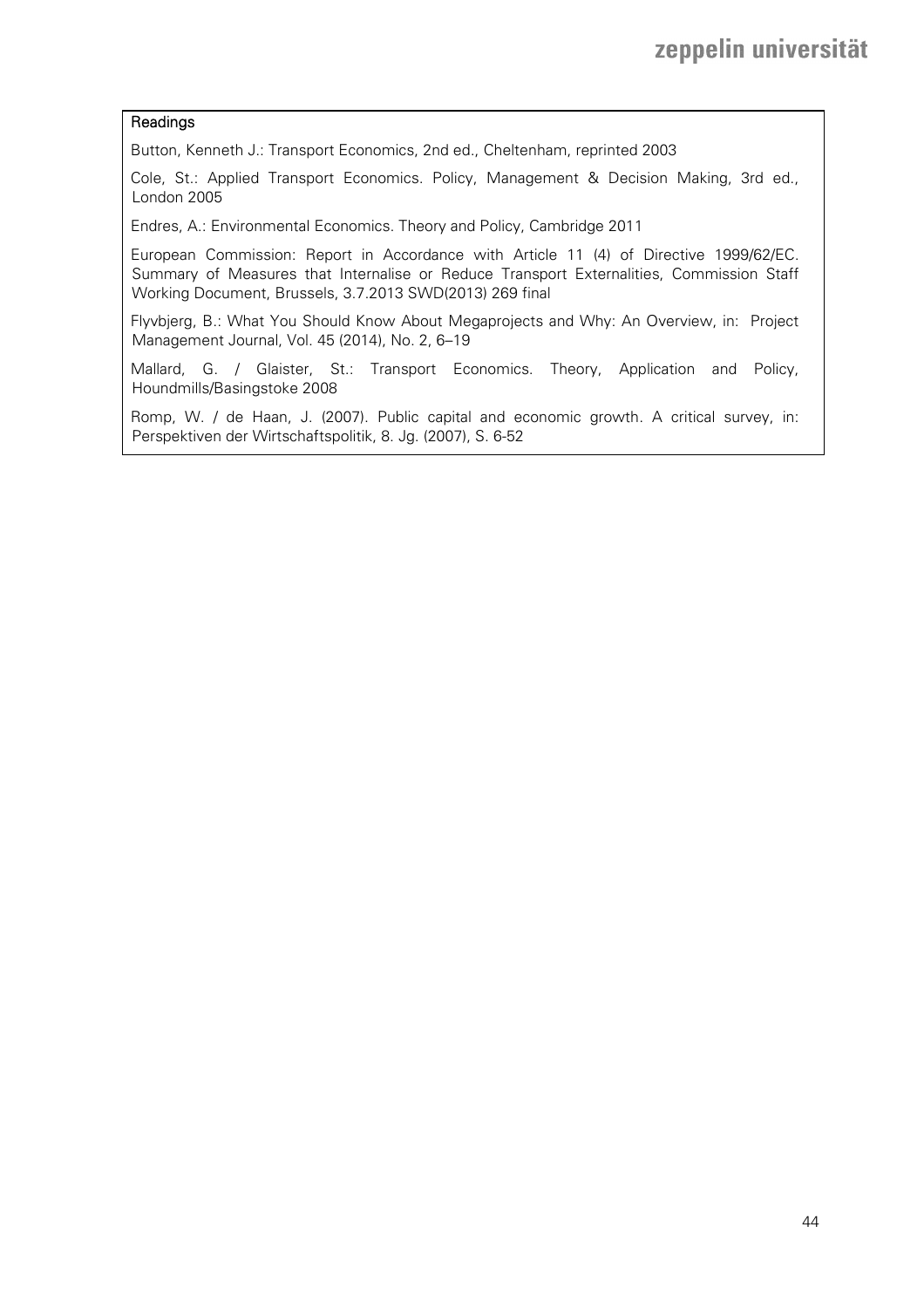**Readings**

Button, Kenneth J.: Transport Economics, 2nd ed., Cheltenham, reprinted 2003

Cole, St.: Applied Transport Economics. Policy, Management & Decision Making, 3rd ed., London 2005

Endres, A.: Environmental Economics. Theory and Policy, Cambridge 2011

European Commission: Report in Accordance with Article 11 (4) of Directive 1999/62/EC. Summary of Measures that Internalise or Reduce Transport Externalities, Commission Staff Working Document, Brussels, 3.7.2013 SWD(2013) 269 final

Flyvbjerg, B.: What You Should Know About Megaprojects and Why: An Overview, in: Project Management Journal, Vol. 45 (2014), No. 2, 6–19

Mallard, G. / Glaister, St.: Transport Economics. Theory, Application and Policy, Houndmills/Basingstoke 2008

Romp, W. / de Haan, J. (2007). Public capital and economic growth. A critical survey, in: Perspektiven der Wirtschaftspolitik, 8. Jg. (2007), S. 6-52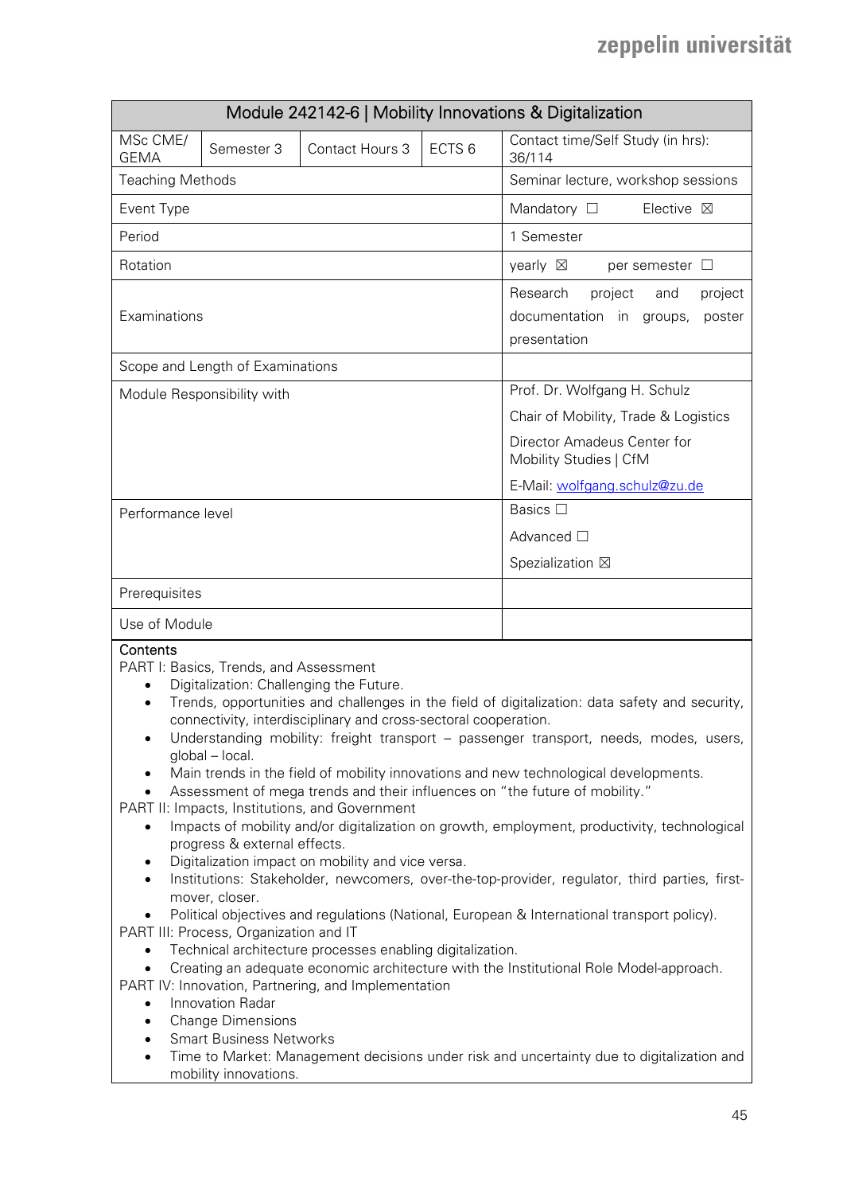| Module 242142-6 \| Mobility Innovations & Digitalization | | | | |
|---|---|---|---|---|
| MSc CME/ GEMA | Semester 3 | Contact Hours 3 | ECTS 6 | Contact time/Self Study (in hrs): 36/114 |
| Teaching Methods | | | | Seminar lecture, workshop sessions |
| Event Type | | | | Mandatory ☐ Elective ☒ |
| Period | | | | 1 Semester |
| Rotation | | | | yearly ☒ per semester ☐ |
| Examinations | | | | Research project and project documentation in groups, poster presentation |
| Scope and Length of Examinations | | | | |
| Module Responsibility with | | | | Prof. Dr. Wolfgang H. Schulz<br>Chair of Mobility, Trade & Logistics<br>Director Amadeus Center for Mobility Studies \| CfM<br>E-Mail: wolfgang.schulz@zu.de |
| Performance level | | | | Basics ☐<br>Advanced ☐<br>Spezialization ☒ |
| Prerequisites | | | | |
| Use of Module | | | | |

**Contents**

PART I: Basics, Trends, and Assessment

- Digitalization: Challenging the Future.
- Trends, opportunities and challenges in the field of digitalization: data safety and security, connectivity, interdisciplinary and cross-sectoral cooperation.
- Understanding mobility: freight transport – passenger transport, needs, modes, users, global – local.
- Main trends in the field of mobility innovations and new technological developments.
- Assessment of mega trends and their influences on "the future of mobility."

PART II: Impacts, Institutions, and Government

- Impacts of mobility and/or digitalization on growth, employment, productivity, technological progress & external effects.
- Digitalization impact on mobility and vice versa.
- Institutions: Stakeholder, newcomers, over-the-top-provider, regulator, third parties, first-mover, closer.
- Political objectives and regulations (National, European & International transport policy).

PART III: Process, Organization and IT

- Technical architecture processes enabling digitalization.
- Creating an adequate economic architecture with the Institutional Role Model-approach.

PART IV: Innovation, Partnering, and Implementation

- Innovation Radar
- Change Dimensions
- Smart Business Networks
- Time to Market: Management decisions under risk and uncertainty due to digitalization and mobility innovations.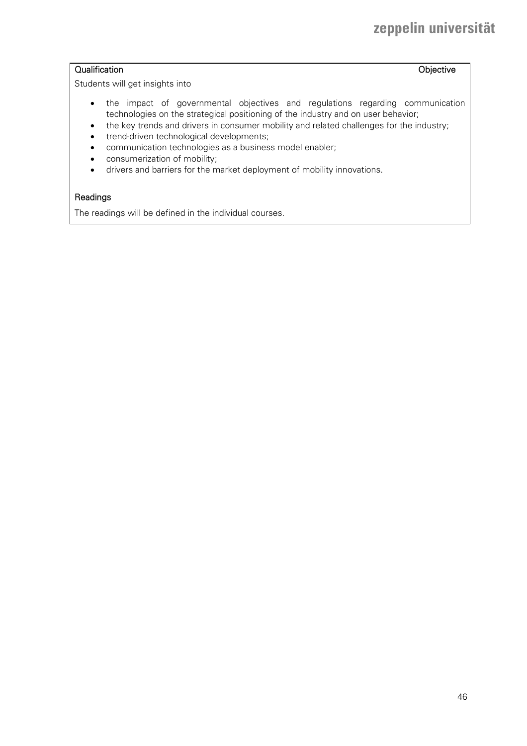**Qualification Objective**

Students will get insights into

- the impact of governmental objectives and regulations regarding communication technologies on the strategical positioning of the industry and on user behavior;
- the key trends and drivers in consumer mobility and related challenges for the industry;
- trend-driven technological developments;
- communication technologies as a business model enabler;
- consumerization of mobility;
- drivers and barriers for the market deployment of mobility innovations.

**Readings**

The readings will be defined in the individual courses.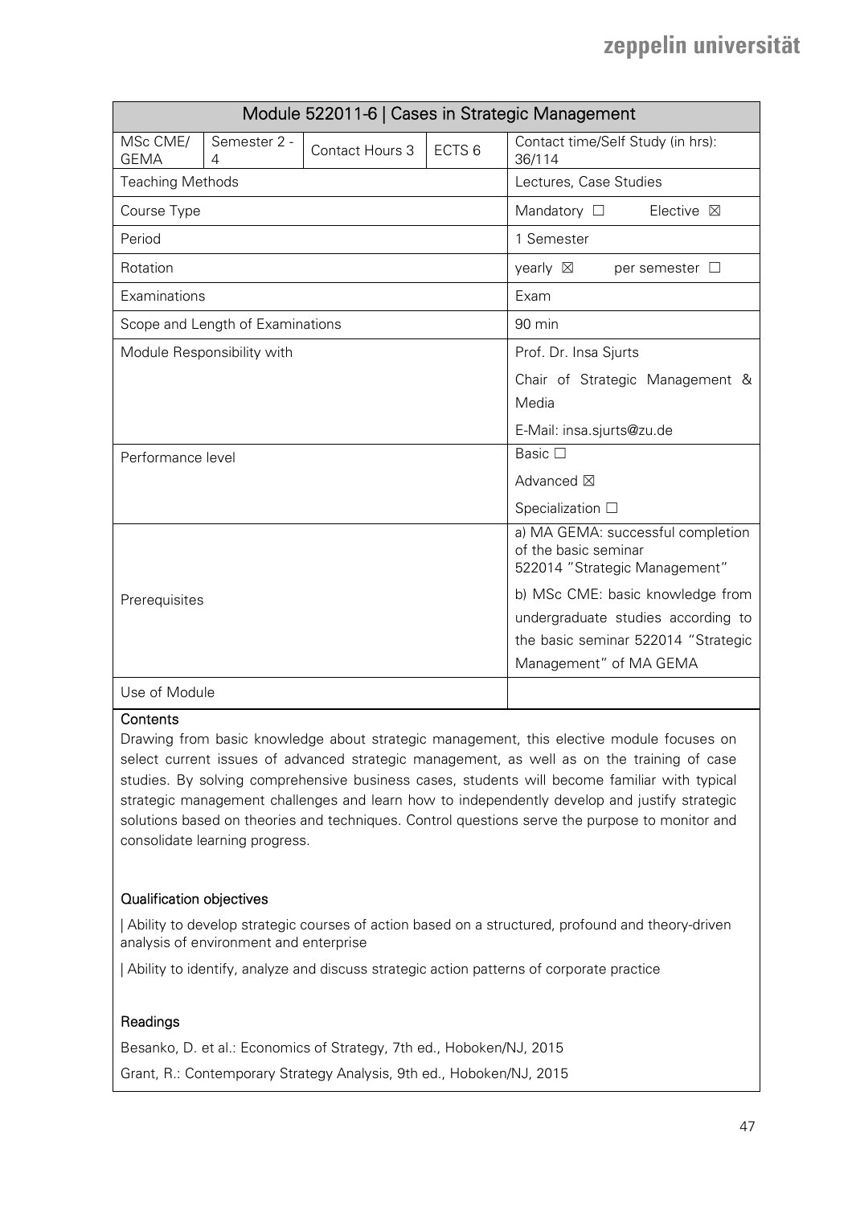| Module 522011-6 \| Cases in Strategic Management | | | | |
|---|---|---|---|---|
| MSc CME/ GEMA | Semester 2 - 4 | Contact Hours 3 | ECTS 6 | Contact time/Self Study (in hrs): 36/114 |
| Teaching Methods | | | | Lectures, Case Studies |
| Course Type | | | | Mandatory ☐ Elective ☒ |
| Period | | | | 1 Semester |
| Rotation | | | | yearly ☒ per semester ☐ |
| Examinations | | | | Exam |
| Scope and Length of Examinations | | | | 90 min |
| Module Responsibility with | | | | Prof. Dr. Insa Sjurts<br>Chair of Strategic Management & Media<br>E-Mail: insa.sjurts@zu.de |
| Performance level | | | | Basic ☐<br>Advanced ☒<br>Specialization ☐ |
| Prerequisites | | | | a) MA GEMA: successful completion of the basic seminar 522014 "Strategic Management"<br>b) MSc CME: basic knowledge from undergraduate studies according to the basic seminar 522014 "Strategic Management" of MA GEMA |
| Use of Module | | | | |

**Contents**

Drawing from basic knowledge about strategic management, this elective module focuses on select current issues of advanced strategic management, as well as on the training of case studies. By solving comprehensive business cases, students will become familiar with typical strategic management challenges and learn how to independently develop and justify strategic solutions based on theories and techniques. Control questions serve the purpose to monitor and consolidate learning progress.

**Qualification objectives**

| Ability to develop strategic courses of action based on a structured, profound and theory-driven analysis of environment and enterprise

| Ability to identify, analyze and discuss strategic action patterns of corporate practice

**Readings**

Besanko, D. et al.: Economics of Strategy, 7th ed., Hoboken/NJ, 2015

Grant, R.: Contemporary Strategy Analysis, 9th ed., Hoboken/NJ, 2015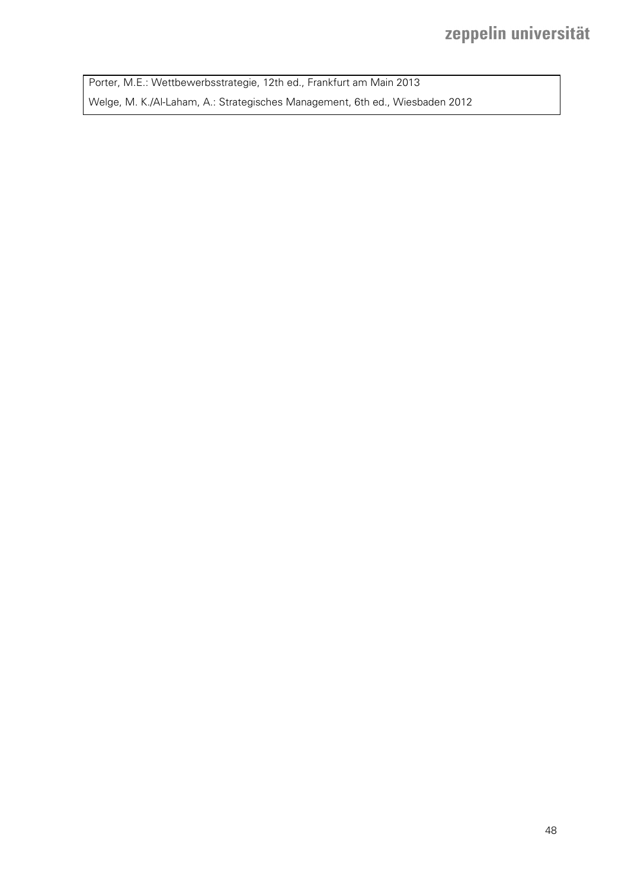Porter, M.E.: Wettbewerbsstrategie, 12th ed., Frankfurt am Main 2013

Welge, M. K./Al-Laham, A.: Strategisches Management, 6th ed., Wiesbaden 2012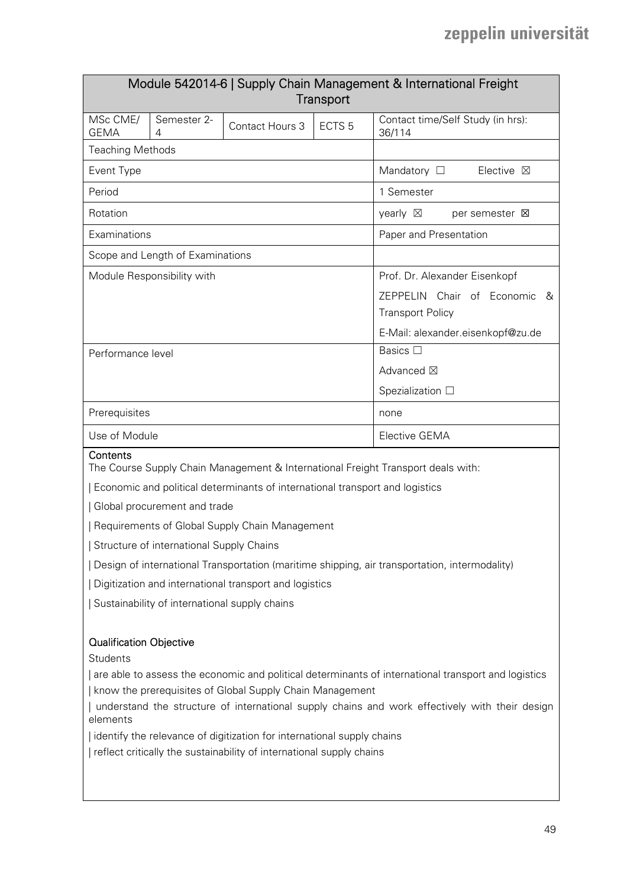| Module 542014-6 \| Supply Chain Management & International Freight Transport | | | | |
|---|---|---|---|---|
| MSc CME/ GEMA | Semester 2-4 | Contact Hours 3 | ECTS 5 | Contact time/Self Study (in hrs): 36/114 |
| Teaching Methods | | | | |
| Event Type | | | | Mandatory ☐ Elective ☒ |
| Period | | | | 1 Semester |
| Rotation | | | | yearly ☒ per semester ☒ |
| Examinations | | | | Paper and Presentation |
| Scope and Length of Examinations | | | | |
| Module Responsibility with | | | | Prof. Dr. Alexander Eisenkopf<br>ZEPPELIN Chair of Economic & Transport Policy<br>E-Mail: alexander.eisenkopf@zu.de |
| Performance level | | | | Basics ☐<br>Advanced ☒<br>Spezialization ☐ |
| Prerequisites | | | | none |
| Use of Module | | | | Elective GEMA |

**Contents**

The Course Supply Chain Management & International Freight Transport deals with:

| Economic and political determinants of international transport and logistics

| Global procurement and trade

| Requirements of Global Supply Chain Management

| Structure of international Supply Chains

| Design of international Transportation (maritime shipping, air transportation, intermodality)

| Digitization and international transport and logistics

| Sustainability of international supply chains

**Qualification Objective**

Students

| are able to assess the economic and political determinants of international transport and logistics

| know the prerequisites of Global Supply Chain Management

| understand the structure of international supply chains and work effectively with their design elements

| identify the relevance of digitization for international supply chains

| reflect critically the sustainability of international supply chains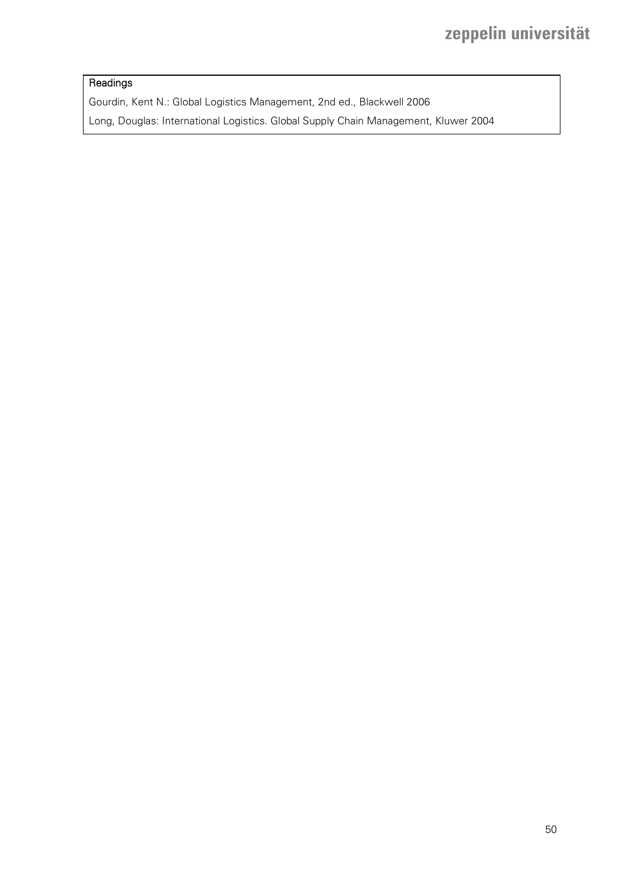| Readings |
| --- |
| Gourdin, Kent N.: Global Logistics Management, 2nd ed., Blackwell 2006 |
| Long, Douglas: International Logistics. Global Supply Chain Management, Kluwer 2004 |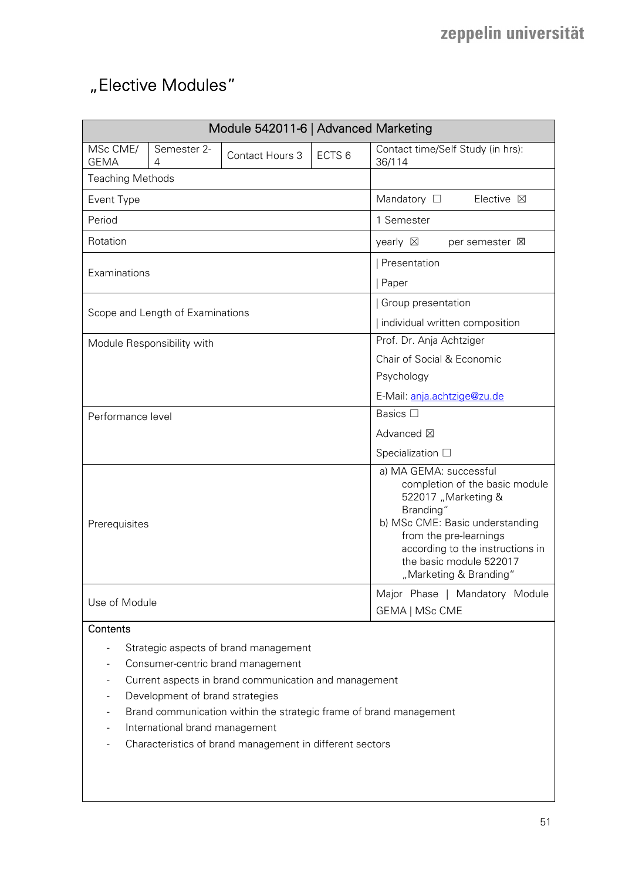# „Elective Modules"

| Module 542011-6 \| Advanced Marketing | | | | |
|---|---|---|---|---|
| MSc CME/ GEMA | Semester 2-4 | Contact Hours 3 | ECTS 6 | Contact time/Self Study (in hrs): 36/114 |
| Teaching Methods | | | | |
| Event Type | | | | Mandatory ☐ Elective ☒ |
| Period | | | | 1 Semester |
| Rotation | | | | yearly ☒ per semester ☒ |
| Examinations | | | | \| Presentation<br>\| Paper |
| Scope and Length of Examinations | | | | \| Group presentation<br>\| individual written composition |
| Module Responsibility with | | | | Prof. Dr. Anja Achtziger<br>Chair of Social & Economic Psychology<br>E-Mail: anja.achtzige@zu.de |
| Performance level | | | | Basics ☐<br>Advanced ☒<br>Specialization ☐ |
| Prerequisites | | | | a) MA GEMA: successful completion of the basic module 522017 „Marketing & Branding"<br>b) MSc CME: Basic understanding from the pre-learnings according to the instructions in the basic module 522017 „Marketing & Branding" |
| Use of Module | | | | Major Phase \| Mandatory Module GEMA \| MSc CME |

Contents

- Strategic aspects of brand management
- Consumer-centric brand management
- Current aspects in brand communication and management
- Development of brand strategies
- Brand communication within the strategic frame of brand management
- International brand management
- Characteristics of brand management in different sectors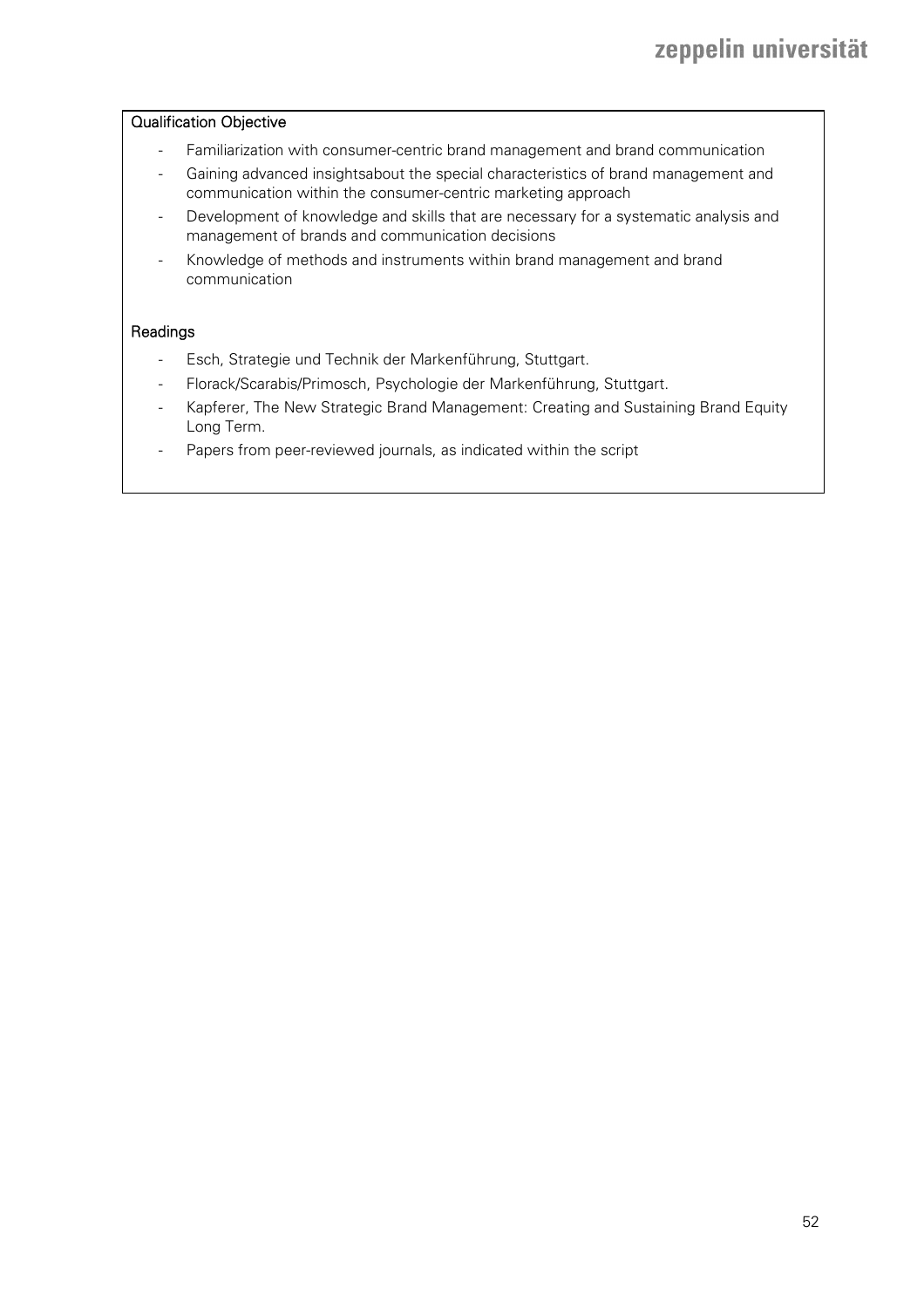Qualification Objective

- Familiarization with consumer-centric brand management and brand communication
- Gaining advanced insightsabout the special characteristics of brand management and communication within the consumer-centric marketing approach
- Development of knowledge and skills that are necessary for a systematic analysis and management of brands and communication decisions
- Knowledge of methods and instruments within brand management and brand communication

Readings

- Esch, Strategie und Technik der Markenführung, Stuttgart.
- Florack/Scarabis/Primosch, Psychologie der Markenführung, Stuttgart.
- Kapferer, The New Strategic Brand Management: Creating and Sustaining Brand Equity Long Term.
- Papers from peer-reviewed journals, as indicated within the script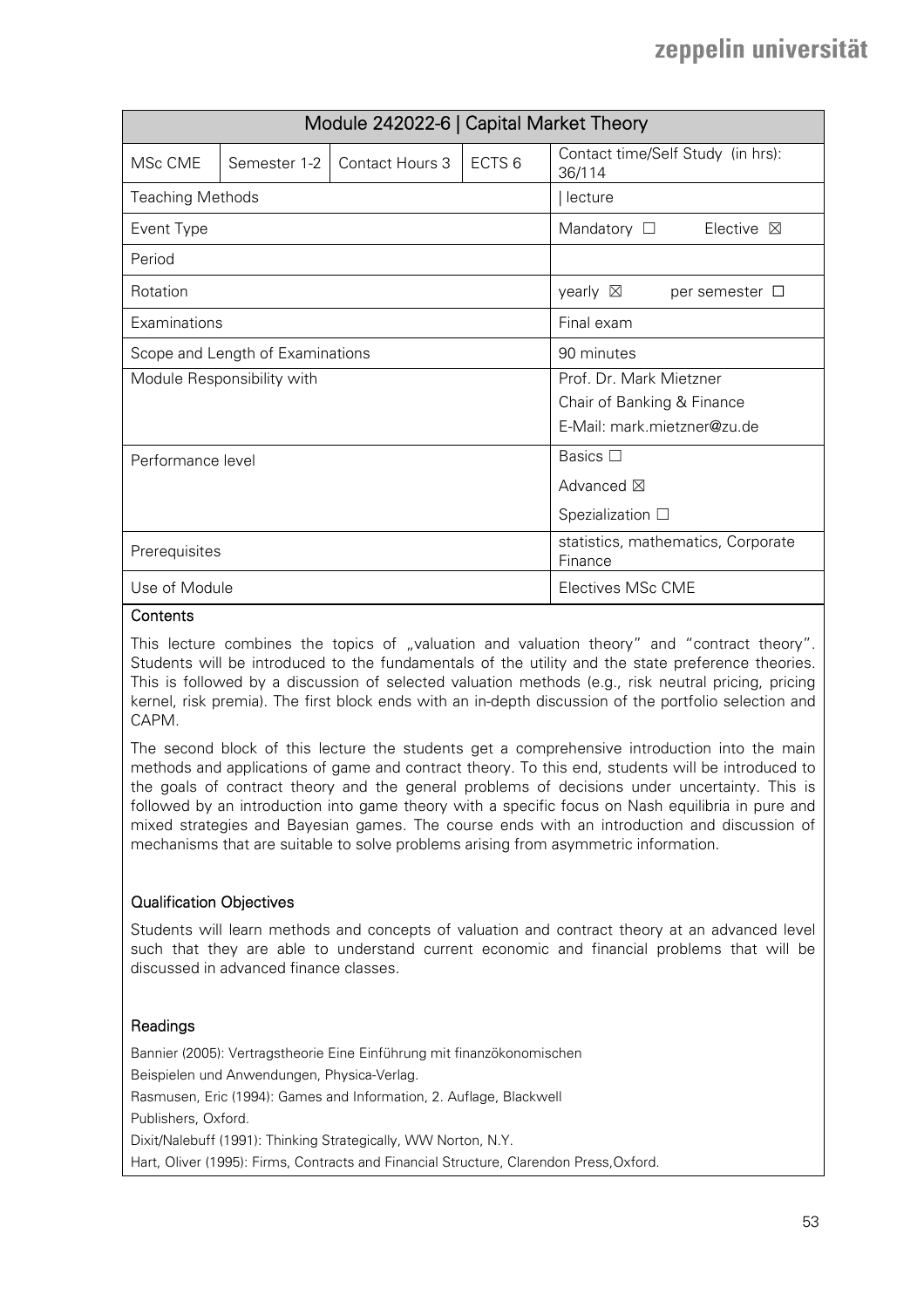| Module 242022-6 \| Capital Market Theory | | | | |
|---|---|---|---|---|
| MSc CME | Semester 1-2 | Contact Hours 3 | ECTS 6 | Contact time/Self Study (in hrs): 36/114 |
| Teaching Methods | | | | \| lecture |
| Event Type | | | | Mandatory ☐ Elective ☒ |
| Period | | | | |
| Rotation | | | | yearly ☒ per semester ☐ |
| Examinations | | | | Final exam |
| Scope and Length of Examinations | | | | 90 minutes |
| Module Responsibility with | | | | Prof. Dr. Mark Mietzner<br>Chair of Banking & Finance<br>E-Mail: mark.mietzner@zu.de |
| Performance level | | | | Basics ☐<br>Advanced ☒<br>Spezialization ☐ |
| Prerequisites | | | | statistics, mathematics, Corporate Finance |
| Use of Module | | | | Electives MSc CME |

**Contents**

This lecture combines the topics of „valuation and valuation theory" and "contract theory". Students will be introduced to the fundamentals of the utility and the state preference theories. This is followed by a discussion of selected valuation methods (e.g., risk neutral pricing, pricing kernel, risk premia). The first block ends with an in-depth discussion of the portfolio selection and CAPM.

The second block of this lecture the students get a comprehensive introduction into the main methods and applications of game and contract theory. To this end, students will be introduced to the goals of contract theory and the general problems of decisions under uncertainty. This is followed by an introduction into game theory with a specific focus on Nash equilibria in pure and mixed strategies and Bayesian games. The course ends with an introduction and discussion of mechanisms that are suitable to solve problems arising from asymmetric information.

**Qualification Objectives**

Students will learn methods and concepts of valuation and contract theory at an advanced level such that they are able to understand current economic and financial problems that will be discussed in advanced finance classes.

**Readings**

Bannier (2005): Vertragstheorie Eine Einführung mit finanzökonomischen Beispielen und Anwendungen, Physica-Verlag.

Rasmusen, Eric (1994): Games and Information, 2. Auflage, Blackwell Publishers, Oxford.

Dixit/Nalebuff (1991): Thinking Strategically, WW Norton, N.Y.

Hart, Oliver (1995): Firms, Contracts and Financial Structure, Clarendon Press,Oxford.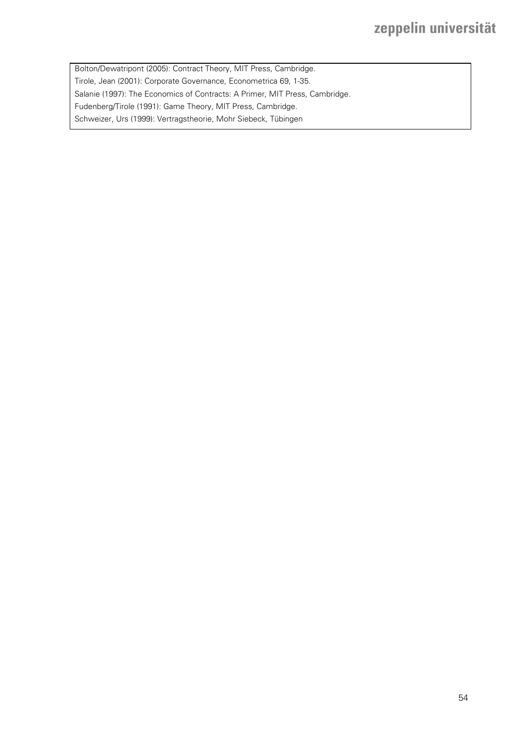Bolton/Dewatripont (2005): Contract Theory, MIT Press, Cambridge.
Tirole, Jean (2001): Corporate Governance, Econometrica 69, 1-35.
Salanie (1997): The Economics of Contracts: A Primer, MIT Press, Cambridge.
Fudenberg/Tirole (1991): Game Theory, MIT Press, Cambridge.
Schweizer, Urs (1999): Vertragstheorie, Mohr Siebeck, Tübingen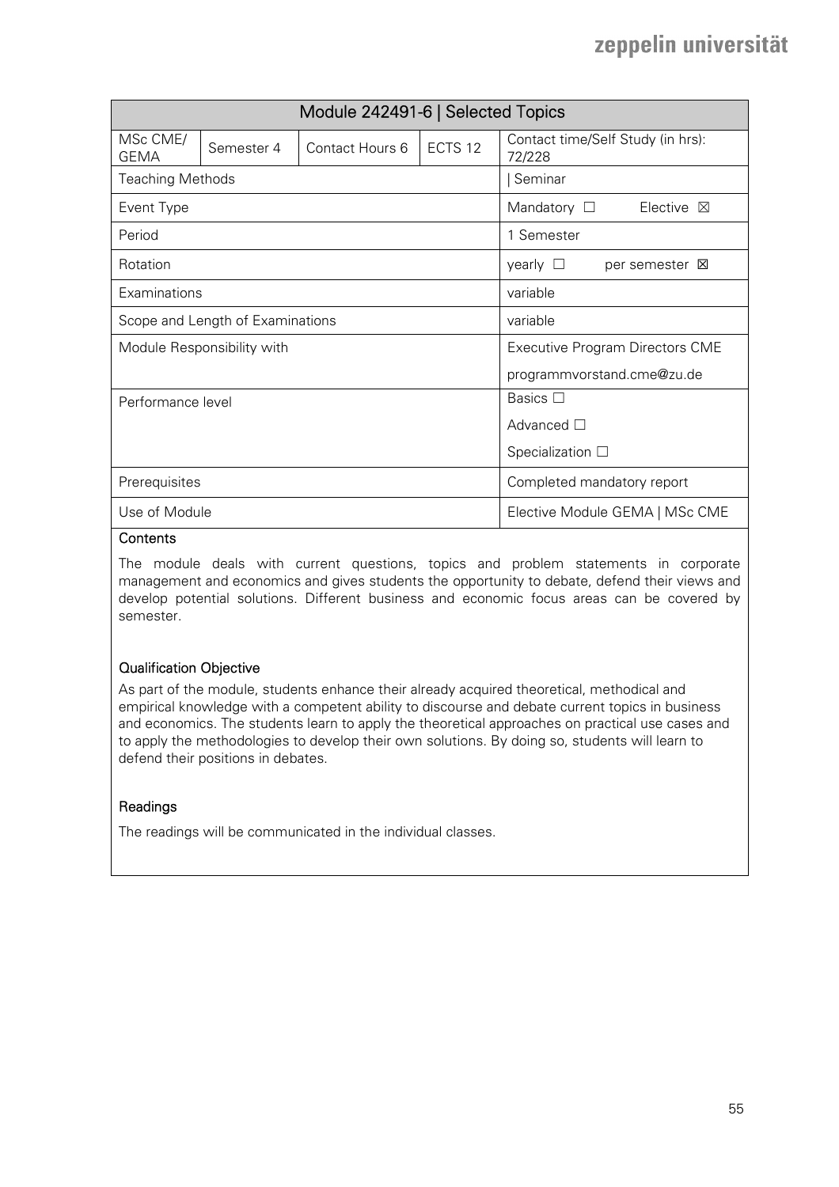| Module 242491-6 \| Selected Topics | | | | |
|---|---|---|---|---|
| MSc CME/ GEMA | Semester 4 | Contact Hours 6 | ECTS 12 | Contact time/Self Study (in hrs): 72/228 |
| Teaching Methods | | | | \| Seminar |
| Event Type | | | | Mandatory ☐ Elective ☒ |
| Period | | | | 1 Semester |
| Rotation | | | | yearly ☐ per semester ☒ |
| Examinations | | | | variable |
| Scope and Length of Examinations | | | | variable |
| Module Responsibility with | | | | Executive Program Directors CME<br>programmvorstand.cme@zu.de |
| Performance level | | | | Basics ☐<br>Advanced ☐<br>Specialization ☐ |
| Prerequisites | | | | Completed mandatory report |
| Use of Module | | | | Elective Module GEMA \| MSc CME |

**Contents**

The module deals with current questions, topics and problem statements in corporate management and economics and gives students the opportunity to debate, defend their views and develop potential solutions. Different business and economic focus areas can be covered by semester.

**Qualification Objective**

As part of the module, students enhance their already acquired theoretical, methodical and empirical knowledge with a competent ability to discourse and debate current topics in business and economics. The students learn to apply the theoretical approaches on practical use cases and to apply the methodologies to develop their own solutions. By doing so, students will learn to defend their positions in debates.

**Readings**

The readings will be communicated in the individual classes.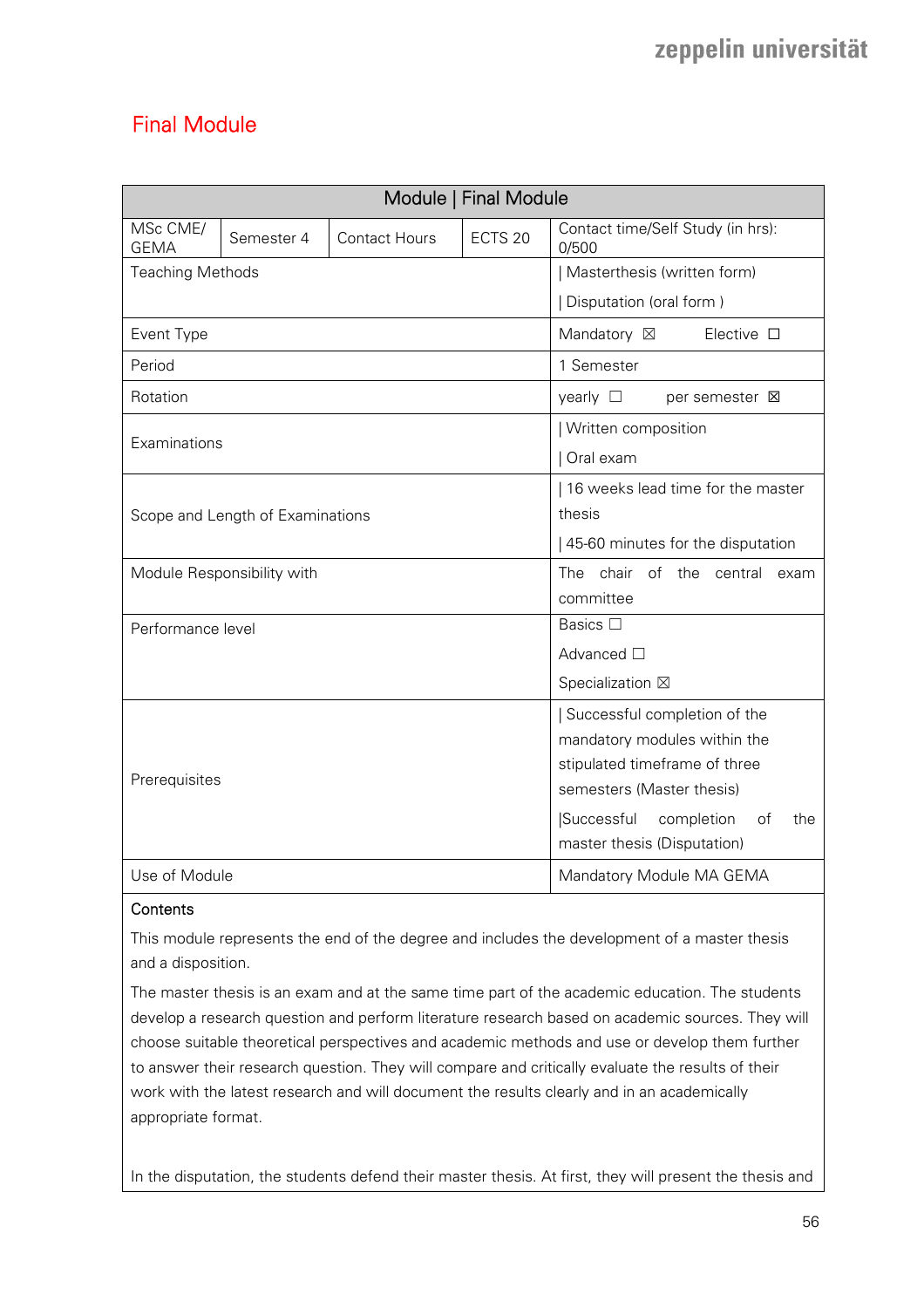# Final Module

| Module \| Final Module | | | | |
|---|---|---|---|---|
| MSc CME/ GEMA | Semester 4 | Contact Hours | ECTS 20 | Contact time/Self Study (in hrs): 0/500 |
| Teaching Methods | | | | \| Masterthesis (written form)<br>\| Disputation (oral form ) |
| Event Type | | | | Mandatory ☒ Elective ☐ |
| Period | | | | 1 Semester |
| Rotation | | | | yearly ☐ per semester ☒ |
| Examinations | | | | \| Written composition<br>\| Oral exam |
| Scope and Length of Examinations | | | | \| 16 weeks lead time for the master thesis<br>\| 45-60 minutes for the disputation |
| Module Responsibility with | | | | The chair of the central exam committee |
| Performance level | | | | Basics ☐<br>Advanced ☐<br>Specialization ☒ |
| Prerequisites | | | | \| Successful completion of the mandatory modules within the stipulated timeframe of three semesters (Master thesis)<br>\|Successful completion of the master thesis (Disputation) |
| Use of Module | | | | Mandatory Module MA GEMA |

**Contents**

This module represents the end of the degree and includes the development of a master thesis and a disposition.

The master thesis is an exam and at the same time part of the academic education. The students develop a research question and perform literature research based on academic sources. They will choose suitable theoretical perspectives and academic methods and use or develop them further to answer their research question. They will compare and critically evaluate the results of their work with the latest research and will document the results clearly and in an academically appropriate format.

In the disputation, the students defend their master thesis. At first, they will present the thesis and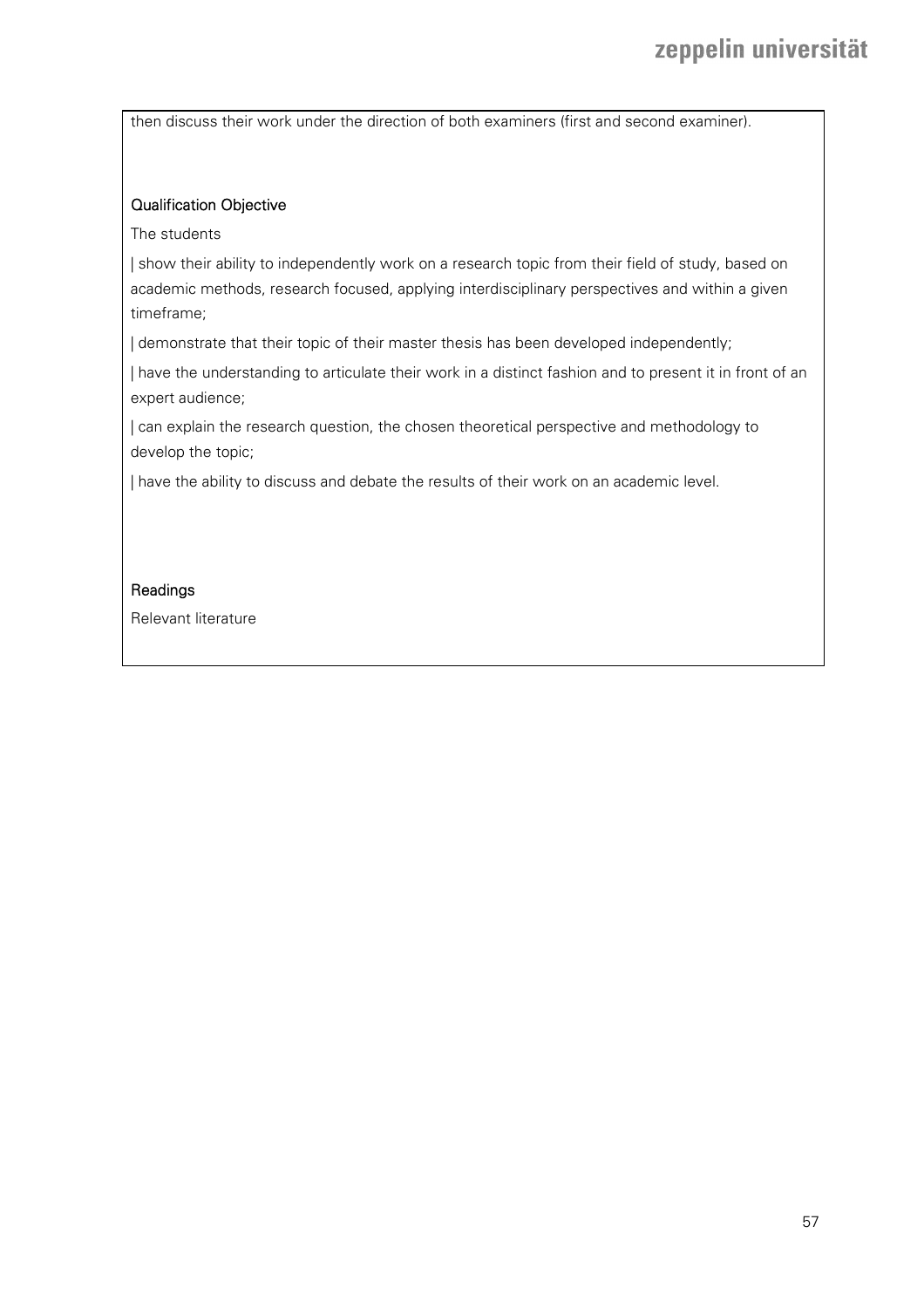then discuss their work under the direction of both examiners (first and second examiner).

#### Qualification Objective

The students

| show their ability to independently work on a research topic from their field of study, based on academic methods, research focused, applying interdisciplinary perspectives and within a given timeframe;

| demonstrate that their topic of their master thesis has been developed independently;

| have the understanding to articulate their work in a distinct fashion and to present it in front of an expert audience;

| can explain the research question, the chosen theoretical perspective and methodology to develop the topic;

| have the ability to discuss and debate the results of their work on an academic level.

#### Readings

Relevant literature